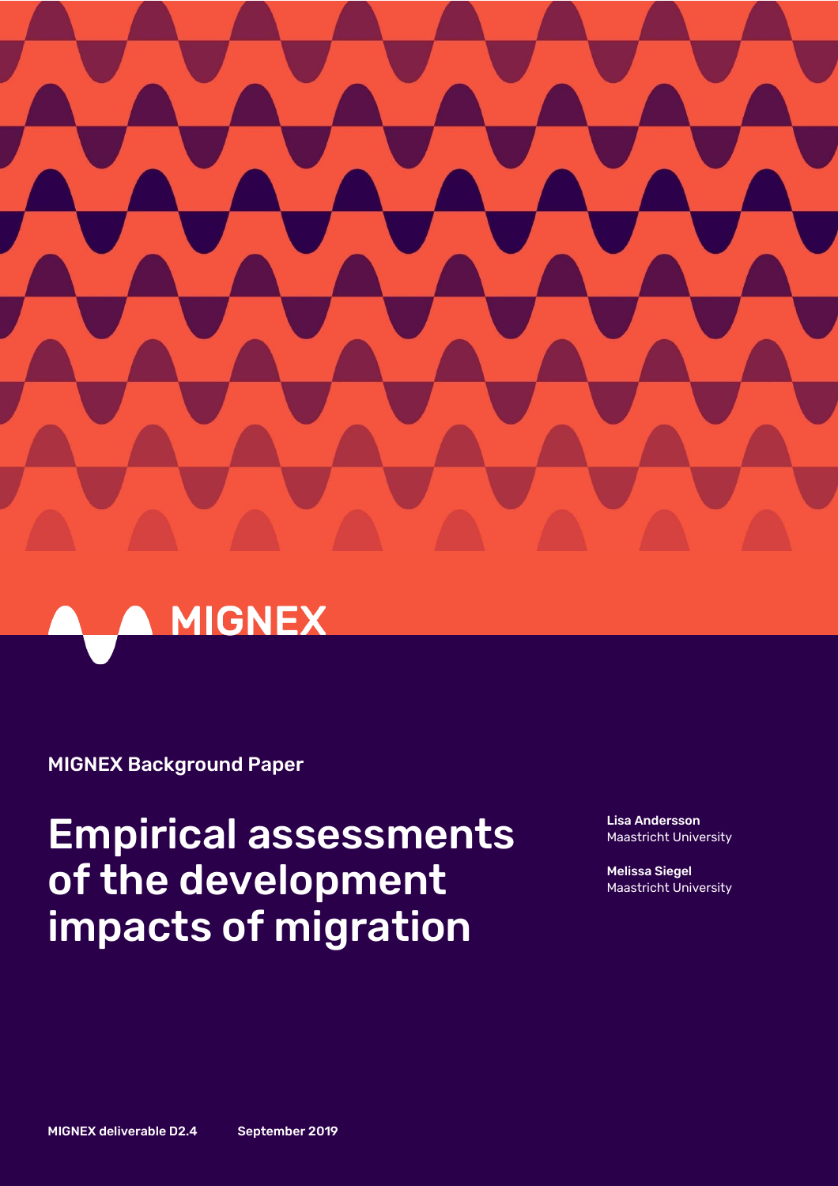MIGNEX

MIGNEX Background Paper

# Empirical assessments of the development impacts of migration

**Lisa Andersson**
Maastricht University

**Melissa Siegel**
Maastricht University

**MIGNEX deliverable D2.4** **September 2019**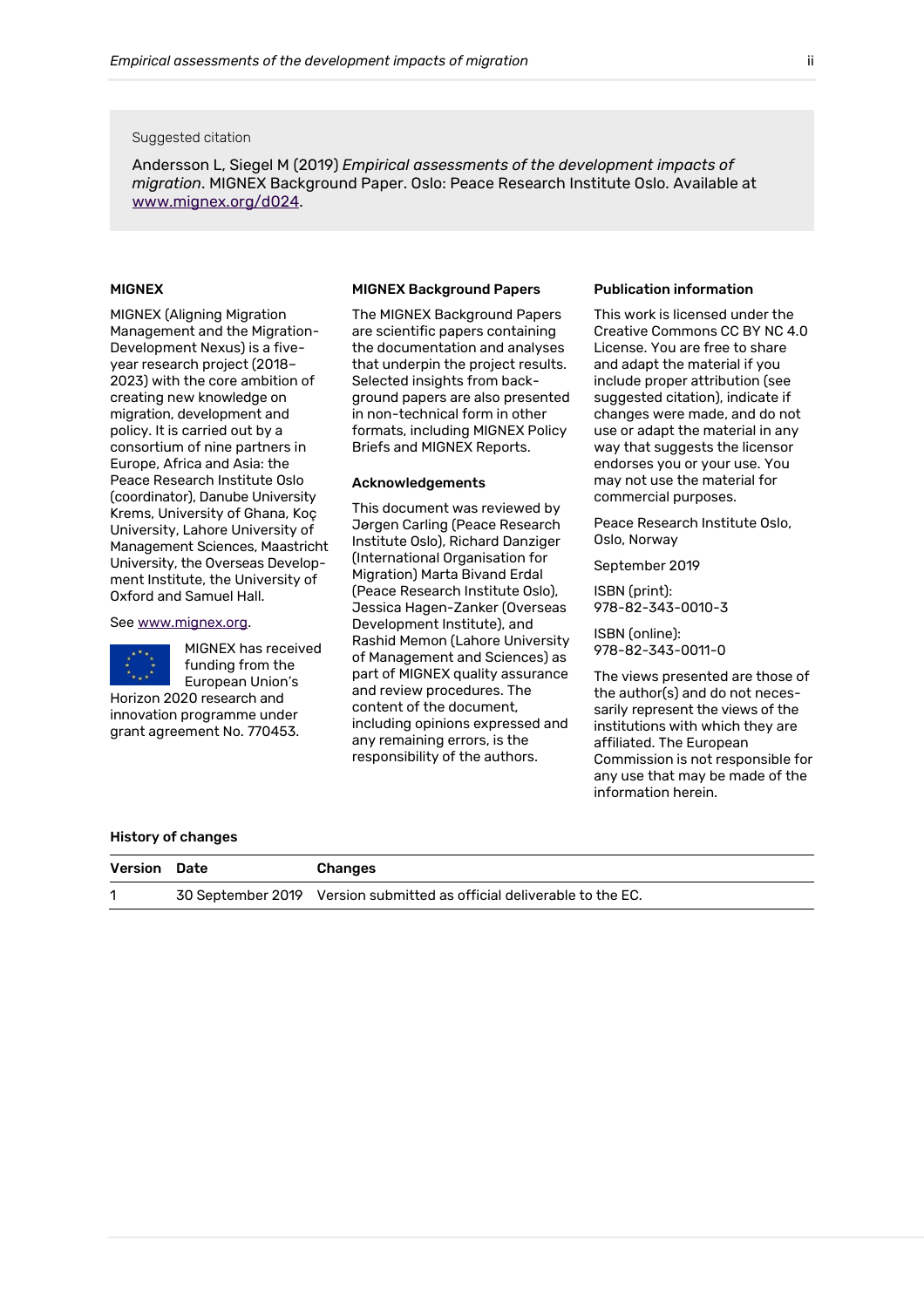Suggested citation

Andersson L, Siegel M (2019) *Empirical assessments of the development impacts of migration*. MIGNEX Background Paper. Oslo: Peace Research Institute Oslo. Available at [www.mignex.org/d024](www.mignex.org/d024).

**MIGNEX**

MIGNEX (Aligning Migration Management and the Migration-Development Nexus) is a five-year research project (2018–2023) with the core ambition of creating new knowledge on migration, development and policy. It is carried out by a consortium of nine partners in Europe, Africa and Asia: the Peace Research Institute Oslo (coordinator), Danube University Krems, University of Ghana, Koç University, Lahore University of Management Sciences, Maastricht University, the Overseas Development Institute, the University of Oxford and Samuel Hall.

See [www.mignex.org](www.mignex.org).

MIGNEX has received funding from the European Union's Horizon 2020 research and innovation programme under grant agreement No. 770453.

**MIGNEX Background Papers**

The MIGNEX Background Papers are scientific papers containing the documentation and analyses that underpin the project results. Selected insights from background papers are also presented in non-technical form in other formats, including MIGNEX Policy Briefs and MIGNEX Reports.

**Acknowledgements**

This document was reviewed by Jørgen Carling (Peace Research Institute Oslo), Richard Danziger (International Organisation for Migration) Marta Bivand Erdal (Peace Research Institute Oslo), Jessica Hagen-Zanker (Overseas Development Institute), and Rashid Memon (Lahore University of Management and Sciences) as part of MIGNEX quality assurance and review procedures. The content of the document, including opinions expressed and any remaining errors, is the responsibility of the authors.

**Publication information**

This work is licensed under the Creative Commons CC BY NC 4.0 License. You are free to share and adapt the material if you include proper attribution (see suggested citation), indicate if changes were made, and do not use or adapt the material in any way that suggests the licensor endorses you or your use. You may not use the material for commercial purposes.

Peace Research Institute Oslo, Oslo, Norway

September 2019

ISBN (print):
978-82-343-0010-3

ISBN (online):
978-82-343-0011-0

The views presented are those of the author(s) and do not necessarily represent the views of the institutions with which they are affiliated. The European Commission is not responsible for any use that may be made of the information herein.

**History of changes**

| Version | Date | Changes |
|---|---|---|
| 1 | 30 September 2019 | Version submitted as official deliverable to the EC. |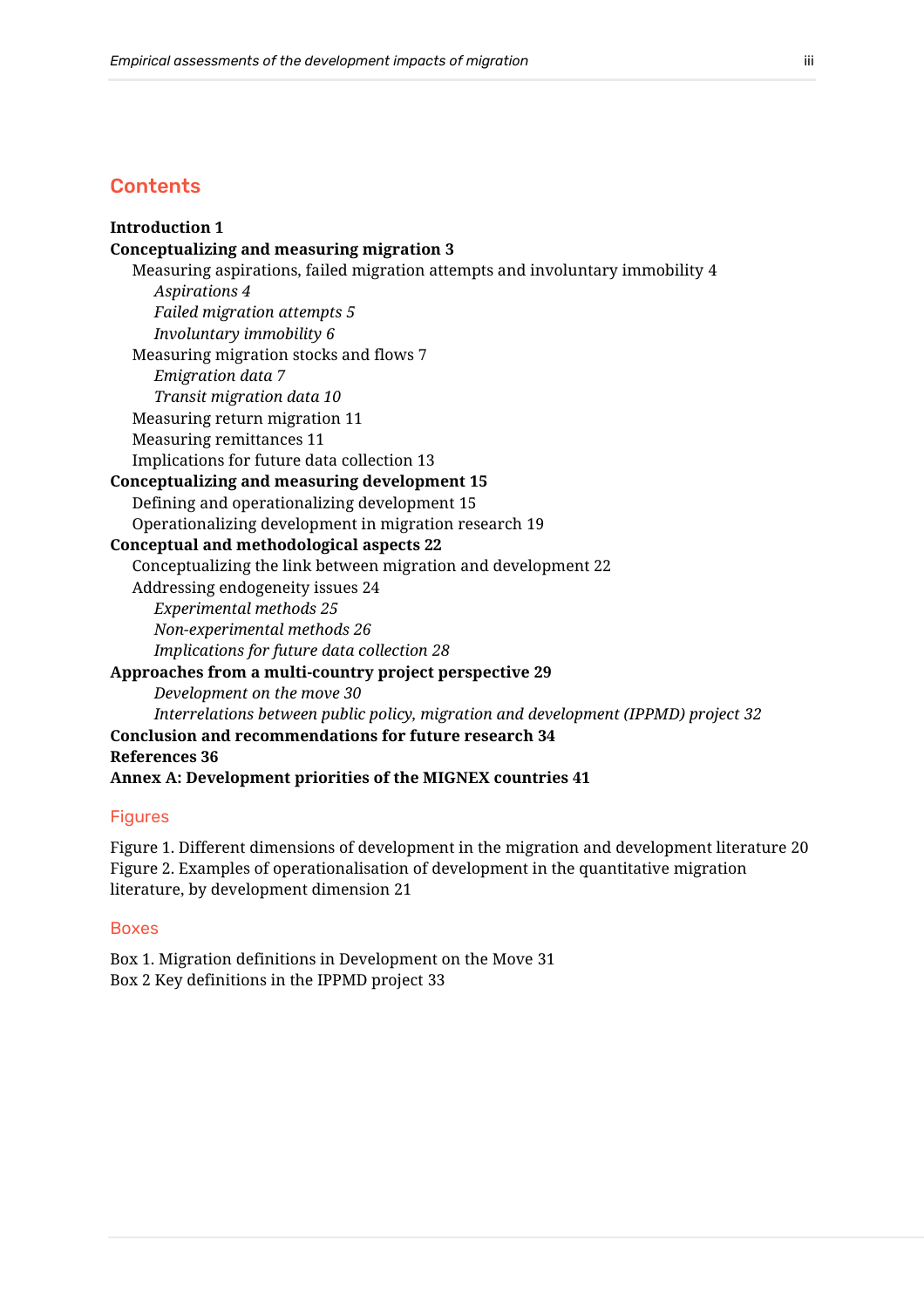## Contents

**Introduction 1**
**Conceptualizing and measuring migration 3**
Measuring aspirations, failed migration attempts and involuntary immobility 4
*Aspirations 4*
*Failed migration attempts 5*
*Involuntary immobility 6*
Measuring migration stocks and flows 7
*Emigration data 7*
*Transit migration data 10*
Measuring return migration 11
Measuring remittances 11
Implications for future data collection 13
**Conceptualizing and measuring development 15**
Defining and operationalizing development 15
Operationalizing development in migration research 19
**Conceptual and methodological aspects 22**
Conceptualizing the link between migration and development 22
Addressing endogeneity issues 24
*Experimental methods 25*
*Non-experimental methods 26*
*Implications for future data collection 28*
**Approaches from a multi-country project perspective 29**
*Development on the move 30*
*Interrelations between public policy, migration and development (IPPMD) project 32*
**Conclusion and recommendations for future research 34**
**References 36**
**Annex A: Development priorities of the MIGNEX countries 41**

### Figures

Figure 1. Different dimensions of development in the migration and development literature 20
Figure 2. Examples of operationalisation of development in the quantitative migration literature, by development dimension 21

### Boxes

Box 1. Migration definitions in Development on the Move 31
Box 2 Key definitions in the IPPMD project 33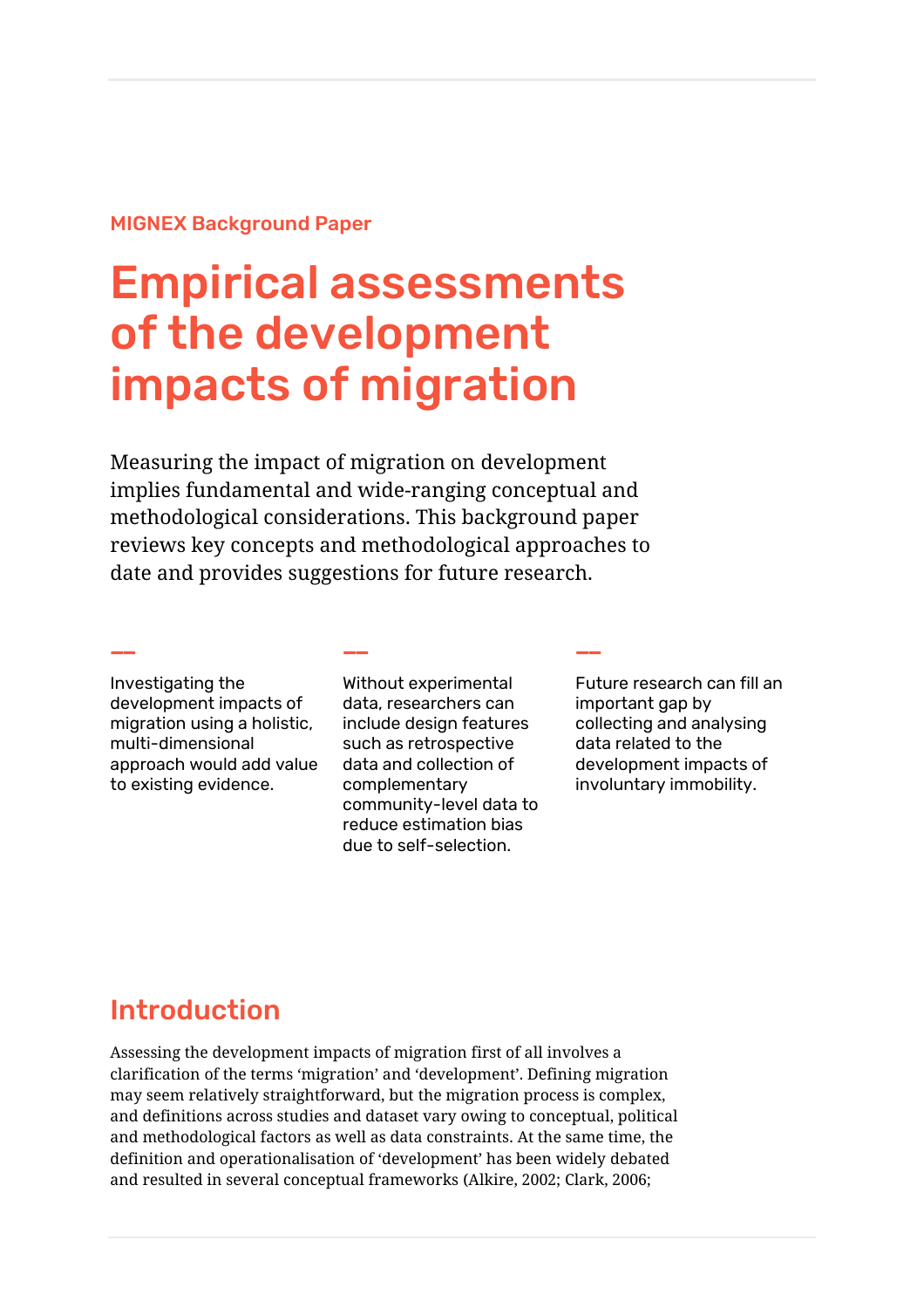MIGNEX Background Paper

# Empirical assessments of the development impacts of migration

Measuring the impact of migration on development implies fundamental and wide-ranging conceptual and methodological considerations. This background paper reviews key concepts and methodological approaches to date and provides suggestions for future research.

—

Investigating the development impacts of migration using a holistic, multi-dimensional approach would add value to existing evidence.

—

Without experimental data, researchers can include design features such as retrospective data and collection of complementary community-level data to reduce estimation bias due to self-selection.

—

Future research can fill an important gap by collecting and analysing data related to the development impacts of involuntary immobility.

## Introduction

Assessing the development impacts of migration first of all involves a clarification of the terms 'migration' and 'development'. Defining migration may seem relatively straightforward, but the migration process is complex, and definitions across studies and dataset vary owing to conceptual, political and methodological factors as well as data constraints. At the same time, the definition and operationalisation of 'development' has been widely debated and resulted in several conceptual frameworks (Alkire, 2002; Clark, 2006;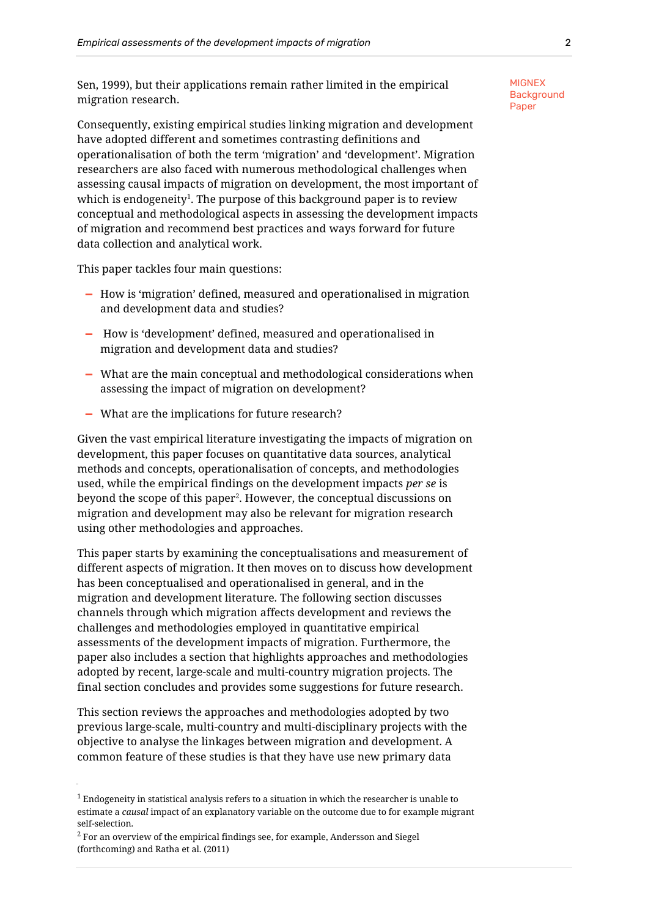Sen, 1999), but their applications remain rather limited in the empirical migration research.

MIGNEX Background Paper

Consequently, existing empirical studies linking migration and development have adopted different and sometimes contrasting definitions and operationalisation of both the term 'migration' and 'development'. Migration researchers are also faced with numerous methodological challenges when assessing causal impacts of migration on development, the most important of which is endogeneity[1]. The purpose of this background paper is to review conceptual and methodological aspects in assessing the development impacts of migration and recommend best practices and ways forward for future data collection and analytical work.

This paper tackles four main questions:

- How is 'migration' defined, measured and operationalised in migration and development data and studies?
- How is 'development' defined, measured and operationalised in migration and development data and studies?
- What are the main conceptual and methodological considerations when assessing the impact of migration on development?
- What are the implications for future research?

Given the vast empirical literature investigating the impacts of migration on development, this paper focuses on quantitative data sources, analytical methods and concepts, operationalisation of concepts, and methodologies used, while the empirical findings on the development impacts *per se* is beyond the scope of this paper[2]. However, the conceptual discussions on migration and development may also be relevant for migration research using other methodologies and approaches.

This paper starts by examining the conceptualisations and measurement of different aspects of migration. It then moves on to discuss how development has been conceptualised and operationalised in general, and in the migration and development literature. The following section discusses channels through which migration affects development and reviews the challenges and methodologies employed in quantitative empirical assessments of the development impacts of migration. Furthermore, the paper also includes a section that highlights approaches and methodologies adopted by recent, large-scale and multi-country migration projects. The final section concludes and provides some suggestions for future research.

This section reviews the approaches and methodologies adopted by two previous large-scale, multi-country and multi-disciplinary projects with the objective to analyse the linkages between migration and development. A common feature of these studies is that they have use new primary data

[1] Endogeneity in statistical analysis refers to a situation in which the researcher is unable to estimate a *causal* impact of an explanatory variable on the outcome due to for example migrant self-selection.

[2] For an overview of the empirical findings see, for example, Andersson and Siegel (forthcoming) and Ratha et al. (2011)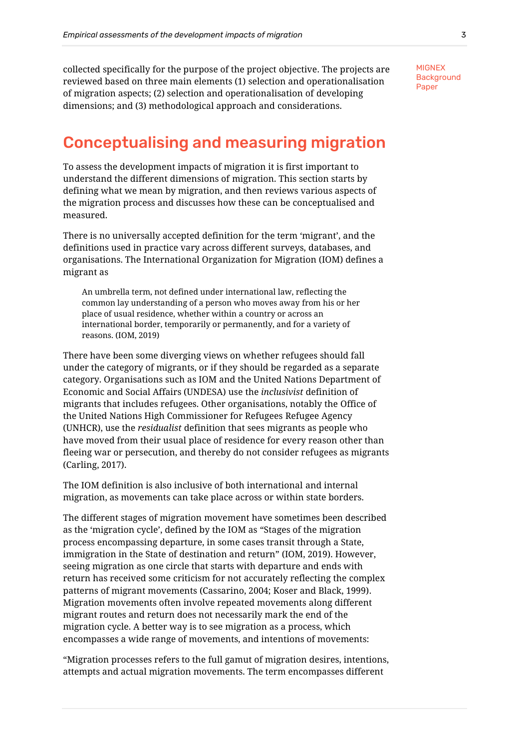collected specifically for the purpose of the project objective. The projects are reviewed based on three main elements (1) selection and operationalisation of migration aspects; (2) selection and operationalisation of developing dimensions; and (3) methodological approach and considerations.

## Conceptualising and measuring migration

To assess the development impacts of migration it is first important to understand the different dimensions of migration. This section starts by defining what we mean by migration, and then reviews various aspects of the migration process and discusses how these can be conceptualised and measured.

There is no universally accepted definition for the term 'migrant', and the definitions used in practice vary across different surveys, databases, and organisations. The International Organization for Migration (IOM) defines a migrant as

> An umbrella term, not defined under international law, reflecting the common lay understanding of a person who moves away from his or her place of usual residence, whether within a country or across an international border, temporarily or permanently, and for a variety of reasons. (IOM, 2019)

There have been some diverging views on whether refugees should fall under the category of migrants, or if they should be regarded as a separate category. Organisations such as IOM and the United Nations Department of Economic and Social Affairs (UNDESA) use the *inclusivist* definition of migrants that includes refugees. Other organisations, notably the Office of the United Nations High Commissioner for Refugees Refugee Agency (UNHCR), use the *residualist* definition that sees migrants as people who have moved from their usual place of residence for every reason other than fleeing war or persecution, and thereby do not consider refugees as migrants (Carling, 2017).

The IOM definition is also inclusive of both international and internal migration, as movements can take place across or within state borders.

The different stages of migration movement have sometimes been described as the 'migration cycle', defined by the IOM as "Stages of the migration process encompassing departure, in some cases transit through a State, immigration in the State of destination and return" (IOM, 2019). However, seeing migration as one circle that starts with departure and ends with return has received some criticism for not accurately reflecting the complex patterns of migrant movements (Cassarino, 2004; Koser and Black, 1999). Migration movements often involve repeated movements along different migrant routes and return does not necessarily mark the end of the migration cycle. A better way is to see migration as a process, which encompasses a wide range of movements, and intentions of movements:

"Migration processes refers to the full gamut of migration desires, intentions, attempts and actual migration movements. The term encompasses different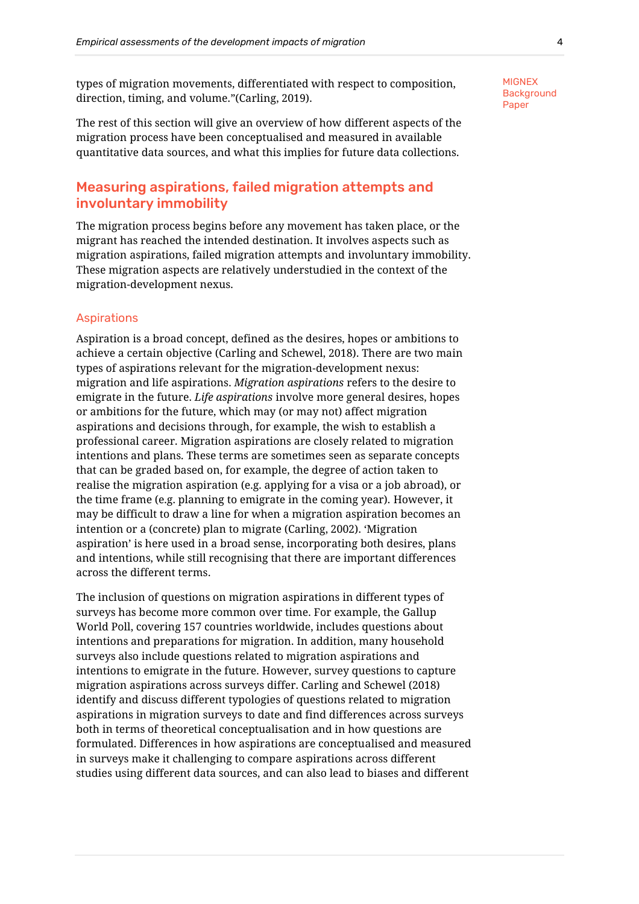types of migration movements, differentiated with respect to composition, direction, timing, and volume."(Carling, 2019).

The rest of this section will give an overview of how different aspects of the migration process have been conceptualised and measured in available quantitative data sources, and what this implies for future data collections.

## Measuring aspirations, failed migration attempts and involuntary immobility

The migration process begins before any movement has taken place, or the migrant has reached the intended destination. It involves aspects such as migration aspirations, failed migration attempts and involuntary immobility. These migration aspects are relatively understudied in the context of the migration-development nexus.

### Aspirations

Aspiration is a broad concept, defined as the desires, hopes or ambitions to achieve a certain objective (Carling and Schewel, 2018). There are two main types of aspirations relevant for the migration-development nexus: migration and life aspirations. *Migration aspirations* refers to the desire to emigrate in the future. *Life aspirations* involve more general desires, hopes or ambitions for the future, which may (or may not) affect migration aspirations and decisions through, for example, the wish to establish a professional career. Migration aspirations are closely related to migration intentions and plans. These terms are sometimes seen as separate concepts that can be graded based on, for example, the degree of action taken to realise the migration aspiration (e.g. applying for a visa or a job abroad), or the time frame (e.g. planning to emigrate in the coming year). However, it may be difficult to draw a line for when a migration aspiration becomes an intention or a (concrete) plan to migrate (Carling, 2002). 'Migration aspiration' is here used in a broad sense, incorporating both desires, plans and intentions, while still recognising that there are important differences across the different terms.

The inclusion of questions on migration aspirations in different types of surveys has become more common over time. For example, the Gallup World Poll, covering 157 countries worldwide, includes questions about intentions and preparations for migration. In addition, many household surveys also include questions related to migration aspirations and intentions to emigrate in the future. However, survey questions to capture migration aspirations across surveys differ. Carling and Schewel (2018) identify and discuss different typologies of questions related to migration aspirations in migration surveys to date and find differences across surveys both in terms of theoretical conceptualisation and in how questions are formulated. Differences in how aspirations are conceptualised and measured in surveys make it challenging to compare aspirations across different studies using different data sources, and can also lead to biases and different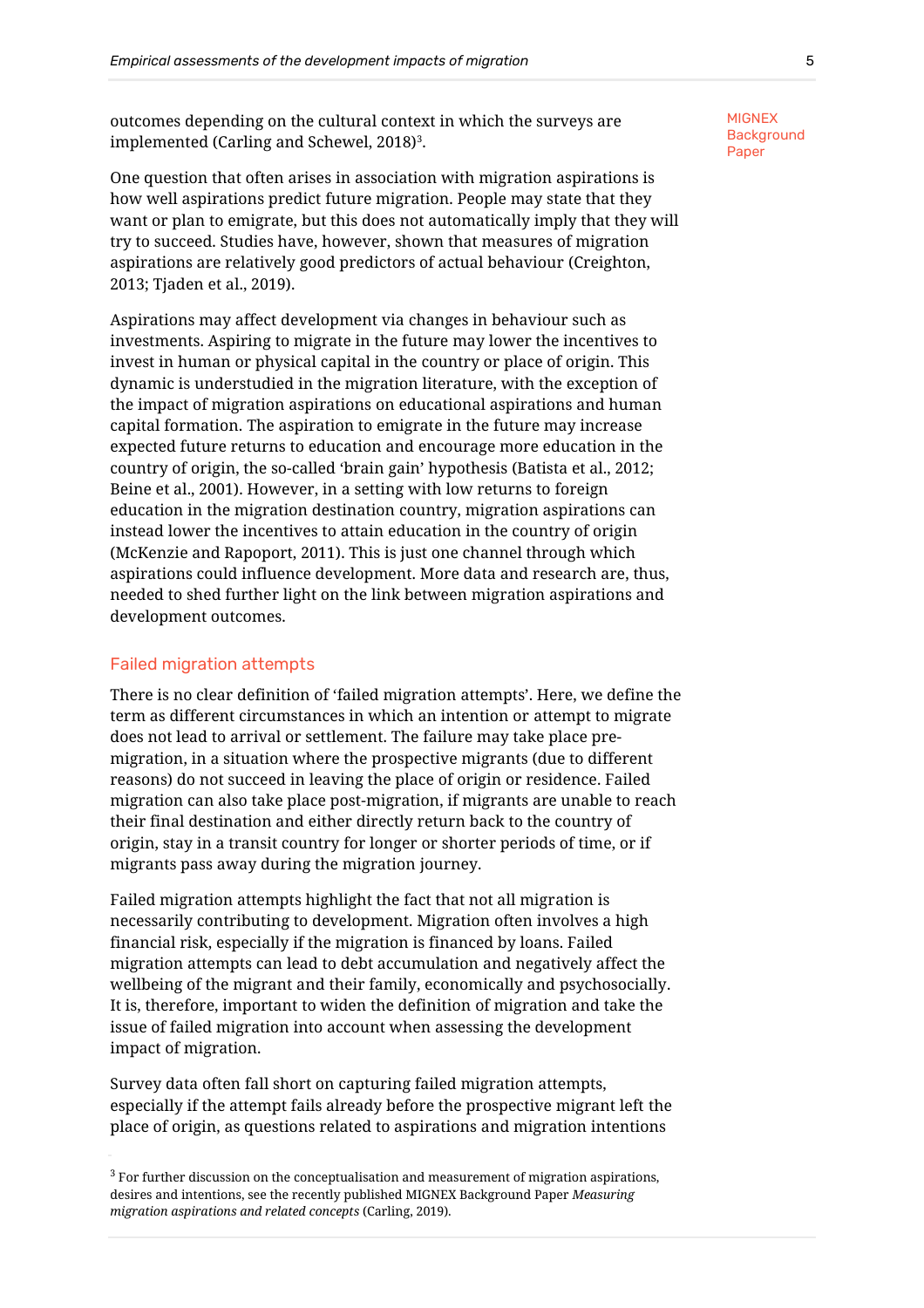outcomes depending on the cultural context in which the surveys are implemented (Carling and Schewel, 2018)[3].

One question that often arises in association with migration aspirations is how well aspirations predict future migration. People may state that they want or plan to emigrate, but this does not automatically imply that they will try to succeed. Studies have, however, shown that measures of migration aspirations are relatively good predictors of actual behaviour (Creighton, 2013; Tjaden et al., 2019).

Aspirations may affect development via changes in behaviour such as investments. Aspiring to migrate in the future may lower the incentives to invest in human or physical capital in the country or place of origin. This dynamic is understudied in the migration literature, with the exception of the impact of migration aspirations on educational aspirations and human capital formation. The aspiration to emigrate in the future may increase expected future returns to education and encourage more education in the country of origin, the so-called 'brain gain' hypothesis (Batista et al., 2012; Beine et al., 2001). However, in a setting with low returns to foreign education in the migration destination country, migration aspirations can instead lower the incentives to attain education in the country of origin (McKenzie and Rapoport, 2011). This is just one channel through which aspirations could influence development. More data and research are, thus, needed to shed further light on the link between migration aspirations and development outcomes.

### Failed migration attempts

There is no clear definition of 'failed migration attempts'. Here, we define the term as different circumstances in which an intention or attempt to migrate does not lead to arrival or settlement. The failure may take place pre-migration, in a situation where the prospective migrants (due to different reasons) do not succeed in leaving the place of origin or residence. Failed migration can also take place post-migration, if migrants are unable to reach their final destination and either directly return back to the country of origin, stay in a transit country for longer or shorter periods of time, or if migrants pass away during the migration journey.

Failed migration attempts highlight the fact that not all migration is necessarily contributing to development. Migration often involves a high financial risk, especially if the migration is financed by loans. Failed migration attempts can lead to debt accumulation and negatively affect the wellbeing of the migrant and their family, economically and psychosocially. It is, therefore, important to widen the definition of migration and take the issue of failed migration into account when assessing the development impact of migration.

Survey data often fall short on capturing failed migration attempts, especially if the attempt fails already before the prospective migrant left the place of origin, as questions related to aspirations and migration intentions

[3] For further discussion on the conceptualisation and measurement of migration aspirations, desires and intentions, see the recently published MIGNEX Background Paper *Measuring migration aspirations and related concepts* (Carling, 2019).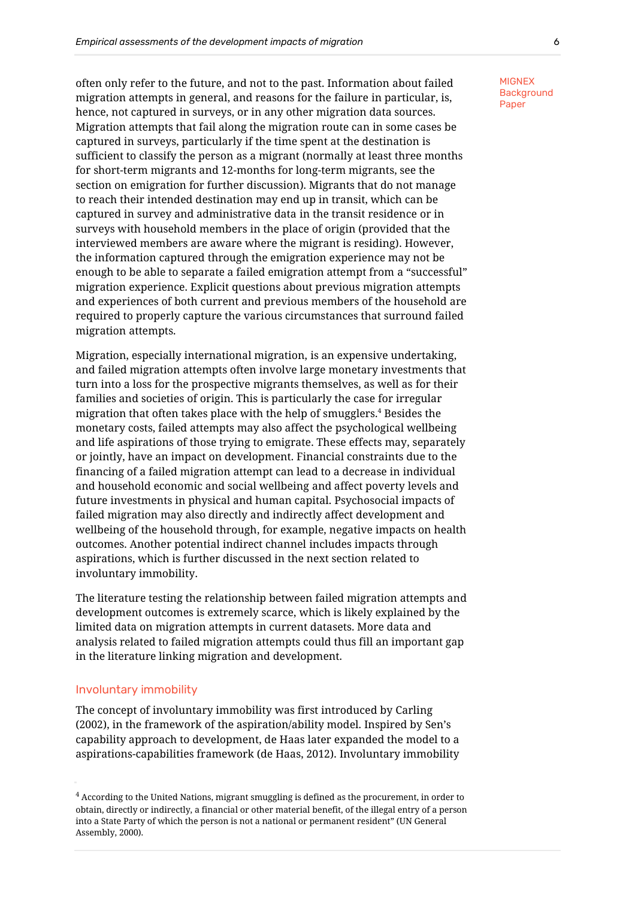often only refer to the future, and not to the past. Information about failed migration attempts in general, and reasons for the failure in particular, is, hence, not captured in surveys, or in any other migration data sources. Migration attempts that fail along the migration route can in some cases be captured in surveys, particularly if the time spent at the destination is sufficient to classify the person as a migrant (normally at least three months for short-term migrants and 12-months for long-term migrants, see the section on emigration for further discussion). Migrants that do not manage to reach their intended destination may end up in transit, which can be captured in survey and administrative data in the transit residence or in surveys with household members in the place of origin (provided that the interviewed members are aware where the migrant is residing). However, the information captured through the emigration experience may not be enough to be able to separate a failed emigration attempt from a "successful" migration experience. Explicit questions about previous migration attempts and experiences of both current and previous members of the household are required to properly capture the various circumstances that surround failed migration attempts.

Migration, especially international migration, is an expensive undertaking, and failed migration attempts often involve large monetary investments that turn into a loss for the prospective migrants themselves, as well as for their families and societies of origin. This is particularly the case for irregular migration that often takes place with the help of smugglers.[4] Besides the monetary costs, failed attempts may also affect the psychological wellbeing and life aspirations of those trying to emigrate. These effects may, separately or jointly, have an impact on development. Financial constraints due to the financing of a failed migration attempt can lead to a decrease in individual and household economic and social wellbeing and affect poverty levels and future investments in physical and human capital. Psychosocial impacts of failed migration may also directly and indirectly affect development and wellbeing of the household through, for example, negative impacts on health outcomes. Another potential indirect channel includes impacts through aspirations, which is further discussed in the next section related to involuntary immobility.

The literature testing the relationship between failed migration attempts and development outcomes is extremely scarce, which is likely explained by the limited data on migration attempts in current datasets. More data and analysis related to failed migration attempts could thus fill an important gap in the literature linking migration and development.

### Involuntary immobility

The concept of involuntary immobility was first introduced by Carling (2002), in the framework of the aspiration/ability model. Inspired by Sen's capability approach to development, de Haas later expanded the model to a aspirations-capabilities framework (de Haas, 2012). Involuntary immobility

[4] According to the United Nations, migrant smuggling is defined as the procurement, in order to obtain, directly or indirectly, a financial or other material benefit, of the illegal entry of a person into a State Party of which the person is not a national or permanent resident" (UN General Assembly, 2000).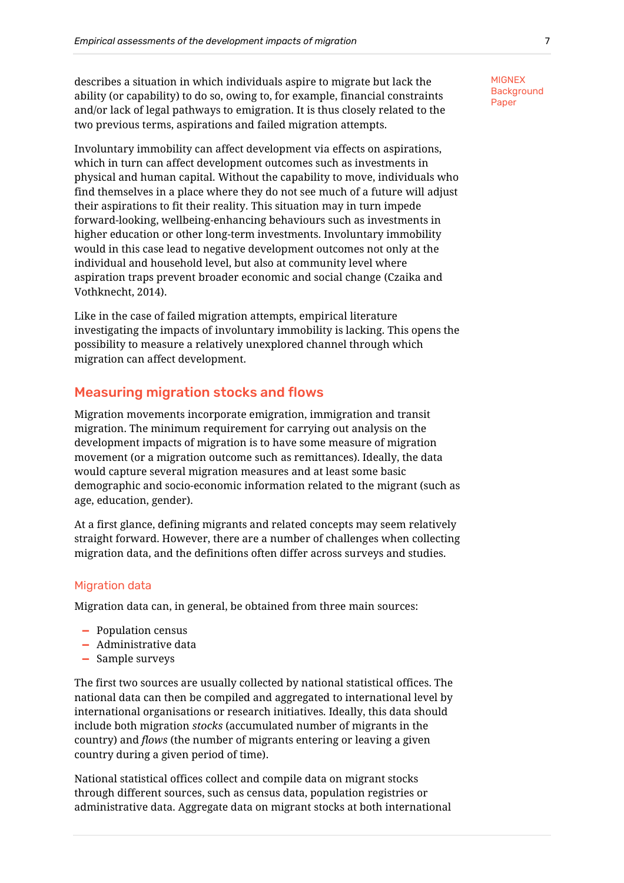describes a situation in which individuals aspire to migrate but lack the ability (or capability) to do so, owing to, for example, financial constraints and/or lack of legal pathways to emigration. It is thus closely related to the two previous terms, aspirations and failed migration attempts.

Involuntary immobility can affect development via effects on aspirations, which in turn can affect development outcomes such as investments in physical and human capital. Without the capability to move, individuals who find themselves in a place where they do not see much of a future will adjust their aspirations to fit their reality. This situation may in turn impede forward-looking, wellbeing-enhancing behaviours such as investments in higher education or other long-term investments. Involuntary immobility would in this case lead to negative development outcomes not only at the individual and household level, but also at community level where aspiration traps prevent broader economic and social change (Czaika and Vothknecht, 2014).

Like in the case of failed migration attempts, empirical literature investigating the impacts of involuntary immobility is lacking. This opens the possibility to measure a relatively unexplored channel through which migration can affect development.

## Measuring migration stocks and flows

Migration movements incorporate emigration, immigration and transit migration. The minimum requirement for carrying out analysis on the development impacts of migration is to have some measure of migration movement (or a migration outcome such as remittances). Ideally, the data would capture several migration measures and at least some basic demographic and socio-economic information related to the migrant (such as age, education, gender).

At a first glance, defining migrants and related concepts may seem relatively straight forward. However, there are a number of challenges when collecting migration data, and the definitions often differ across surveys and studies.

### Migration data

Migration data can, in general, be obtained from three main sources:

- Population census
- Administrative data
- Sample surveys

The first two sources are usually collected by national statistical offices. The national data can then be compiled and aggregated to international level by international organisations or research initiatives. Ideally, this data should include both migration *stocks* (accumulated number of migrants in the country) and *flows* (the number of migrants entering or leaving a given country during a given period of time).

National statistical offices collect and compile data on migrant stocks through different sources, such as census data, population registries or administrative data. Aggregate data on migrant stocks at both international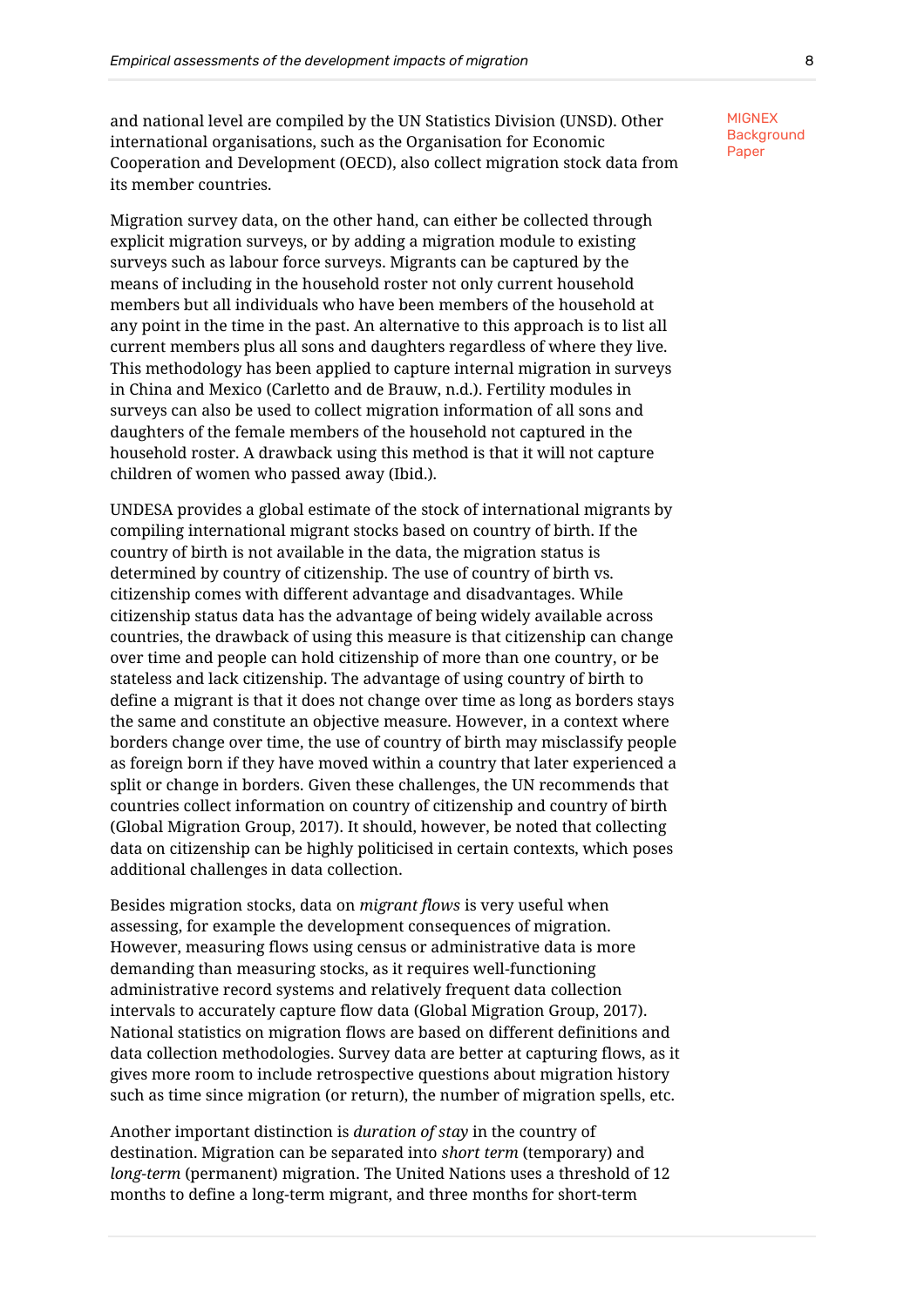and national level are compiled by the UN Statistics Division (UNSD). Other international organisations, such as the Organisation for Economic Cooperation and Development (OECD), also collect migration stock data from its member countries.

Migration survey data, on the other hand, can either be collected through explicit migration surveys, or by adding a migration module to existing surveys such as labour force surveys. Migrants can be captured by the means of including in the household roster not only current household members but all individuals who have been members of the household at any point in the time in the past. An alternative to this approach is to list all current members plus all sons and daughters regardless of where they live. This methodology has been applied to capture internal migration in surveys in China and Mexico (Carletto and de Brauw, n.d.). Fertility modules in surveys can also be used to collect migration information of all sons and daughters of the female members of the household not captured in the household roster. A drawback using this method is that it will not capture children of women who passed away (Ibid.).

UNDESA provides a global estimate of the stock of international migrants by compiling international migrant stocks based on country of birth. If the country of birth is not available in the data, the migration status is determined by country of citizenship. The use of country of birth vs. citizenship comes with different advantage and disadvantages. While citizenship status data has the advantage of being widely available across countries, the drawback of using this measure is that citizenship can change over time and people can hold citizenship of more than one country, or be stateless and lack citizenship. The advantage of using country of birth to define a migrant is that it does not change over time as long as borders stays the same and constitute an objective measure. However, in a context where borders change over time, the use of country of birth may misclassify people as foreign born if they have moved within a country that later experienced a split or change in borders. Given these challenges, the UN recommends that countries collect information on country of citizenship and country of birth (Global Migration Group, 2017). It should, however, be noted that collecting data on citizenship can be highly politicised in certain contexts, which poses additional challenges in data collection.

Besides migration stocks, data on *migrant flows* is very useful when assessing, for example the development consequences of migration. However, measuring flows using census or administrative data is more demanding than measuring stocks, as it requires well-functioning administrative record systems and relatively frequent data collection intervals to accurately capture flow data (Global Migration Group, 2017). National statistics on migration flows are based on different definitions and data collection methodologies. Survey data are better at capturing flows, as it gives more room to include retrospective questions about migration history such as time since migration (or return), the number of migration spells, etc.

Another important distinction is *duration of stay* in the country of destination. Migration can be separated into *short term* (temporary) and *long-term* (permanent) migration. The United Nations uses a threshold of 12 months to define a long-term migrant, and three months for short-term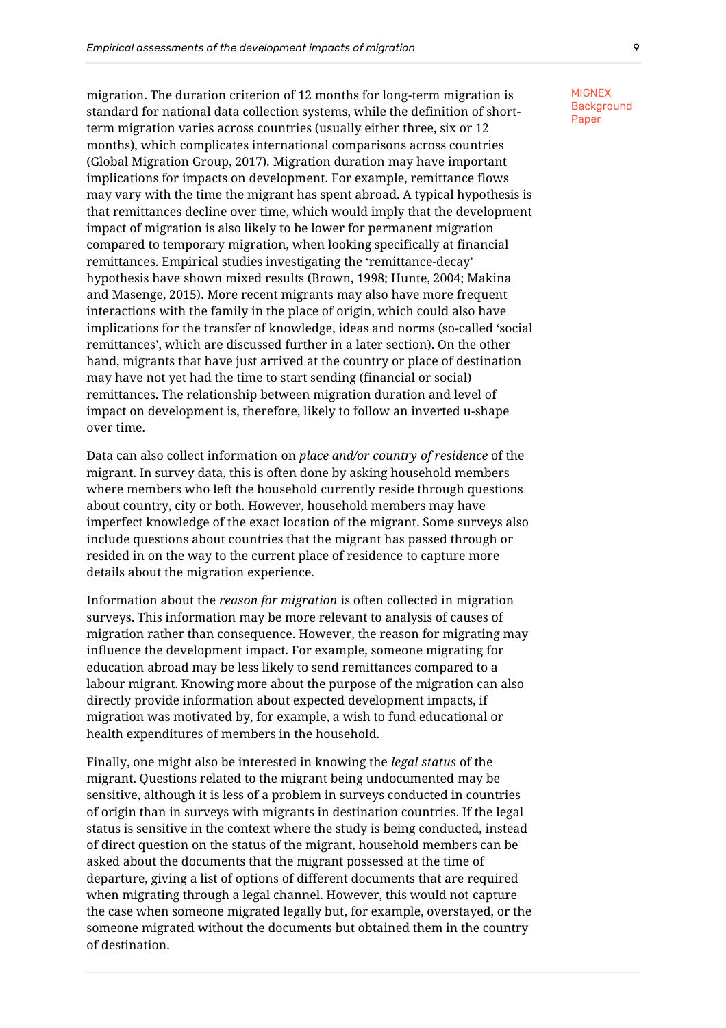migration. The duration criterion of 12 months for long-term migration is standard for national data collection systems, while the definition of short-term migration varies across countries (usually either three, six or 12 months), which complicates international comparisons across countries (Global Migration Group, 2017). Migration duration may have important implications for impacts on development. For example, remittance flows may vary with the time the migrant has spent abroad. A typical hypothesis is that remittances decline over time, which would imply that the development impact of migration is also likely to be lower for permanent migration compared to temporary migration, when looking specifically at financial remittances. Empirical studies investigating the 'remittance-decay' hypothesis have shown mixed results (Brown, 1998; Hunte, 2004; Makina and Masenge, 2015). More recent migrants may also have more frequent interactions with the family in the place of origin, which could also have implications for the transfer of knowledge, ideas and norms (so-called 'social remittances', which are discussed further in a later section). On the other hand, migrants that have just arrived at the country or place of destination may have not yet had the time to start sending (financial or social) remittances. The relationship between migration duration and level of impact on development is, therefore, likely to follow an inverted u-shape over time.

Data can also collect information on *place and/or country of residence* of the migrant. In survey data, this is often done by asking household members where members who left the household currently reside through questions about country, city or both. However, household members may have imperfect knowledge of the exact location of the migrant. Some surveys also include questions about countries that the migrant has passed through or resided in on the way to the current place of residence to capture more details about the migration experience.

Information about the *reason for migration* is often collected in migration surveys. This information may be more relevant to analysis of causes of migration rather than consequence. However, the reason for migrating may influence the development impact. For example, someone migrating for education abroad may be less likely to send remittances compared to a labour migrant. Knowing more about the purpose of the migration can also directly provide information about expected development impacts, if migration was motivated by, for example, a wish to fund educational or health expenditures of members in the household.

Finally, one might also be interested in knowing the *legal status* of the migrant. Questions related to the migrant being undocumented may be sensitive, although it is less of a problem in surveys conducted in countries of origin than in surveys with migrants in destination countries. If the legal status is sensitive in the context where the study is being conducted, instead of direct question on the status of the migrant, household members can be asked about the documents that the migrant possessed at the time of departure, giving a list of options of different documents that are required when migrating through a legal channel. However, this would not capture the case when someone migrated legally but, for example, overstayed, or the someone migrated without the documents but obtained them in the country of destination.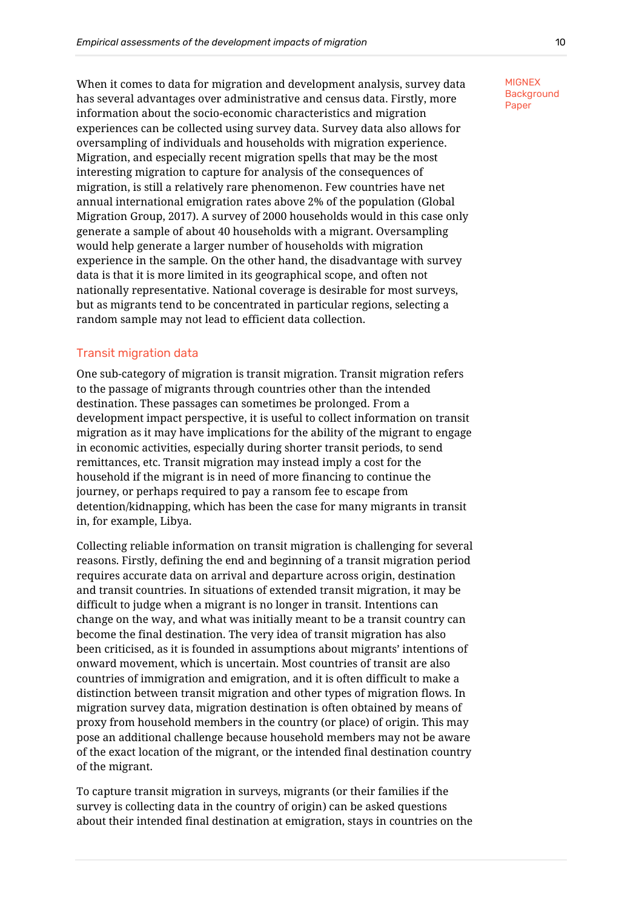When it comes to data for migration and development analysis, survey data has several advantages over administrative and census data. Firstly, more information about the socio-economic characteristics and migration experiences can be collected using survey data. Survey data also allows for oversampling of individuals and households with migration experience. Migration, and especially recent migration spells that may be the most interesting migration to capture for analysis of the consequences of migration, is still a relatively rare phenomenon. Few countries have net annual international emigration rates above 2% of the population (Global Migration Group, 2017). A survey of 2000 households would in this case only generate a sample of about 40 households with a migrant. Oversampling would help generate a larger number of households with migration experience in the sample. On the other hand, the disadvantage with survey data is that it is more limited in its geographical scope, and often not nationally representative. National coverage is desirable for most surveys, but as migrants tend to be concentrated in particular regions, selecting a random sample may not lead to efficient data collection.

### Transit migration data

One sub-category of migration is transit migration. Transit migration refers to the passage of migrants through countries other than the intended destination. These passages can sometimes be prolonged. From a development impact perspective, it is useful to collect information on transit migration as it may have implications for the ability of the migrant to engage in economic activities, especially during shorter transit periods, to send remittances, etc. Transit migration may instead imply a cost for the household if the migrant is in need of more financing to continue the journey, or perhaps required to pay a ransom fee to escape from detention/kidnapping, which has been the case for many migrants in transit in, for example, Libya.

Collecting reliable information on transit migration is challenging for several reasons. Firstly, defining the end and beginning of a transit migration period requires accurate data on arrival and departure across origin, destination and transit countries. In situations of extended transit migration, it may be difficult to judge when a migrant is no longer in transit. Intentions can change on the way, and what was initially meant to be a transit country can become the final destination. The very idea of transit migration has also been criticised, as it is founded in assumptions about migrants' intentions of onward movement, which is uncertain. Most countries of transit are also countries of immigration and emigration, and it is often difficult to make a distinction between transit migration and other types of migration flows. In migration survey data, migration destination is often obtained by means of proxy from household members in the country (or place) of origin. This may pose an additional challenge because household members may not be aware of the exact location of the migrant, or the intended final destination country of the migrant.

To capture transit migration in surveys, migrants (or their families if the survey is collecting data in the country of origin) can be asked questions about their intended final destination at emigration, stays in countries on the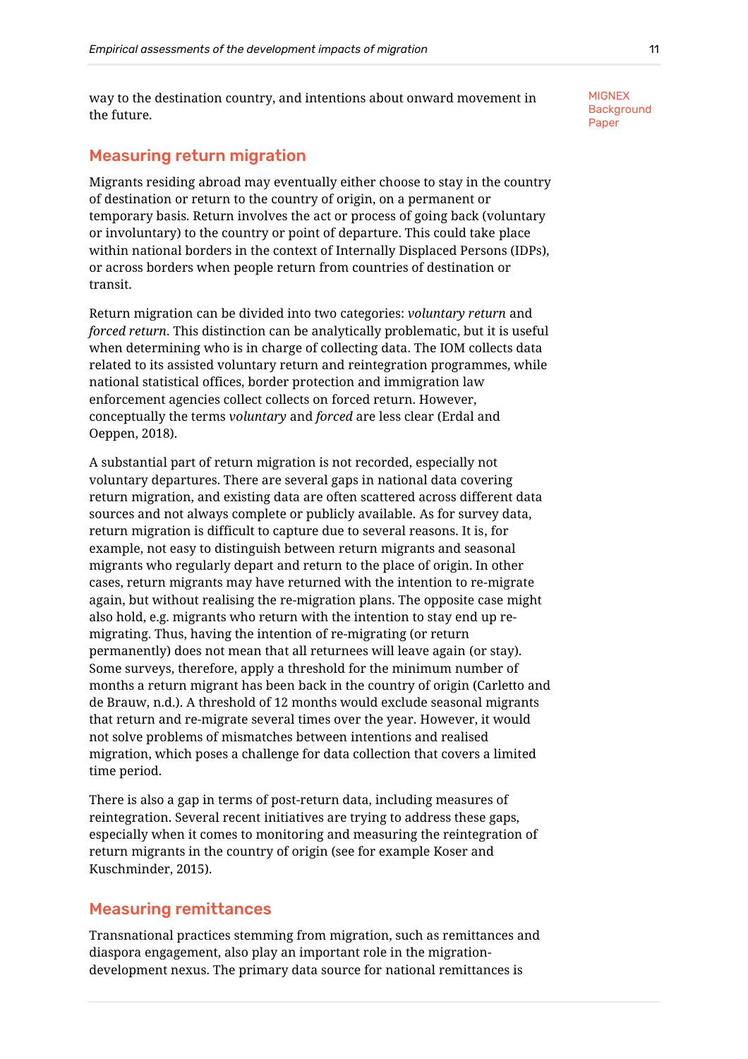way to the destination country, and intentions about onward movement in the future.

## Measuring return migration

Migrants residing abroad may eventually either choose to stay in the country of destination or return to the country of origin, on a permanent or temporary basis. Return involves the act or process of going back (voluntary or involuntary) to the country or point of departure. This could take place within national borders in the context of Internally Displaced Persons (IDPs), or across borders when people return from countries of destination or transit.

Return migration can be divided into two categories: *voluntary return* and *forced return*. This distinction can be analytically problematic, but it is useful when determining who is in charge of collecting data. The IOM collects data related to its assisted voluntary return and reintegration programmes, while national statistical offices, border protection and immigration law enforcement agencies collect collects on forced return. However, conceptually the terms *voluntary* and *forced* are less clear (Erdal and Oeppen, 2018).

A substantial part of return migration is not recorded, especially not voluntary departures. There are several gaps in national data covering return migration, and existing data are often scattered across different data sources and not always complete or publicly available. As for survey data, return migration is difficult to capture due to several reasons. It is, for example, not easy to distinguish between return migrants and seasonal migrants who regularly depart and return to the place of origin. In other cases, return migrants may have returned with the intention to re-migrate again, but without realising the re-migration plans. The opposite case might also hold, e.g. migrants who return with the intention to stay end up re-migrating. Thus, having the intention of re-migrating (or return permanently) does not mean that all returnees will leave again (or stay). Some surveys, therefore, apply a threshold for the minimum number of months a return migrant has been back in the country of origin (Carletto and de Brauw, n.d.). A threshold of 12 months would exclude seasonal migrants that return and re-migrate several times over the year. However, it would not solve problems of mismatches between intentions and realised migration, which poses a challenge for data collection that covers a limited time period.

There is also a gap in terms of post-return data, including measures of reintegration. Several recent initiatives are trying to address these gaps, especially when it comes to monitoring and measuring the reintegration of return migrants in the country of origin (see for example Koser and Kuschminder, 2015).

## Measuring remittances

Transnational practices stemming from migration, such as remittances and diaspora engagement, also play an important role in the migration-development nexus. The primary data source for national remittances is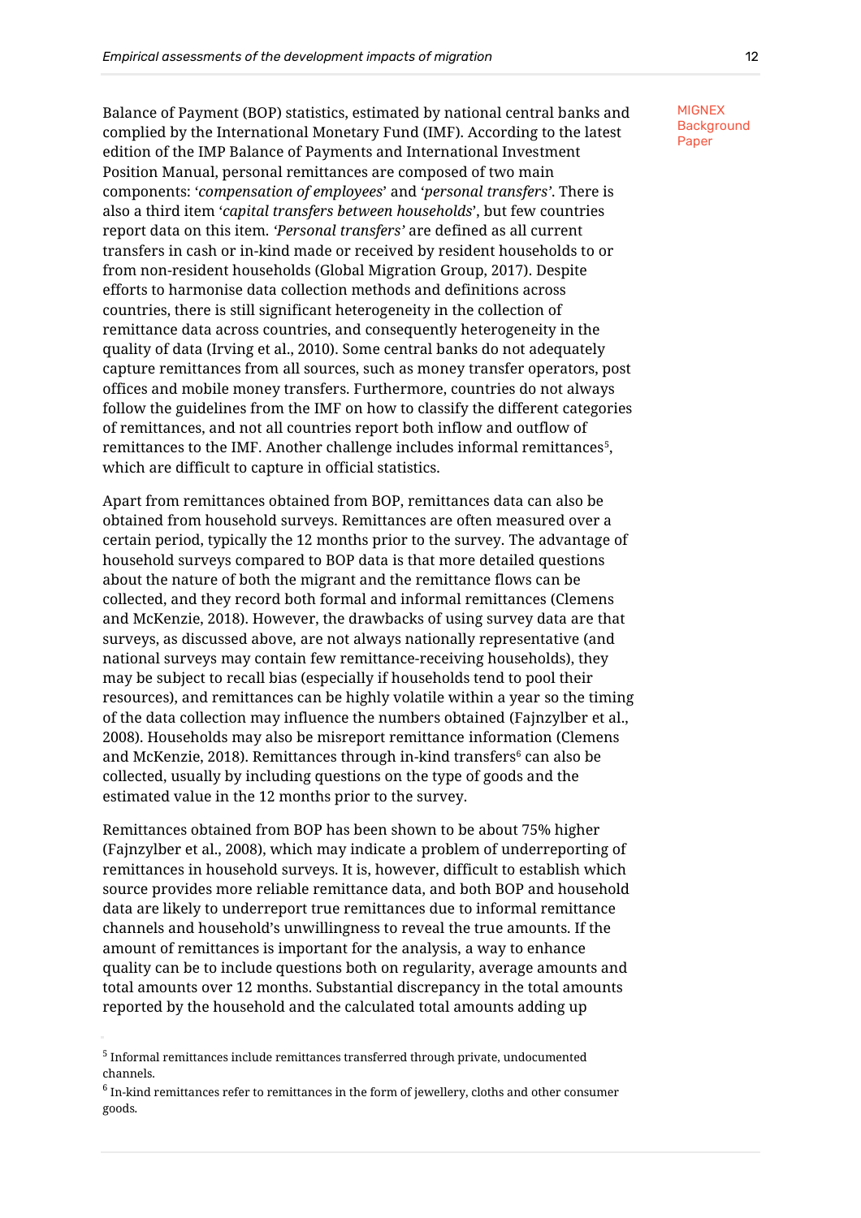Balance of Payment (BOP) statistics, estimated by national central banks and complied by the International Monetary Fund (IMF). According to the latest edition of the IMP Balance of Payments and International Investment Position Manual, personal remittances are composed of two main components: '*compensation of employees*' and '*personal transfers*'. There is also a third item '*capital transfers between households*', but few countries report data on this item. *'Personal transfers'* are defined as all current transfers in cash or in-kind made or received by resident households to or from non-resident households (Global Migration Group, 2017). Despite efforts to harmonise data collection methods and definitions across countries, there is still significant heterogeneity in the collection of remittance data across countries, and consequently heterogeneity in the quality of data (Irving et al., 2010). Some central banks do not adequately capture remittances from all sources, such as money transfer operators, post offices and mobile money transfers. Furthermore, countries do not always follow the guidelines from the IMF on how to classify the different categories of remittances, and not all countries report both inflow and outflow of remittances to the IMF. Another challenge includes informal remittances[5], which are difficult to capture in official statistics.

Apart from remittances obtained from BOP, remittances data can also be obtained from household surveys. Remittances are often measured over a certain period, typically the 12 months prior to the survey. The advantage of household surveys compared to BOP data is that more detailed questions about the nature of both the migrant and the remittance flows can be collected, and they record both formal and informal remittances (Clemens and McKenzie, 2018). However, the drawbacks of using survey data are that surveys, as discussed above, are not always nationally representative (and national surveys may contain few remittance-receiving households), they may be subject to recall bias (especially if households tend to pool their resources), and remittances can be highly volatile within a year so the timing of the data collection may influence the numbers obtained (Fajnzylber et al., 2008). Households may also be misreport remittance information (Clemens and McKenzie, 2018). Remittances through in-kind transfers[6] can also be collected, usually by including questions on the type of goods and the estimated value in the 12 months prior to the survey.

Remittances obtained from BOP has been shown to be about 75% higher (Fajnzylber et al., 2008), which may indicate a problem of underreporting of remittances in household surveys. It is, however, difficult to establish which source provides more reliable remittance data, and both BOP and household data are likely to underreport true remittances due to informal remittance channels and household's unwillingness to reveal the true amounts. If the amount of remittances is important for the analysis, a way to enhance quality can be to include questions both on regularity, average amounts and total amounts over 12 months. Substantial discrepancy in the total amounts reported by the household and the calculated total amounts adding up

[5] Informal remittances include remittances transferred through private, undocumented channels.

[6] In-kind remittances refer to remittances in the form of jewellery, cloths and other consumer goods.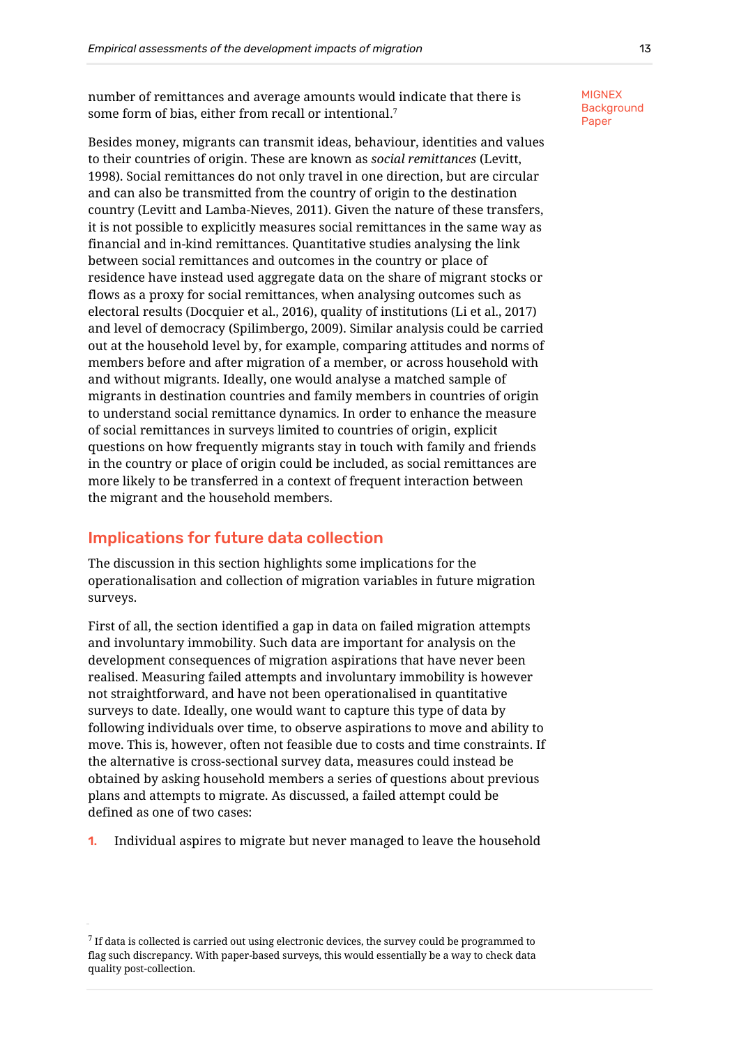number of remittances and average amounts would indicate that there is some form of bias, either from recall or intentional.[7]

Besides money, migrants can transmit ideas, behaviour, identities and values to their countries of origin. These are known as *social remittances* (Levitt, 1998). Social remittances do not only travel in one direction, but are circular and can also be transmitted from the country of origin to the destination country (Levitt and Lamba-Nieves, 2011). Given the nature of these transfers, it is not possible to explicitly measures social remittances in the same way as financial and in-kind remittances. Quantitative studies analysing the link between social remittances and outcomes in the country or place of residence have instead used aggregate data on the share of migrant stocks or flows as a proxy for social remittances, when analysing outcomes such as electoral results (Docquier et al., 2016), quality of institutions (Li et al., 2017) and level of democracy (Spilimbergo, 2009). Similar analysis could be carried out at the household level by, for example, comparing attitudes and norms of members before and after migration of a member, or across household with and without migrants. Ideally, one would analyse a matched sample of migrants in destination countries and family members in countries of origin to understand social remittance dynamics. In order to enhance the measure of social remittances in surveys limited to countries of origin, explicit questions on how frequently migrants stay in touch with family and friends in the country or place of origin could be included, as social remittances are more likely to be transferred in a context of frequent interaction between the migrant and the household members.

## Implications for future data collection

The discussion in this section highlights some implications for the operationalisation and collection of migration variables in future migration surveys.

First of all, the section identified a gap in data on failed migration attempts and involuntary immobility. Such data are important for analysis on the development consequences of migration aspirations that have never been realised. Measuring failed attempts and involuntary immobility is however not straightforward, and have not been operationalised in quantitative surveys to date. Ideally, one would want to capture this type of data by following individuals over time, to observe aspirations to move and ability to move. This is, however, often not feasible due to costs and time constraints. If the alternative is cross-sectional survey data, measures could instead be obtained by asking household members a series of questions about previous plans and attempts to migrate. As discussed, a failed attempt could be defined as one of two cases:

1. Individual aspires to migrate but never managed to leave the household

[7] If data is collected is carried out using electronic devices, the survey could be programmed to flag such discrepancy. With paper-based surveys, this would essentially be a way to check data quality post-collection.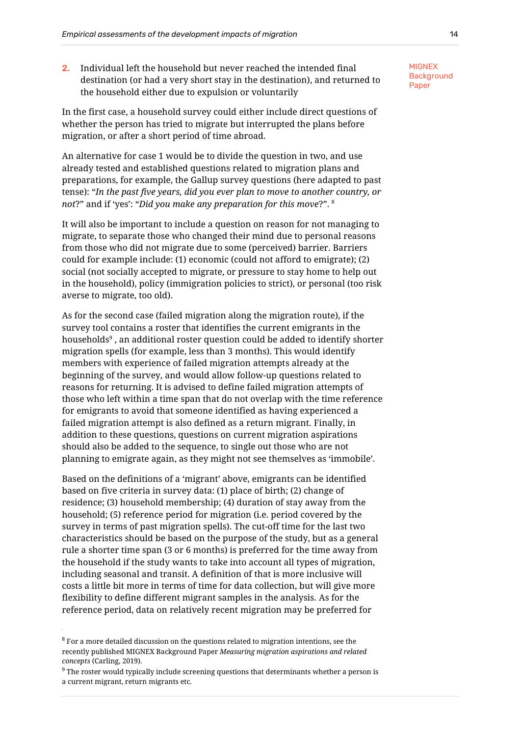2. Individual left the household but never reached the intended final destination (or had a very short stay in the destination), and returned to the household either due to expulsion or voluntarily

In the first case, a household survey could either include direct questions of whether the person has tried to migrate but interrupted the plans before migration, or after a short period of time abroad.

An alternative for case 1 would be to divide the question in two, and use already tested and established questions related to migration plans and preparations, for example, the Gallup survey questions (here adapted to past tense): "*In the past five years, did you ever plan to move to another country, or not*?" and if 'yes': "*Did you make any preparation for this move*?". [8]

It will also be important to include a question on reason for not managing to migrate, to separate those who changed their mind due to personal reasons from those who did not migrate due to some (perceived) barrier. Barriers could for example include: (1) economic (could not afford to emigrate); (2) social (not socially accepted to migrate, or pressure to stay home to help out in the household), policy (immigration policies to strict), or personal (too risk averse to migrate, too old).

As for the second case (failed migration along the migration route), if the survey tool contains a roster that identifies the current emigrants in the households[9] , an additional roster question could be added to identify shorter migration spells (for example, less than 3 months). This would identify members with experience of failed migration attempts already at the beginning of the survey, and would allow follow-up questions related to reasons for returning. It is advised to define failed migration attempts of those who left within a time span that do not overlap with the time reference for emigrants to avoid that someone identified as having experienced a failed migration attempt is also defined as a return migrant. Finally, in addition to these questions, questions on current migration aspirations should also be added to the sequence, to single out those who are not planning to emigrate again, as they might not see themselves as 'immobile'.

Based on the definitions of a 'migrant' above, emigrants can be identified based on five criteria in survey data: (1) place of birth; (2) change of residence; (3) household membership; (4) duration of stay away from the household; (5) reference period for migration (i.e. period covered by the survey in terms of past migration spells). The cut-off time for the last two characteristics should be based on the purpose of the study, but as a general rule a shorter time span (3 or 6 months) is preferred for the time away from the household if the study wants to take into account all types of migration, including seasonal and transit. A definition of that is more inclusive will costs a little bit more in terms of time for data collection, but will give more flexibility to define different migrant samples in the analysis. As for the reference period, data on relatively recent migration may be preferred for

[8] For a more detailed discussion on the questions related to migration intentions, see the recently published MIGNEX Background Paper *Measuring migration aspirations and related concepts* (Carling, 2019).

[9] The roster would typically include screening questions that determinants whether a person is a current migrant, return migrants etc.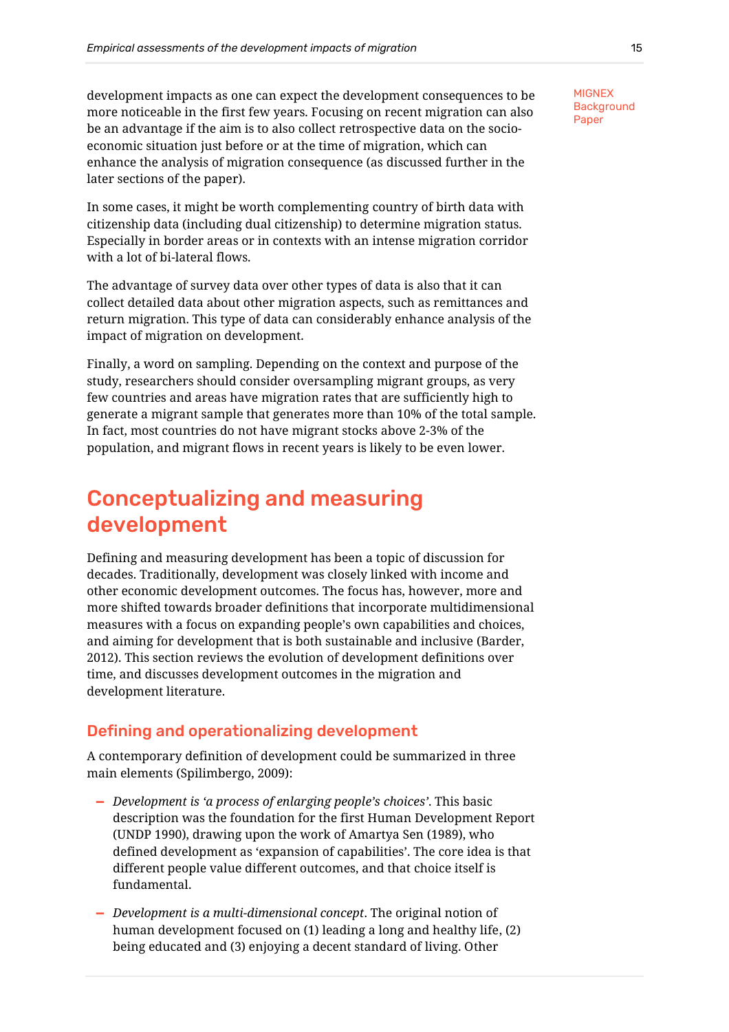development impacts as one can expect the development consequences to be more noticeable in the first few years. Focusing on recent migration can also be an advantage if the aim is to also collect retrospective data on the socio-economic situation just before or at the time of migration, which can enhance the analysis of migration consequence (as discussed further in the later sections of the paper).

In some cases, it might be worth complementing country of birth data with citizenship data (including dual citizenship) to determine migration status. Especially in border areas or in contexts with an intense migration corridor with a lot of bi-lateral flows.

The advantage of survey data over other types of data is also that it can collect detailed data about other migration aspects, such as remittances and return migration. This type of data can considerably enhance analysis of the impact of migration on development.

Finally, a word on sampling. Depending on the context and purpose of the study, researchers should consider oversampling migrant groups, as very few countries and areas have migration rates that are sufficiently high to generate a migrant sample that generates more than 10% of the total sample. In fact, most countries do not have migrant stocks above 2-3% of the population, and migrant flows in recent years is likely to be even lower.

# Conceptualizing and measuring development

Defining and measuring development has been a topic of discussion for decades. Traditionally, development was closely linked with income and other economic development outcomes. The focus has, however, more and more shifted towards broader definitions that incorporate multidimensional measures with a focus on expanding people's own capabilities and choices, and aiming for development that is both sustainable and inclusive (Barder, 2012). This section reviews the evolution of development definitions over time, and discusses development outcomes in the migration and development literature.

## Defining and operationalizing development

A contemporary definition of development could be summarized in three main elements (Spilimbergo, 2009):

- *Development is 'a process of enlarging people's choices'*. This basic description was the foundation for the first Human Development Report (UNDP 1990), drawing upon the work of Amartya Sen (1989), who defined development as 'expansion of capabilities'. The core idea is that different people value different outcomes, and that choice itself is fundamental.
- *Development is a multi-dimensional concept*. The original notion of human development focused on (1) leading a long and healthy life, (2) being educated and (3) enjoying a decent standard of living. Other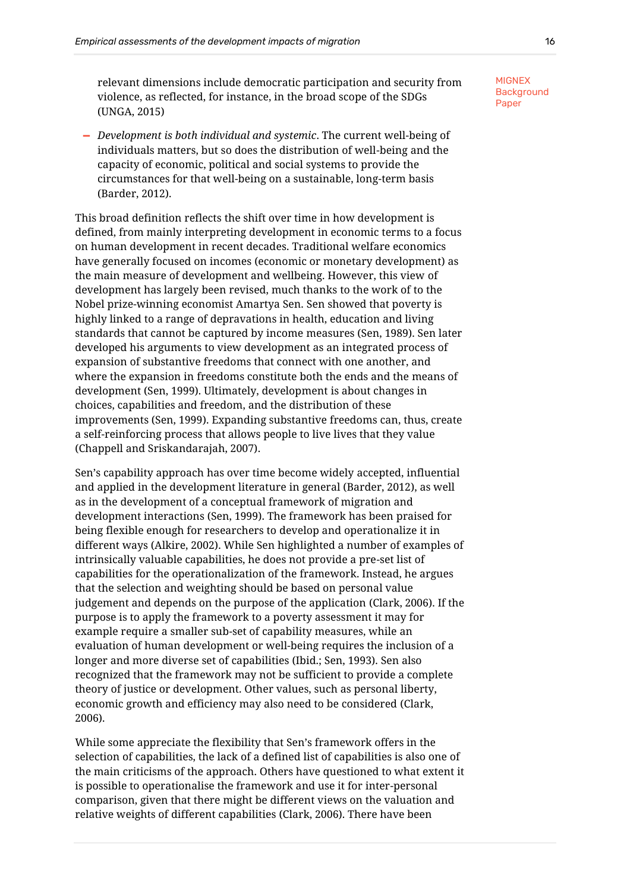relevant dimensions include democratic participation and security from violence, as reflected, for instance, in the broad scope of the SDGs (UNGA, 2015)

- *Development is both individual and systemic*. The current well-being of individuals matters, but so does the distribution of well-being and the capacity of economic, political and social systems to provide the circumstances for that well-being on a sustainable, long-term basis (Barder, 2012).

This broad definition reflects the shift over time in how development is defined, from mainly interpreting development in economic terms to a focus on human development in recent decades. Traditional welfare economics have generally focused on incomes (economic or monetary development) as the main measure of development and wellbeing. However, this view of development has largely been revised, much thanks to the work of to the Nobel prize-winning economist Amartya Sen. Sen showed that poverty is highly linked to a range of depravations in health, education and living standards that cannot be captured by income measures (Sen, 1989). Sen later developed his arguments to view development as an integrated process of expansion of substantive freedoms that connect with one another, and where the expansion in freedoms constitute both the ends and the means of development (Sen, 1999). Ultimately, development is about changes in choices, capabilities and freedom, and the distribution of these improvements (Sen, 1999). Expanding substantive freedoms can, thus, create a self-reinforcing process that allows people to live lives that they value (Chappell and Sriskandarajah, 2007).

Sen's capability approach has over time become widely accepted, influential and applied in the development literature in general (Barder, 2012), as well as in the development of a conceptual framework of migration and development interactions (Sen, 1999). The framework has been praised for being flexible enough for researchers to develop and operationalize it in different ways (Alkire, 2002). While Sen highlighted a number of examples of intrinsically valuable capabilities, he does not provide a pre-set list of capabilities for the operationalization of the framework. Instead, he argues that the selection and weighting should be based on personal value judgement and depends on the purpose of the application (Clark, 2006). If the purpose is to apply the framework to a poverty assessment it may for example require a smaller sub-set of capability measures, while an evaluation of human development or well-being requires the inclusion of a longer and more diverse set of capabilities (Ibid.; Sen, 1993). Sen also recognized that the framework may not be sufficient to provide a complete theory of justice or development. Other values, such as personal liberty, economic growth and efficiency may also need to be considered (Clark, 2006).

While some appreciate the flexibility that Sen's framework offers in the selection of capabilities, the lack of a defined list of capabilities is also one of the main criticisms of the approach. Others have questioned to what extent it is possible to operationalise the framework and use it for inter-personal comparison, given that there might be different views on the valuation and relative weights of different capabilities (Clark, 2006). There have been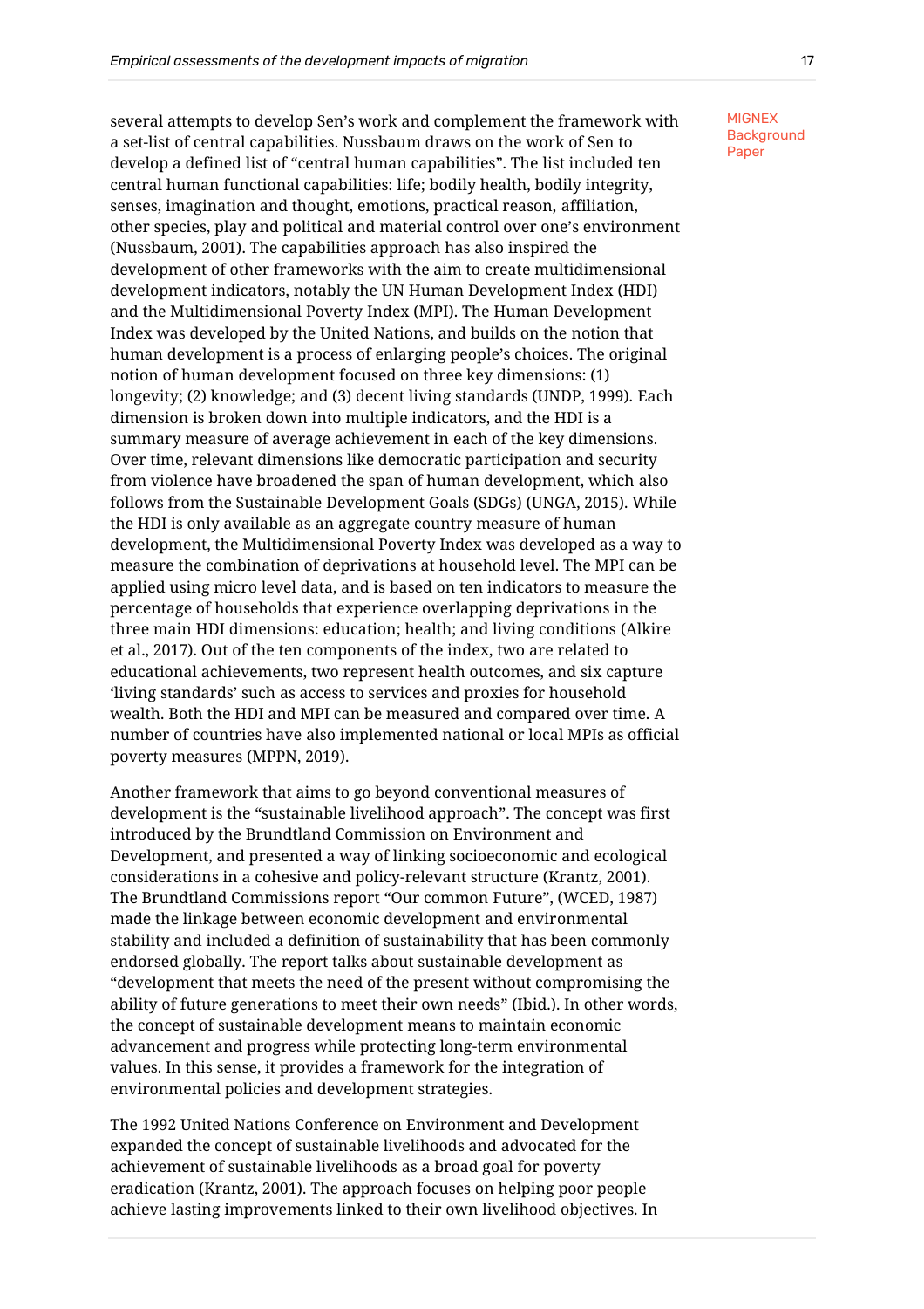several attempts to develop Sen's work and complement the framework with a set-list of central capabilities. Nussbaum draws on the work of Sen to develop a defined list of "central human capabilities". The list included ten central human functional capabilities: life; bodily health, bodily integrity, senses, imagination and thought, emotions, practical reason, affiliation, other species, play and political and material control over one's environment (Nussbaum, 2001). The capabilities approach has also inspired the development of other frameworks with the aim to create multidimensional development indicators, notably the UN Human Development Index (HDI) and the Multidimensional Poverty Index (MPI). The Human Development Index was developed by the United Nations, and builds on the notion that human development is a process of enlarging people's choices. The original notion of human development focused on three key dimensions: (1) longevity; (2) knowledge; and (3) decent living standards (UNDP, 1999). Each dimension is broken down into multiple indicators, and the HDI is a summary measure of average achievement in each of the key dimensions. Over time, relevant dimensions like democratic participation and security from violence have broadened the span of human development, which also follows from the Sustainable Development Goals (SDGs) (UNGA, 2015). While the HDI is only available as an aggregate country measure of human development, the Multidimensional Poverty Index was developed as a way to measure the combination of deprivations at household level. The MPI can be applied using micro level data, and is based on ten indicators to measure the percentage of households that experience overlapping deprivations in the three main HDI dimensions: education; health; and living conditions (Alkire et al., 2017). Out of the ten components of the index, two are related to educational achievements, two represent health outcomes, and six capture 'living standards' such as access to services and proxies for household wealth. Both the HDI and MPI can be measured and compared over time. A number of countries have also implemented national or local MPIs as official poverty measures (MPPN, 2019).

Another framework that aims to go beyond conventional measures of development is the "sustainable livelihood approach". The concept was first introduced by the Brundtland Commission on Environment and Development, and presented a way of linking socioeconomic and ecological considerations in a cohesive and policy-relevant structure (Krantz, 2001). The Brundtland Commissions report "Our common Future", (WCED, 1987) made the linkage between economic development and environmental stability and included a definition of sustainability that has been commonly endorsed globally. The report talks about sustainable development as "development that meets the need of the present without compromising the ability of future generations to meet their own needs" (Ibid.). In other words, the concept of sustainable development means to maintain economic advancement and progress while protecting long-term environmental values. In this sense, it provides a framework for the integration of environmental policies and development strategies.

The 1992 United Nations Conference on Environment and Development expanded the concept of sustainable livelihoods and advocated for the achievement of sustainable livelihoods as a broad goal for poverty eradication (Krantz, 2001). The approach focuses on helping poor people achieve lasting improvements linked to their own livelihood objectives. In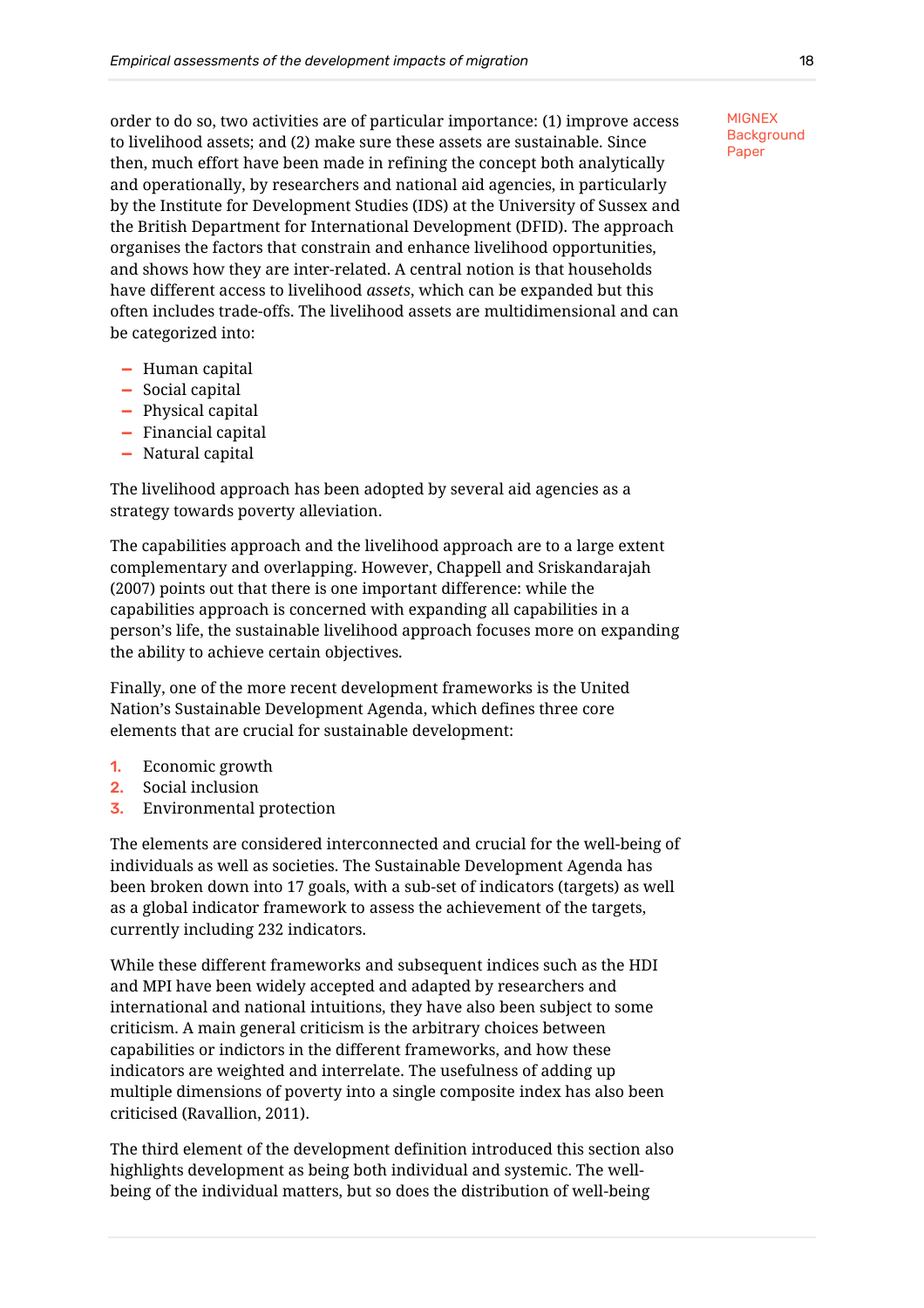order to do so, two activities are of particular importance: (1) improve access to livelihood assets; and (2) make sure these assets are sustainable. Since then, much effort have been made in refining the concept both analytically and operationally, by researchers and national aid agencies, in particularly by the Institute for Development Studies (IDS) at the University of Sussex and the British Department for International Development (DFID). The approach organises the factors that constrain and enhance livelihood opportunities, and shows how they are inter-related. A central notion is that households have different access to livelihood *assets*, which can be expanded but this often includes trade-offs. The livelihood assets are multidimensional and can be categorized into:

- Human capital
- Social capital
- Physical capital
- Financial capital
- Natural capital

The livelihood approach has been adopted by several aid agencies as a strategy towards poverty alleviation.

The capabilities approach and the livelihood approach are to a large extent complementary and overlapping. However, Chappell and Sriskandarajah (2007) points out that there is one important difference: while the capabilities approach is concerned with expanding all capabilities in a person's life, the sustainable livelihood approach focuses more on expanding the ability to achieve certain objectives.

Finally, one of the more recent development frameworks is the United Nation's Sustainable Development Agenda, which defines three core elements that are crucial for sustainable development:

1. Economic growth
2. Social inclusion
3. Environmental protection

The elements are considered interconnected and crucial for the well-being of individuals as well as societies. The Sustainable Development Agenda has been broken down into 17 goals, with a sub-set of indicators (targets) as well as a global indicator framework to assess the achievement of the targets, currently including 232 indicators.

While these different frameworks and subsequent indices such as the HDI and MPI have been widely accepted and adapted by researchers and international and national intuitions, they have also been subject to some criticism. A main general criticism is the arbitrary choices between capabilities or indictors in the different frameworks, and how these indicators are weighted and interrelate. The usefulness of adding up multiple dimensions of poverty into a single composite index has also been criticised (Ravallion, 2011).

The third element of the development definition introduced this section also highlights development as being both individual and systemic. The well-being of the individual matters, but so does the distribution of well-being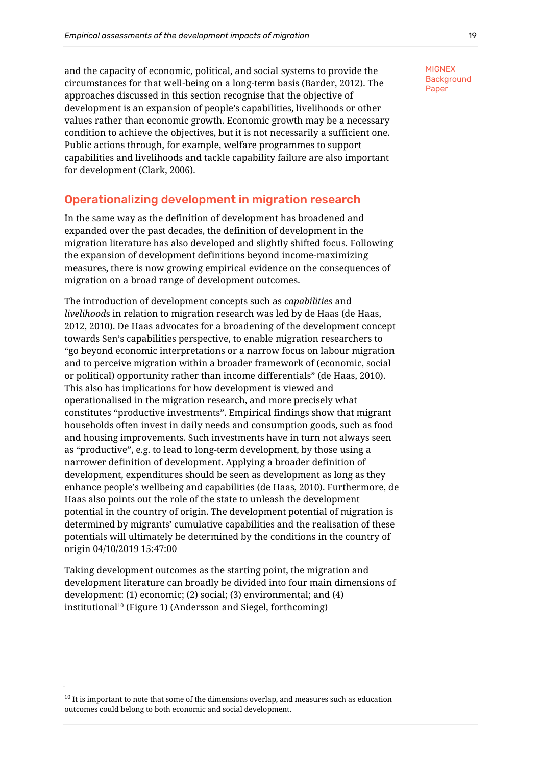and the capacity of economic, political, and social systems to provide the circumstances for that well-being on a long-term basis (Barder, 2012). The approaches discussed in this section recognise that the objective of development is an expansion of people's capabilities, livelihoods or other values rather than economic growth. Economic growth may be a necessary condition to achieve the objectives, but it is not necessarily a sufficient one. Public actions through, for example, welfare programmes to support capabilities and livelihoods and tackle capability failure are also important for development (Clark, 2006).

## Operationalizing development in migration research

In the same way as the definition of development has broadened and expanded over the past decades, the definition of development in the migration literature has also developed and slightly shifted focus. Following the expansion of development definitions beyond income-maximizing measures, there is now growing empirical evidence on the consequences of migration on a broad range of development outcomes.

The introduction of development concepts such as *capabilities* and *livelihoods* in relation to migration research was led by de Haas (de Haas, 2012, 2010). De Haas advocates for a broadening of the development concept towards Sen's capabilities perspective, to enable migration researchers to "go beyond economic interpretations or a narrow focus on labour migration and to perceive migration within a broader framework of (economic, social or political) opportunity rather than income differentials" (de Haas, 2010). This also has implications for how development is viewed and operationalised in the migration research, and more precisely what constitutes "productive investments". Empirical findings show that migrant households often invest in daily needs and consumption goods, such as food and housing improvements. Such investments have in turn not always seen as "productive", e.g. to lead to long-term development, by those using a narrower definition of development. Applying a broader definition of development, expenditures should be seen as development as long as they enhance people's wellbeing and capabilities (de Haas, 2010). Furthermore, de Haas also points out the role of the state to unleash the development potential in the country of origin. The development potential of migration is determined by migrants' cumulative capabilities and the realisation of these potentials will ultimately be determined by the conditions in the country of origin 04/10/2019 15:47:00

Taking development outcomes as the starting point, the migration and development literature can broadly be divided into four main dimensions of development: (1) economic; (2) social; (3) environmental; and (4) institutional[10] (Figure 1) (Andersson and Siegel, forthcoming)

[10] It is important to note that some of the dimensions overlap, and measures such as education outcomes could belong to both economic and social development.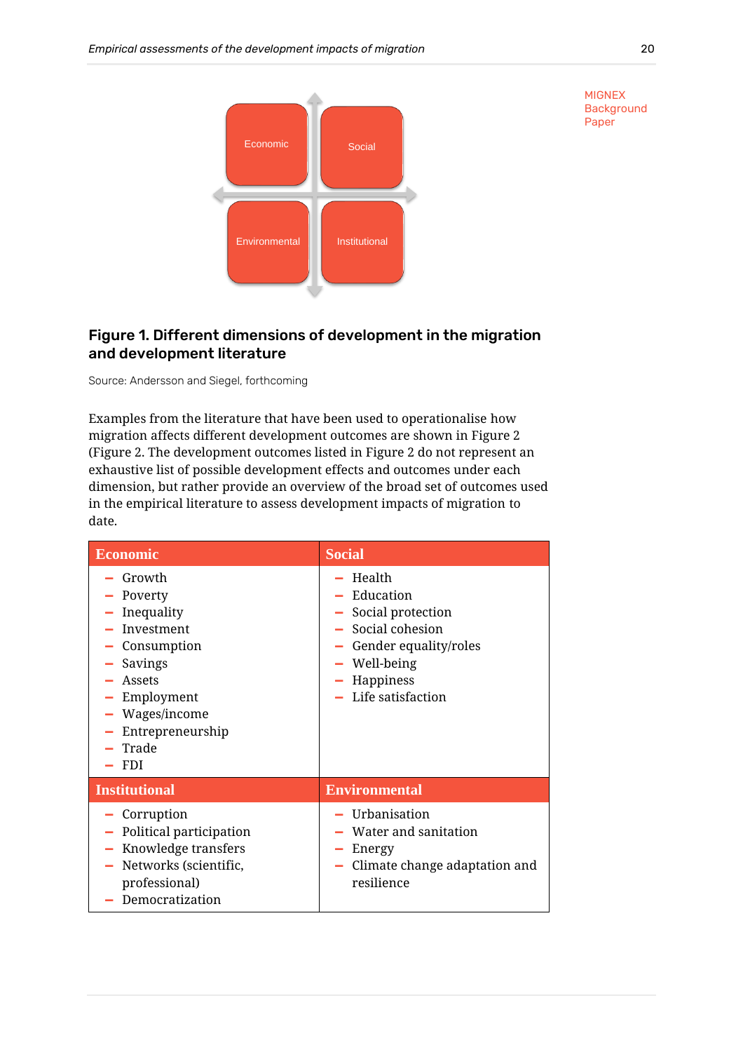Economic | Social
Environmental | Institutional

**Figure 1. Different dimensions of development in the migration and development literature**

Source: Andersson and Siegel, forthcoming

Examples from the literature that have been used to operationalise how migration affects different development outcomes are shown in Figure 2 (Figure 2. The development outcomes listed in Figure 2 do not represent an exhaustive list of possible development effects and outcomes under each dimension, but rather provide an overview of the broad set of outcomes used in the empirical literature to assess development impacts of migration to date.

| Economic | Social |
|---|---|
| – Growth<br>– Poverty<br>– Inequality<br>– Investment<br>– Consumption<br>– Savings<br>– Assets<br>– Employment<br>– Wages/income<br>– Entrepreneurship<br>– Trade<br>– FDI | – Health<br>– Education<br>– Social protection<br>– Social cohesion<br>– Gender equality/roles<br>– Well-being<br>– Happiness<br>– Life satisfaction |
| **Institutional** | **Environmental** |
| – Corruption<br>– Political participation<br>– Knowledge transfers<br>– Networks (scientific, professional)<br>– Democratization | – Urbanisation<br>– Water and sanitation<br>– Energy<br>– Climate change adaptation and resilience |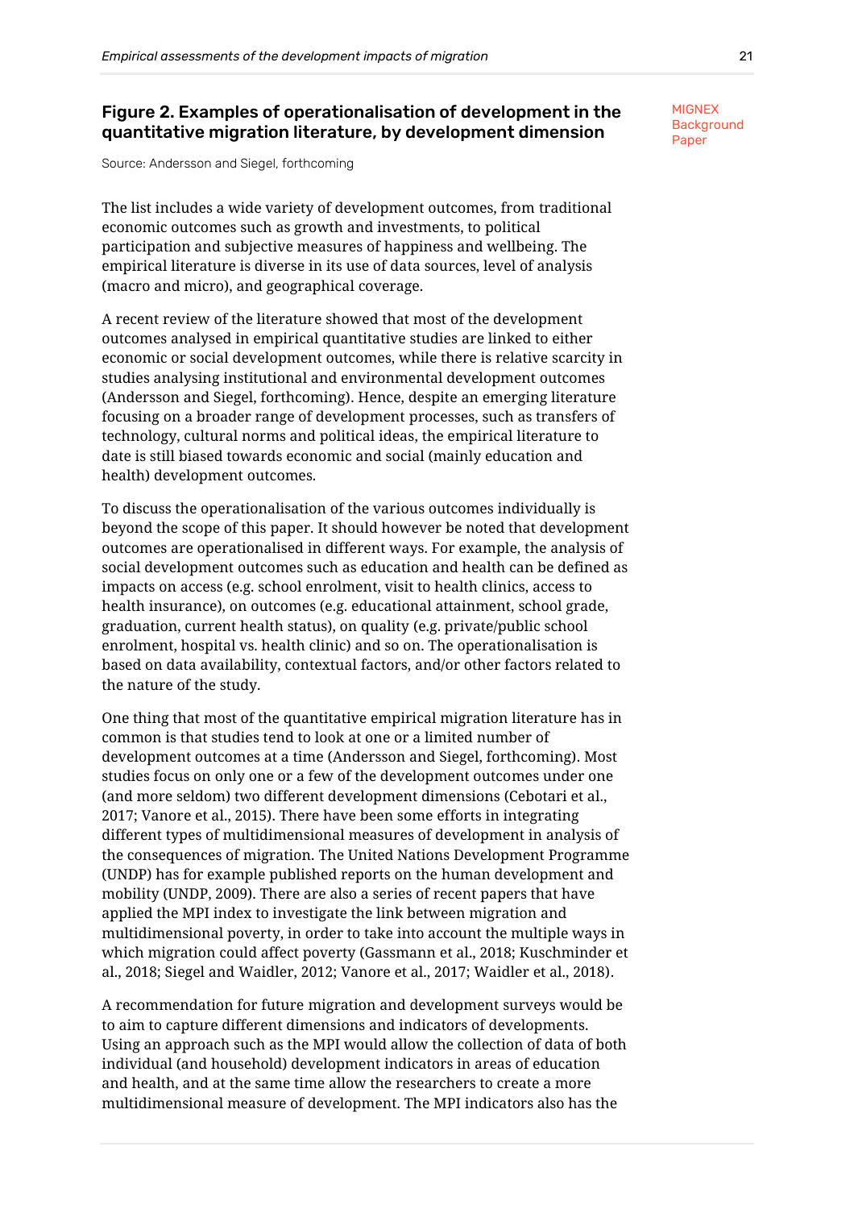**Figure 2. Examples of operationalisation of development in the quantitative migration literature, by development dimension**

Source: Andersson and Siegel, forthcoming

The list includes a wide variety of development outcomes, from traditional economic outcomes such as growth and investments, to political participation and subjective measures of happiness and wellbeing. The empirical literature is diverse in its use of data sources, level of analysis (macro and micro), and geographical coverage.

A recent review of the literature showed that most of the development outcomes analysed in empirical quantitative studies are linked to either economic or social development outcomes, while there is relative scarcity in studies analysing institutional and environmental development outcomes (Andersson and Siegel, forthcoming). Hence, despite an emerging literature focusing on a broader range of development processes, such as transfers of technology, cultural norms and political ideas, the empirical literature to date is still biased towards economic and social (mainly education and health) development outcomes.

To discuss the operationalisation of the various outcomes individually is beyond the scope of this paper. It should however be noted that development outcomes are operationalised in different ways. For example, the analysis of social development outcomes such as education and health can be defined as impacts on access (e.g. school enrolment, visit to health clinics, access to health insurance), on outcomes (e.g. educational attainment, school grade, graduation, current health status), on quality (e.g. private/public school enrolment, hospital vs. health clinic) and so on. The operationalisation is based on data availability, contextual factors, and/or other factors related to the nature of the study.

One thing that most of the quantitative empirical migration literature has in common is that studies tend to look at one or a limited number of development outcomes at a time (Andersson and Siegel, forthcoming). Most studies focus on only one or a few of the development outcomes under one (and more seldom) two different development dimensions (Cebotari et al., 2017; Vanore et al., 2015). There have been some efforts in integrating different types of multidimensional measures of development in analysis of the consequences of migration. The United Nations Development Programme (UNDP) has for example published reports on the human development and mobility (UNDP, 2009). There are also a series of recent papers that have applied the MPI index to investigate the link between migration and multidimensional poverty, in order to take into account the multiple ways in which migration could affect poverty (Gassmann et al., 2018; Kuschminder et al., 2018; Siegel and Waidler, 2012; Vanore et al., 2017; Waidler et al., 2018).

A recommendation for future migration and development surveys would be to aim to capture different dimensions and indicators of developments. Using an approach such as the MPI would allow the collection of data of both individual (and household) development indicators in areas of education and health, and at the same time allow the researchers to create a more multidimensional measure of development. The MPI indicators also has the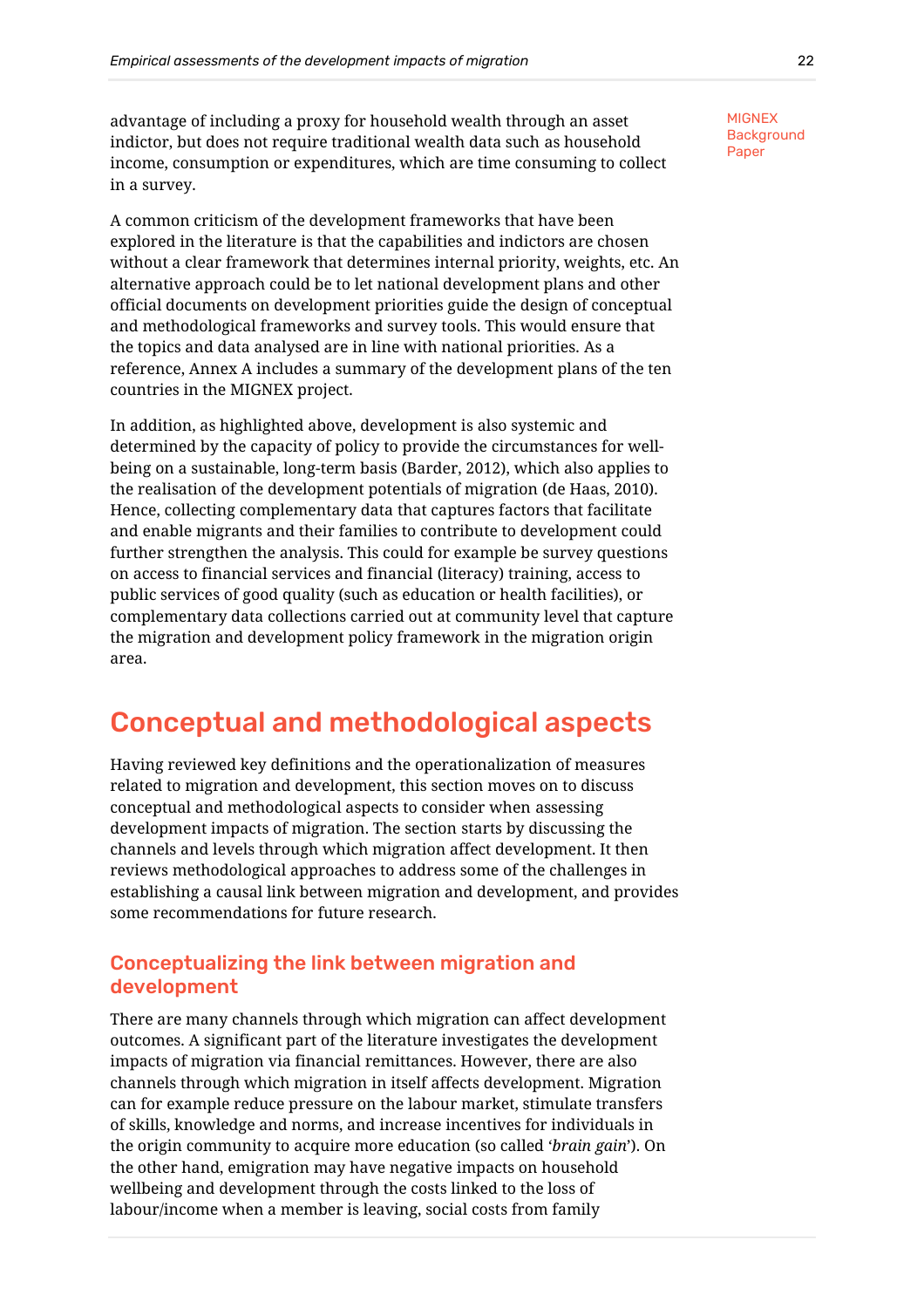advantage of including a proxy for household wealth through an asset indictor, but does not require traditional wealth data such as household income, consumption or expenditures, which are time consuming to collect in a survey.

A common criticism of the development frameworks that have been explored in the literature is that the capabilities and indictors are chosen without a clear framework that determines internal priority, weights, etc. An alternative approach could be to let national development plans and other official documents on development priorities guide the design of conceptual and methodological frameworks and survey tools. This would ensure that the topics and data analysed are in line with national priorities. As a reference, Annex A includes a summary of the development plans of the ten countries in the MIGNEX project.

In addition, as highlighted above, development is also systemic and determined by the capacity of policy to provide the circumstances for well-being on a sustainable, long-term basis (Barder, 2012), which also applies to the realisation of the development potentials of migration (de Haas, 2010). Hence, collecting complementary data that captures factors that facilitate and enable migrants and their families to contribute to development could further strengthen the analysis. This could for example be survey questions on access to financial services and financial (literacy) training, access to public services of good quality (such as education or health facilities), or complementary data collections carried out at community level that capture the migration and development policy framework in the migration origin area.

# Conceptual and methodological aspects

Having reviewed key definitions and the operationalization of measures related to migration and development, this section moves on to discuss conceptual and methodological aspects to consider when assessing development impacts of migration. The section starts by discussing the channels and levels through which migration affect development. It then reviews methodological approaches to address some of the challenges in establishing a causal link between migration and development, and provides some recommendations for future research.

## Conceptualizing the link between migration and development

There are many channels through which migration can affect development outcomes. A significant part of the literature investigates the development impacts of migration via financial remittances. However, there are also channels through which migration in itself affects development. Migration can for example reduce pressure on the labour market, stimulate transfers of skills, knowledge and norms, and increase incentives for individuals in the origin community to acquire more education (so called '*brain gain*'). On the other hand, emigration may have negative impacts on household wellbeing and development through the costs linked to the loss of labour/income when a member is leaving, social costs from family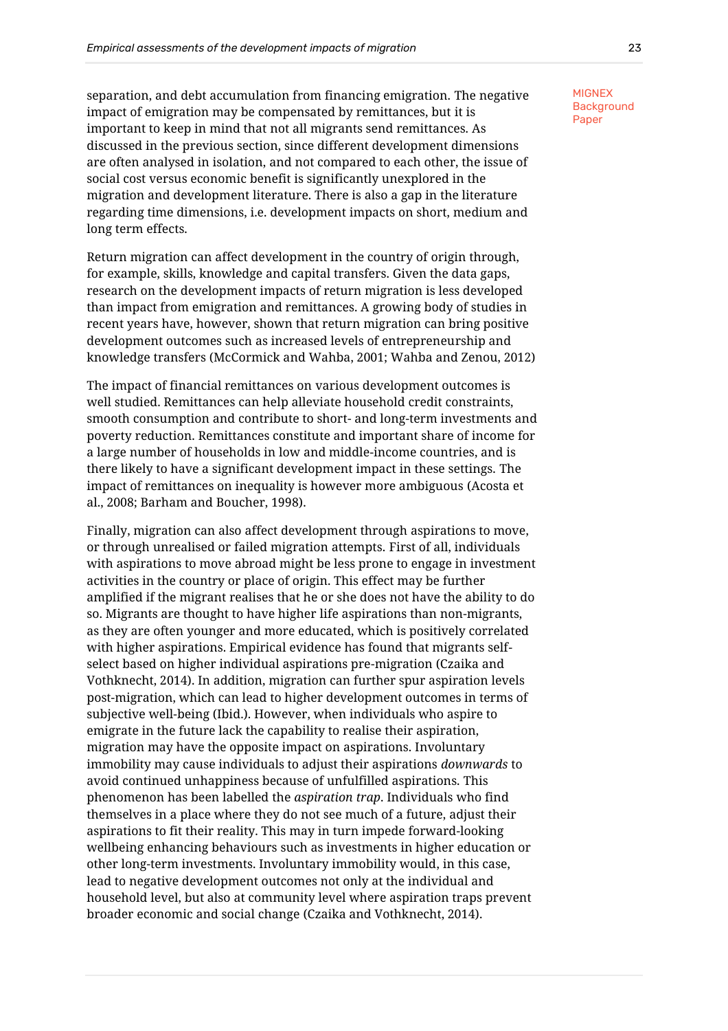separation, and debt accumulation from financing emigration. The negative impact of emigration may be compensated by remittances, but it is important to keep in mind that not all migrants send remittances. As discussed in the previous section, since different development dimensions are often analysed in isolation, and not compared to each other, the issue of social cost versus economic benefit is significantly unexplored in the migration and development literature. There is also a gap in the literature regarding time dimensions, i.e. development impacts on short, medium and long term effects.

Return migration can affect development in the country of origin through, for example, skills, knowledge and capital transfers. Given the data gaps, research on the development impacts of return migration is less developed than impact from emigration and remittances. A growing body of studies in recent years have, however, shown that return migration can bring positive development outcomes such as increased levels of entrepreneurship and knowledge transfers (McCormick and Wahba, 2001; Wahba and Zenou, 2012)

The impact of financial remittances on various development outcomes is well studied. Remittances can help alleviate household credit constraints, smooth consumption and contribute to short- and long-term investments and poverty reduction. Remittances constitute and important share of income for a large number of households in low and middle-income countries, and is there likely to have a significant development impact in these settings. The impact of remittances on inequality is however more ambiguous (Acosta et al., 2008; Barham and Boucher, 1998).

Finally, migration can also affect development through aspirations to move, or through unrealised or failed migration attempts. First of all, individuals with aspirations to move abroad might be less prone to engage in investment activities in the country or place of origin. This effect may be further amplified if the migrant realises that he or she does not have the ability to do so. Migrants are thought to have higher life aspirations than non-migrants, as they are often younger and more educated, which is positively correlated with higher aspirations. Empirical evidence has found that migrants self-select based on higher individual aspirations pre-migration (Czaika and Vothknecht, 2014). In addition, migration can further spur aspiration levels post-migration, which can lead to higher development outcomes in terms of subjective well-being (Ibid.). However, when individuals who aspire to emigrate in the future lack the capability to realise their aspiration, migration may have the opposite impact on aspirations. Involuntary immobility may cause individuals to adjust their aspirations *downwards* to avoid continued unhappiness because of unfulfilled aspirations. This phenomenon has been labelled the *aspiration trap*. Individuals who find themselves in a place where they do not see much of a future, adjust their aspirations to fit their reality. This may in turn impede forward-looking wellbeing enhancing behaviours such as investments in higher education or other long-term investments. Involuntary immobility would, in this case, lead to negative development outcomes not only at the individual and household level, but also at community level where aspiration traps prevent broader economic and social change (Czaika and Vothknecht, 2014).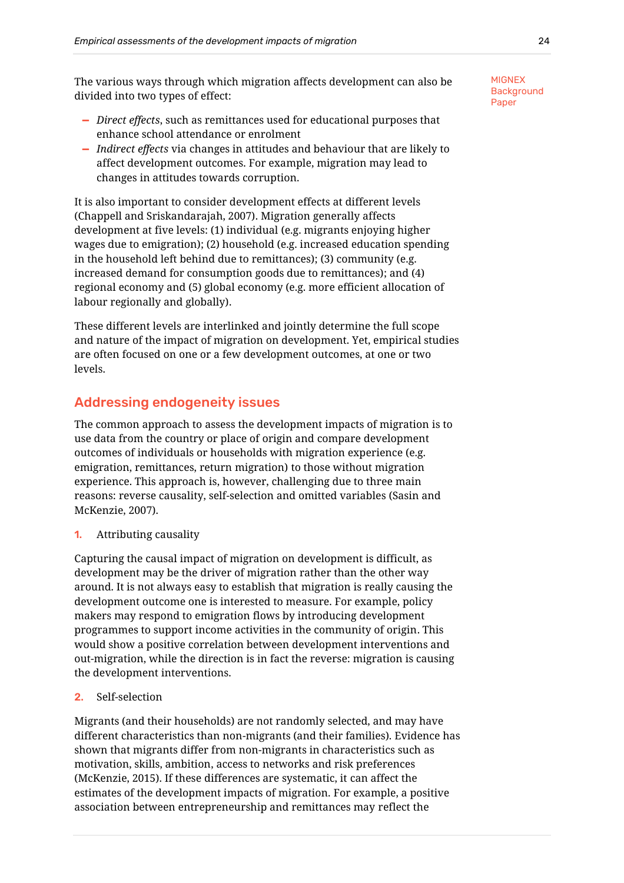The various ways through which migration affects development can also be divided into two types of effect:

- *Direct effects*, such as remittances used for educational purposes that enhance school attendance or enrolment
- *Indirect effects* via changes in attitudes and behaviour that are likely to affect development outcomes. For example, migration may lead to changes in attitudes towards corruption.

It is also important to consider development effects at different levels (Chappell and Sriskandarajah, 2007). Migration generally affects development at five levels: (1) individual (e.g. migrants enjoying higher wages due to emigration); (2) household (e.g. increased education spending in the household left behind due to remittances); (3) community (e.g. increased demand for consumption goods due to remittances); and (4) regional economy and (5) global economy (e.g. more efficient allocation of labour regionally and globally).

These different levels are interlinked and jointly determine the full scope and nature of the impact of migration on development. Yet, empirical studies are often focused on one or a few development outcomes, at one or two levels.

## Addressing endogeneity issues

The common approach to assess the development impacts of migration is to use data from the country or place of origin and compare development outcomes of individuals or households with migration experience (e.g. emigration, remittances, return migration) to those without migration experience. This approach is, however, challenging due to three main reasons: reverse causality, self-selection and omitted variables (Sasin and McKenzie, 2007).

1. Attributing causality

Capturing the causal impact of migration on development is difficult, as development may be the driver of migration rather than the other way around. It is not always easy to establish that migration is really causing the development outcome one is interested to measure. For example, policy makers may respond to emigration flows by introducing development programmes to support income activities in the community of origin. This would show a positive correlation between development interventions and out-migration, while the direction is in fact the reverse: migration is causing the development interventions.

2. Self-selection

Migrants (and their households) are not randomly selected, and may have different characteristics than non-migrants (and their families). Evidence has shown that migrants differ from non-migrants in characteristics such as motivation, skills, ambition, access to networks and risk preferences (McKenzie, 2015). If these differences are systematic, it can affect the estimates of the development impacts of migration. For example, a positive association between entrepreneurship and remittances may reflect the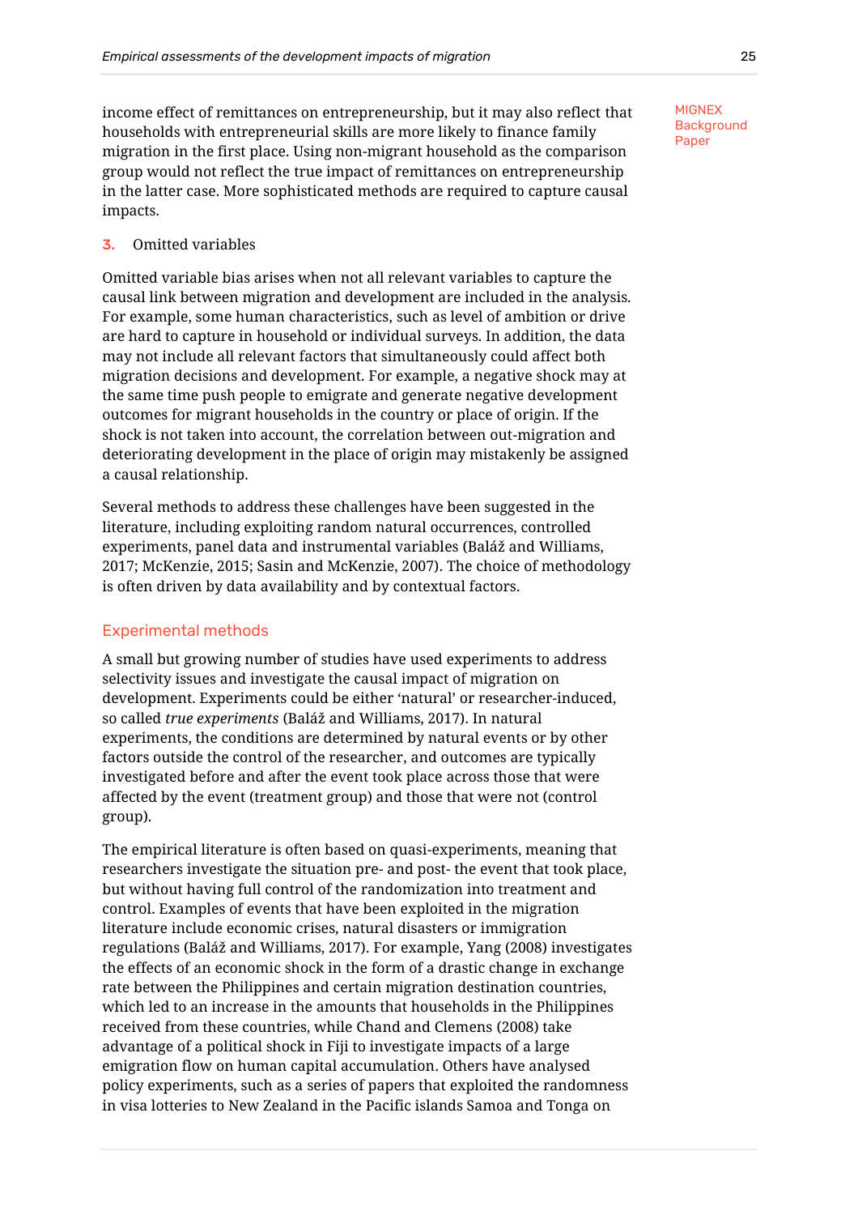income effect of remittances on entrepreneurship, but it may also reflect that households with entrepreneurial skills are more likely to finance family migration in the first place. Using non-migrant household as the comparison group would not reflect the true impact of remittances on entrepreneurship in the latter case. More sophisticated methods are required to capture causal impacts.

3. Omitted variables

Omitted variable bias arises when not all relevant variables to capture the causal link between migration and development are included in the analysis. For example, some human characteristics, such as level of ambition or drive are hard to capture in household or individual surveys. In addition, the data may not include all relevant factors that simultaneously could affect both migration decisions and development. For example, a negative shock may at the same time push people to emigrate and generate negative development outcomes for migrant households in the country or place of origin. If the shock is not taken into account, the correlation between out-migration and deteriorating development in the place of origin may mistakenly be assigned a causal relationship.

Several methods to address these challenges have been suggested in the literature, including exploiting random natural occurrences, controlled experiments, panel data and instrumental variables (Baláž and Williams, 2017; McKenzie, 2015; Sasin and McKenzie, 2007). The choice of methodology is often driven by data availability and by contextual factors.

### Experimental methods

A small but growing number of studies have used experiments to address selectivity issues and investigate the causal impact of migration on development. Experiments could be either 'natural' or researcher-induced, so called *true experiments* (Baláž and Williams, 2017). In natural experiments, the conditions are determined by natural events or by other factors outside the control of the researcher, and outcomes are typically investigated before and after the event took place across those that were affected by the event (treatment group) and those that were not (control group).

The empirical literature is often based on quasi-experiments, meaning that researchers investigate the situation pre- and post- the event that took place, but without having full control of the randomization into treatment and control. Examples of events that have been exploited in the migration literature include economic crises, natural disasters or immigration regulations (Baláž and Williams, 2017). For example, Yang (2008) investigates the effects of an economic shock in the form of a drastic change in exchange rate between the Philippines and certain migration destination countries, which led to an increase in the amounts that households in the Philippines received from these countries, while Chand and Clemens (2008) take advantage of a political shock in Fiji to investigate impacts of a large emigration flow on human capital accumulation. Others have analysed policy experiments, such as a series of papers that exploited the randomness in visa lotteries to New Zealand in the Pacific islands Samoa and Tonga on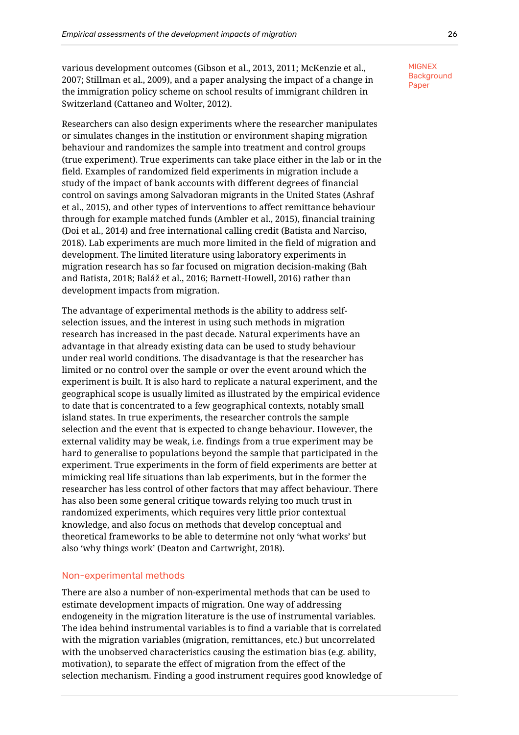various development outcomes (Gibson et al., 2013, 2011; McKenzie et al., 2007; Stillman et al., 2009), and a paper analysing the impact of a change in the immigration policy scheme on school results of immigrant children in Switzerland (Cattaneo and Wolter, 2012).

Researchers can also design experiments where the researcher manipulates or simulates changes in the institution or environment shaping migration behaviour and randomizes the sample into treatment and control groups (true experiment). True experiments can take place either in the lab or in the field. Examples of randomized field experiments in migration include a study of the impact of bank accounts with different degrees of financial control on savings among Salvadoran migrants in the United States (Ashraf et al., 2015), and other types of interventions to affect remittance behaviour through for example matched funds (Ambler et al., 2015), financial training (Doi et al., 2014) and free international calling credit (Batista and Narciso, 2018). Lab experiments are much more limited in the field of migration and development. The limited literature using laboratory experiments in migration research has so far focused on migration decision-making (Bah and Batista, 2018; Baláž et al., 2016; Barnett-Howell, 2016) rather than development impacts from migration.

The advantage of experimental methods is the ability to address self-selection issues, and the interest in using such methods in migration research has increased in the past decade. Natural experiments have an advantage in that already existing data can be used to study behaviour under real world conditions. The disadvantage is that the researcher has limited or no control over the sample or over the event around which the experiment is built. It is also hard to replicate a natural experiment, and the geographical scope is usually limited as illustrated by the empirical evidence to date that is concentrated to a few geographical contexts, notably small island states. In true experiments, the researcher controls the sample selection and the event that is expected to change behaviour. However, the external validity may be weak, i.e. findings from a true experiment may be hard to generalise to populations beyond the sample that participated in the experiment. True experiments in the form of field experiments are better at mimicking real life situations than lab experiments, but in the former the researcher has less control of other factors that may affect behaviour. There has also been some general critique towards relying too much trust in randomized experiments, which requires very little prior contextual knowledge, and also focus on methods that develop conceptual and theoretical frameworks to be able to determine not only 'what works' but also 'why things work' (Deaton and Cartwright, 2018).

### Non-experimental methods

There are also a number of non-experimental methods that can be used to estimate development impacts of migration. One way of addressing endogeneity in the migration literature is the use of instrumental variables. The idea behind instrumental variables is to find a variable that is correlated with the migration variables (migration, remittances, etc.) but uncorrelated with the unobserved characteristics causing the estimation bias (e.g. ability, motivation), to separate the effect of migration from the effect of the selection mechanism. Finding a good instrument requires good knowledge of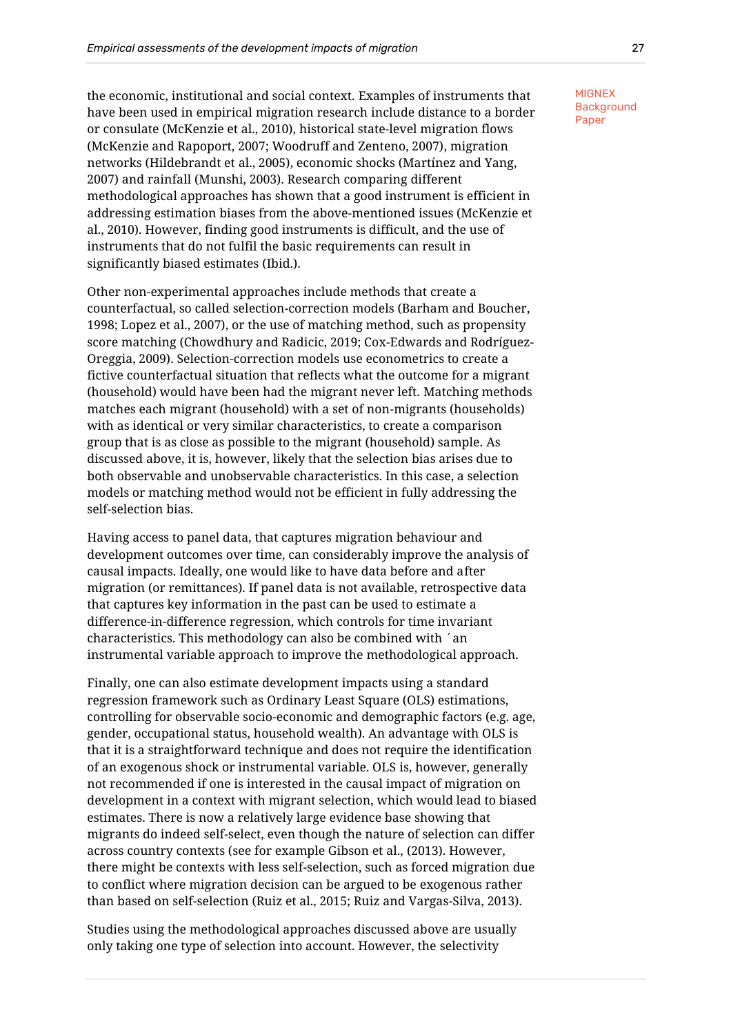the economic, institutional and social context. Examples of instruments that have been used in empirical migration research include distance to a border or consulate (McKenzie et al., 2010), historical state-level migration flows (McKenzie and Rapoport, 2007; Woodruff and Zenteno, 2007), migration networks (Hildebrandt et al., 2005), economic shocks (Martínez and Yang, 2007) and rainfall (Munshi, 2003). Research comparing different methodological approaches has shown that a good instrument is efficient in addressing estimation biases from the above-mentioned issues (McKenzie et al., 2010). However, finding good instruments is difficult, and the use of instruments that do not fulfil the basic requirements can result in significantly biased estimates (Ibid.).

Other non-experimental approaches include methods that create a counterfactual, so called selection-correction models (Barham and Boucher, 1998; Lopez et al., 2007), or the use of matching method, such as propensity score matching (Chowdhury and Radicic, 2019; Cox-Edwards and Rodríguez-Oreggia, 2009). Selection-correction models use econometrics to create a fictive counterfactual situation that reflects what the outcome for a migrant (household) would have been had the migrant never left. Matching methods matches each migrant (household) with a set of non-migrants (households) with as identical or very similar characteristics, to create a comparison group that is as close as possible to the migrant (household) sample. As discussed above, it is, however, likely that the selection bias arises due to both observable and unobservable characteristics. In this case, a selection models or matching method would not be efficient in fully addressing the self-selection bias.

Having access to panel data, that captures migration behaviour and development outcomes over time, can considerably improve the analysis of causal impacts. Ideally, one would like to have data before and after migration (or remittances). If panel data is not available, retrospective data that captures key information in the past can be used to estimate a difference-in-difference regression, which controls for time invariant characteristics. This methodology can also be combined with ´an instrumental variable approach to improve the methodological approach.

Finally, one can also estimate development impacts using a standard regression framework such as Ordinary Least Square (OLS) estimations, controlling for observable socio-economic and demographic factors (e.g. age, gender, occupational status, household wealth). An advantage with OLS is that it is a straightforward technique and does not require the identification of an exogenous shock or instrumental variable. OLS is, however, generally not recommended if one is interested in the causal impact of migration on development in a context with migrant selection, which would lead to biased estimates. There is now a relatively large evidence base showing that migrants do indeed self-select, even though the nature of selection can differ across country contexts (see for example Gibson et al., (2013). However, there might be contexts with less self-selection, such as forced migration due to conflict where migration decision can be argued to be exogenous rather than based on self-selection (Ruiz et al., 2015; Ruiz and Vargas-Silva, 2013).

Studies using the methodological approaches discussed above are usually only taking one type of selection into account. However, the selectivity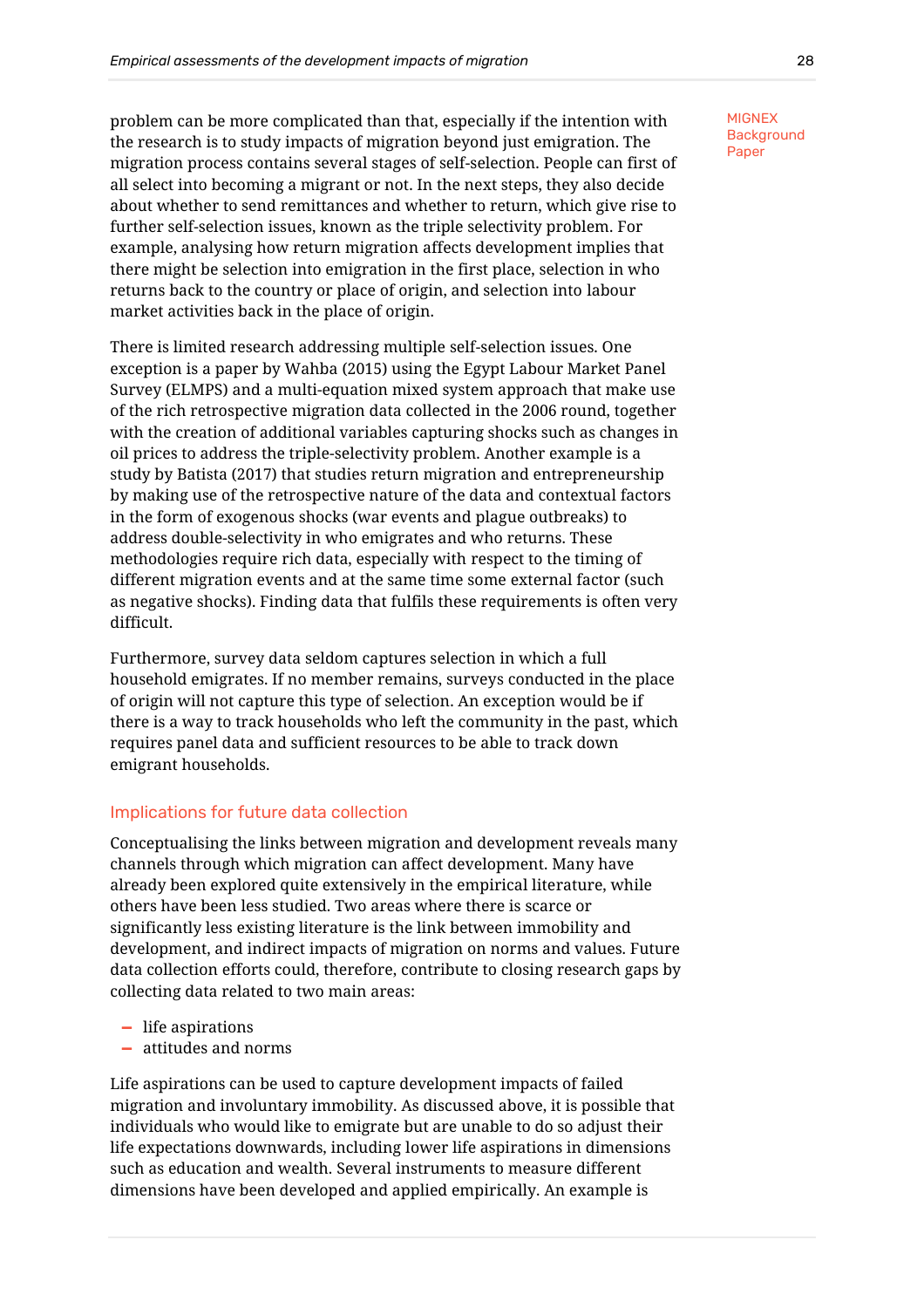problem can be more complicated than that, especially if the intention with the research is to study impacts of migration beyond just emigration. The migration process contains several stages of self-selection. People can first of all select into becoming a migrant or not. In the next steps, they also decide about whether to send remittances and whether to return, which give rise to further self-selection issues, known as the triple selectivity problem. For example, analysing how return migration affects development implies that there might be selection into emigration in the first place, selection in who returns back to the country or place of origin, and selection into labour market activities back in the place of origin.

There is limited research addressing multiple self-selection issues. One exception is a paper by Wahba (2015) using the Egypt Labour Market Panel Survey (ELMPS) and a multi-equation mixed system approach that make use of the rich retrospective migration data collected in the 2006 round, together with the creation of additional variables capturing shocks such as changes in oil prices to address the triple-selectivity problem. Another example is a study by Batista (2017) that studies return migration and entrepreneurship by making use of the retrospective nature of the data and contextual factors in the form of exogenous shocks (war events and plague outbreaks) to address double-selectivity in who emigrates and who returns. These methodologies require rich data, especially with respect to the timing of different migration events and at the same time some external factor (such as negative shocks). Finding data that fulfils these requirements is often very difficult.

Furthermore, survey data seldom captures selection in which a full household emigrates. If no member remains, surveys conducted in the place of origin will not capture this type of selection. An exception would be if there is a way to track households who left the community in the past, which requires panel data and sufficient resources to be able to track down emigrant households.

### Implications for future data collection

Conceptualising the links between migration and development reveals many channels through which migration can affect development. Many have already been explored quite extensively in the empirical literature, while others have been less studied. Two areas where there is scarce or significantly less existing literature is the link between immobility and development, and indirect impacts of migration on norms and values. Future data collection efforts could, therefore, contribute to closing research gaps by collecting data related to two main areas:

- life aspirations
- attitudes and norms

Life aspirations can be used to capture development impacts of failed migration and involuntary immobility. As discussed above, it is possible that individuals who would like to emigrate but are unable to do so adjust their life expectations downwards, including lower life aspirations in dimensions such as education and wealth. Several instruments to measure different dimensions have been developed and applied empirically. An example is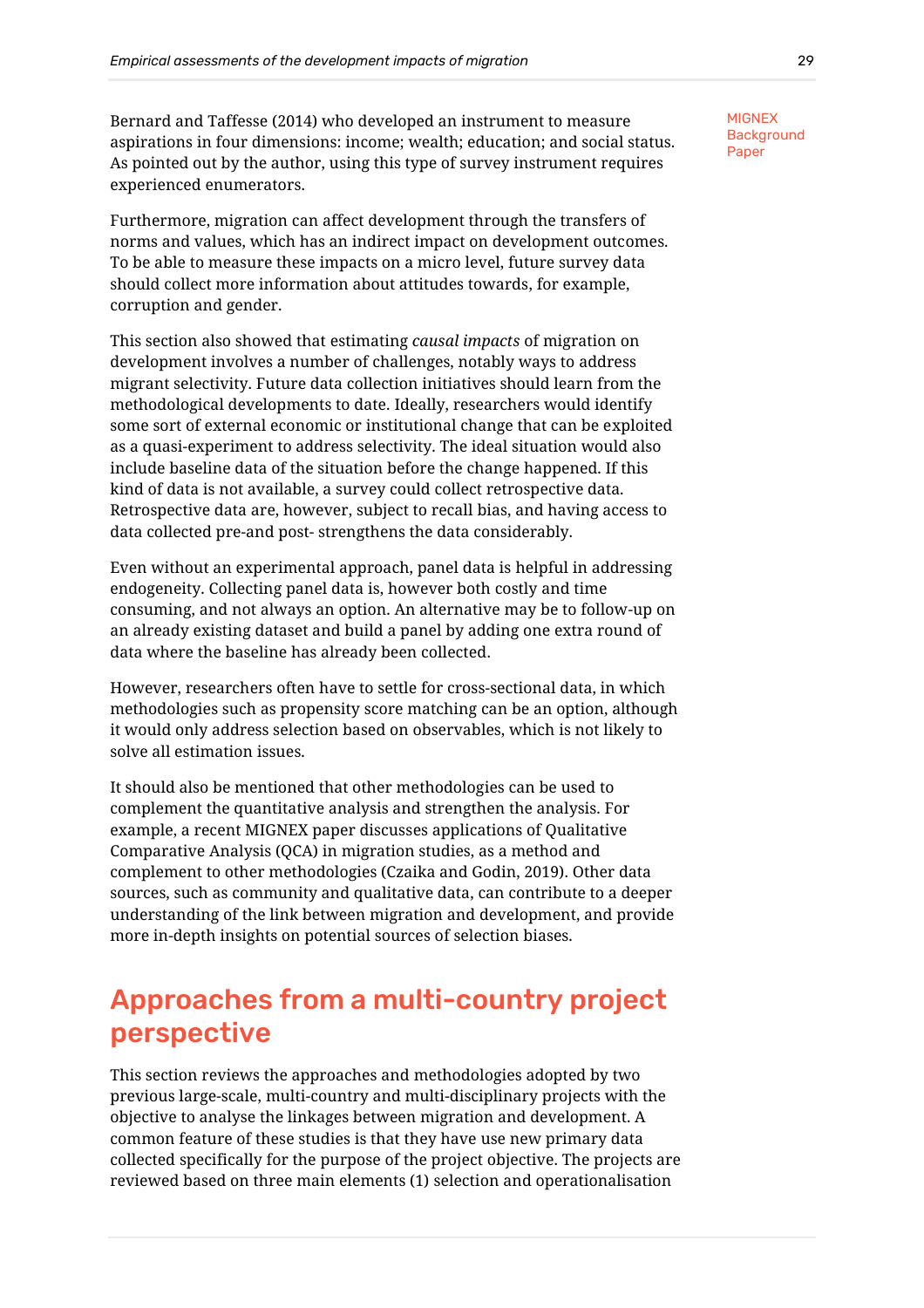Bernard and Taffesse (2014) who developed an instrument to measure aspirations in four dimensions: income; wealth; education; and social status. As pointed out by the author, using this type of survey instrument requires experienced enumerators.

Furthermore, migration can affect development through the transfers of norms and values, which has an indirect impact on development outcomes. To be able to measure these impacts on a micro level, future survey data should collect more information about attitudes towards, for example, corruption and gender.

This section also showed that estimating *causal impacts* of migration on development involves a number of challenges, notably ways to address migrant selectivity. Future data collection initiatives should learn from the methodological developments to date. Ideally, researchers would identify some sort of external economic or institutional change that can be exploited as a quasi-experiment to address selectivity. The ideal situation would also include baseline data of the situation before the change happened. If this kind of data is not available, a survey could collect retrospective data. Retrospective data are, however, subject to recall bias, and having access to data collected pre-and post- strengthens the data considerably.

Even without an experimental approach, panel data is helpful in addressing endogeneity. Collecting panel data is, however both costly and time consuming, and not always an option. An alternative may be to follow-up on an already existing dataset and build a panel by adding one extra round of data where the baseline has already been collected.

However, researchers often have to settle for cross-sectional data, in which methodologies such as propensity score matching can be an option, although it would only address selection based on observables, which is not likely to solve all estimation issues.

It should also be mentioned that other methodologies can be used to complement the quantitative analysis and strengthen the analysis. For example, a recent MIGNEX paper discusses applications of Qualitative Comparative Analysis (QCA) in migration studies, as a method and complement to other methodologies (Czaika and Godin, 2019). Other data sources, such as community and qualitative data, can contribute to a deeper understanding of the link between migration and development, and provide more in-depth insights on potential sources of selection biases.

## Approaches from a multi-country project perspective

This section reviews the approaches and methodologies adopted by two previous large-scale, multi-country and multi-disciplinary projects with the objective to analyse the linkages between migration and development. A common feature of these studies is that they have use new primary data collected specifically for the purpose of the project objective. The projects are reviewed based on three main elements (1) selection and operationalisation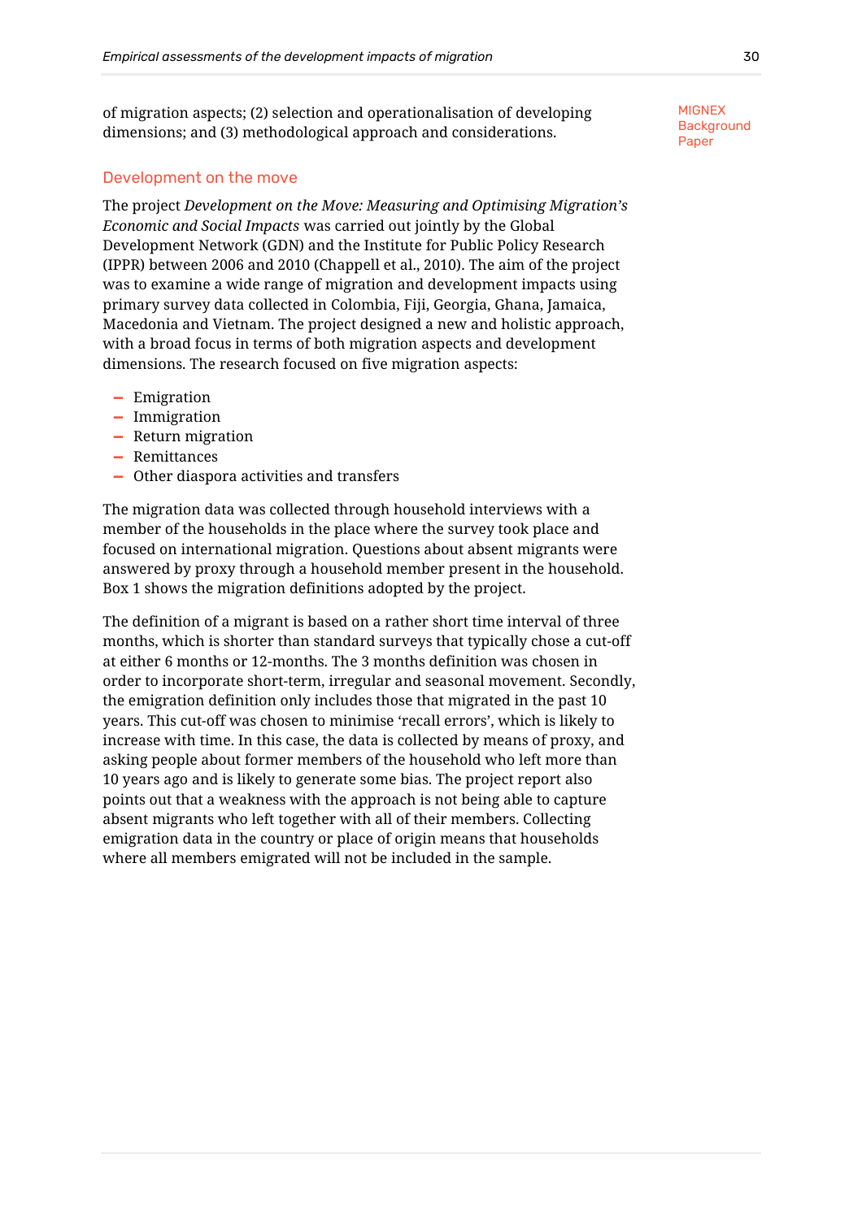of migration aspects; (2) selection and operationalisation of developing dimensions; and (3) methodological approach and considerations.

### Development on the move

The project *Development on the Move: Measuring and Optimising Migration's Economic and Social Impacts* was carried out jointly by the Global Development Network (GDN) and the Institute for Public Policy Research (IPPR) between 2006 and 2010 (Chappell et al., 2010). The aim of the project was to examine a wide range of migration and development impacts using primary survey data collected in Colombia, Fiji, Georgia, Ghana, Jamaica, Macedonia and Vietnam. The project designed a new and holistic approach, with a broad focus in terms of both migration aspects and development dimensions. The research focused on five migration aspects:

- Emigration
- Immigration
- Return migration
- Remittances
- Other diaspora activities and transfers

The migration data was collected through household interviews with a member of the households in the place where the survey took place and focused on international migration. Questions about absent migrants were answered by proxy through a household member present in the household. Box 1 shows the migration definitions adopted by the project.

The definition of a migrant is based on a rather short time interval of three months, which is shorter than standard surveys that typically chose a cut-off at either 6 months or 12-months. The 3 months definition was chosen in order to incorporate short-term, irregular and seasonal movement. Secondly, the emigration definition only includes those that migrated in the past 10 years. This cut-off was chosen to minimise 'recall errors', which is likely to increase with time. In this case, the data is collected by means of proxy, and asking people about former members of the household who left more than 10 years ago and is likely to generate some bias. The project report also points out that a weakness with the approach is not being able to capture absent migrants who left together with all of their members. Collecting emigration data in the country or place of origin means that households where all members emigrated will not be included in the sample.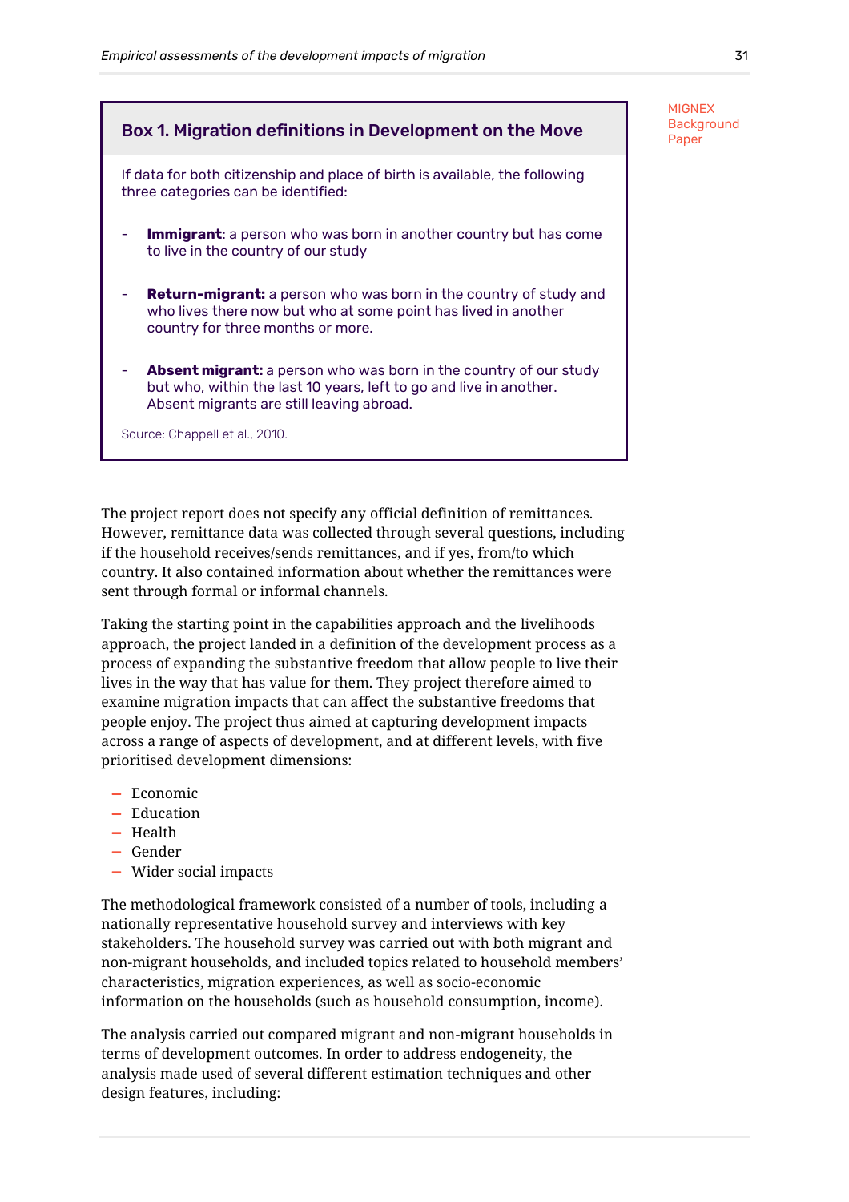### Box 1. Migration definitions in Development on the Move

If data for both citizenship and place of birth is available, the following three categories can be identified:

- **Immigrant**: a person who was born in another country but has come to live in the country of our study
- **Return-migrant:** a person who was born in the country of study and who lives there now but who at some point has lived in another country for three months or more.
- **Absent migrant:** a person who was born in the country of our study but who, within the last 10 years, left to go and live in another. Absent migrants are still leaving abroad.

Source: Chappell et al., 2010.

The project report does not specify any official definition of remittances. However, remittance data was collected through several questions, including if the household receives/sends remittances, and if yes, from/to which country. It also contained information about whether the remittances were sent through formal or informal channels.

Taking the starting point in the capabilities approach and the livelihoods approach, the project landed in a definition of the development process as a process of expanding the substantive freedom that allow people to live their lives in the way that has value for them. They project therefore aimed to examine migration impacts that can affect the substantive freedoms that people enjoy. The project thus aimed at capturing development impacts across a range of aspects of development, and at different levels, with five prioritised development dimensions:

- Economic
- Education
- Health
- Gender
- Wider social impacts

The methodological framework consisted of a number of tools, including a nationally representative household survey and interviews with key stakeholders. The household survey was carried out with both migrant and non-migrant households, and included topics related to household members' characteristics, migration experiences, as well as socio-economic information on the households (such as household consumption, income).

The analysis carried out compared migrant and non-migrant households in terms of development outcomes. In order to address endogeneity, the analysis made used of several different estimation techniques and other design features, including: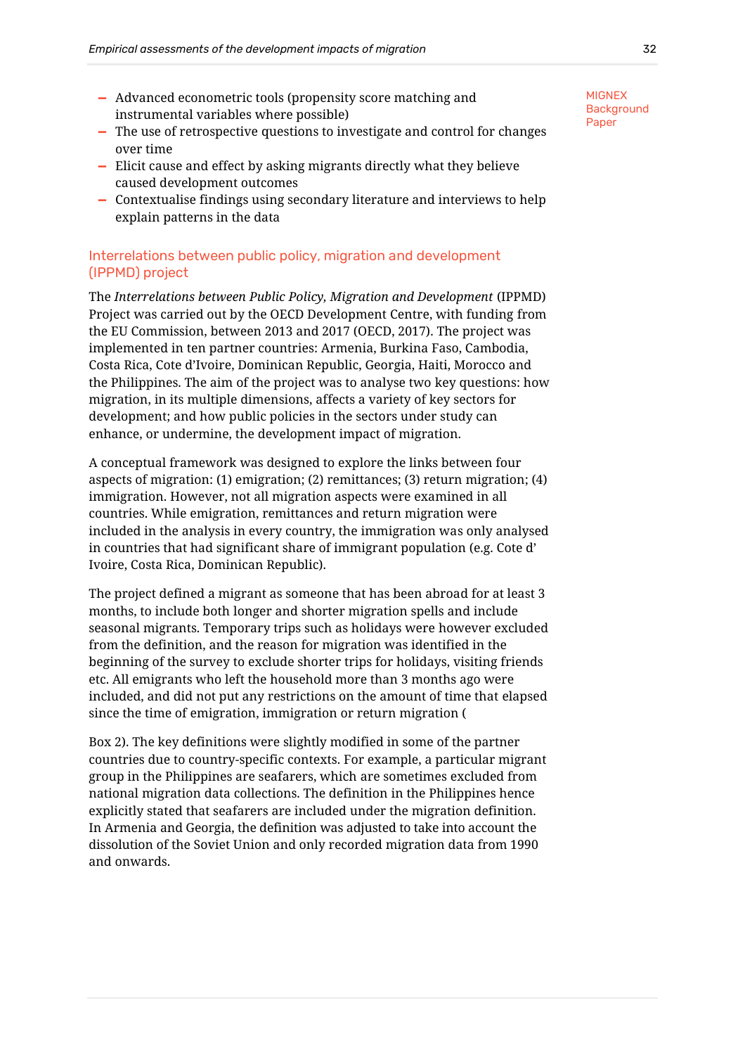- Advanced econometric tools (propensity score matching and instrumental variables where possible)
- The use of retrospective questions to investigate and control for changes over time
- Elicit cause and effect by asking migrants directly what they believe caused development outcomes
- Contextualise findings using secondary literature and interviews to help explain patterns in the data

### Interrelations between public policy, migration and development (IPPMD) project

The *Interrelations between Public Policy, Migration and Development* (IPPMD) Project was carried out by the OECD Development Centre, with funding from the EU Commission, between 2013 and 2017 (OECD, 2017). The project was implemented in ten partner countries: Armenia, Burkina Faso, Cambodia, Costa Rica, Cote d'Ivoire, Dominican Republic, Georgia, Haiti, Morocco and the Philippines. The aim of the project was to analyse two key questions: how migration, in its multiple dimensions, affects a variety of key sectors for development; and how public policies in the sectors under study can enhance, or undermine, the development impact of migration.

A conceptual framework was designed to explore the links between four aspects of migration: (1) emigration; (2) remittances; (3) return migration; (4) immigration. However, not all migration aspects were examined in all countries. While emigration, remittances and return migration were included in the analysis in every country, the immigration was only analysed in countries that had significant share of immigrant population (e.g. Cote d' Ivoire, Costa Rica, Dominican Republic).

The project defined a migrant as someone that has been abroad for at least 3 months, to include both longer and shorter migration spells and include seasonal migrants. Temporary trips such as holidays were however excluded from the definition, and the reason for migration was identified in the beginning of the survey to exclude shorter trips for holidays, visiting friends etc. All emigrants who left the household more than 3 months ago were included, and did not put any restrictions on the amount of time that elapsed since the time of emigration, immigration or return migration (

Box 2). The key definitions were slightly modified in some of the partner countries due to country-specific contexts. For example, a particular migrant group in the Philippines are seafarers, which are sometimes excluded from national migration data collections. The definition in the Philippines hence explicitly stated that seafarers are included under the migration definition. In Armenia and Georgia, the definition was adjusted to take into account the dissolution of the Soviet Union and only recorded migration data from 1990 and onwards.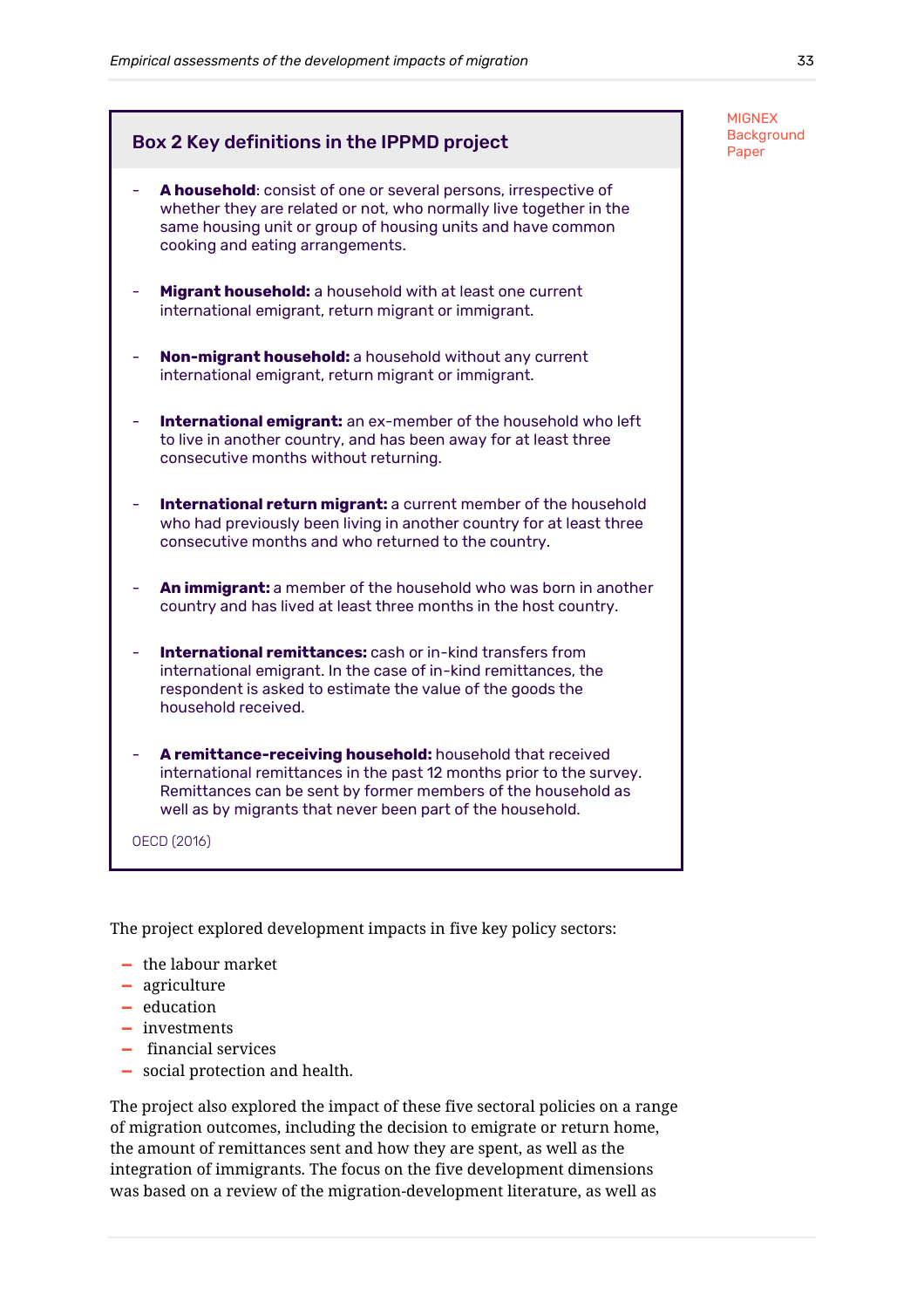### Box 2 Key definitions in the IPPMD project

- **A household**: consist of one or several persons, irrespective of whether they are related or not, who normally live together in the same housing unit or group of housing units and have common cooking and eating arrangements.
- **Migrant household:** a household with at least one current international emigrant, return migrant or immigrant.
- **Non-migrant household:** a household without any current international emigrant, return migrant or immigrant.
- **International emigrant:** an ex-member of the household who left to live in another country, and has been away for at least three consecutive months without returning.
- **International return migrant:** a current member of the household who had previously been living in another country for at least three consecutive months and who returned to the country.
- **An immigrant:** a member of the household who was born in another country and has lived at least three months in the host country.
- **International remittances:** cash or in-kind transfers from international emigrant. In the case of in-kind remittances, the respondent is asked to estimate the value of the goods the household received.
- **A remittance-receiving household:** household that received international remittances in the past 12 months prior to the survey. Remittances can be sent by former members of the household as well as by migrants that never been part of the household.

OECD (2016)

The project explored development impacts in five key policy sectors:

- the labour market
- agriculture
- education
- investments
- financial services
- social protection and health.

The project also explored the impact of these five sectoral policies on a range of migration outcomes, including the decision to emigrate or return home, the amount of remittances sent and how they are spent, as well as the integration of immigrants. The focus on the five development dimensions was based on a review of the migration-development literature, as well as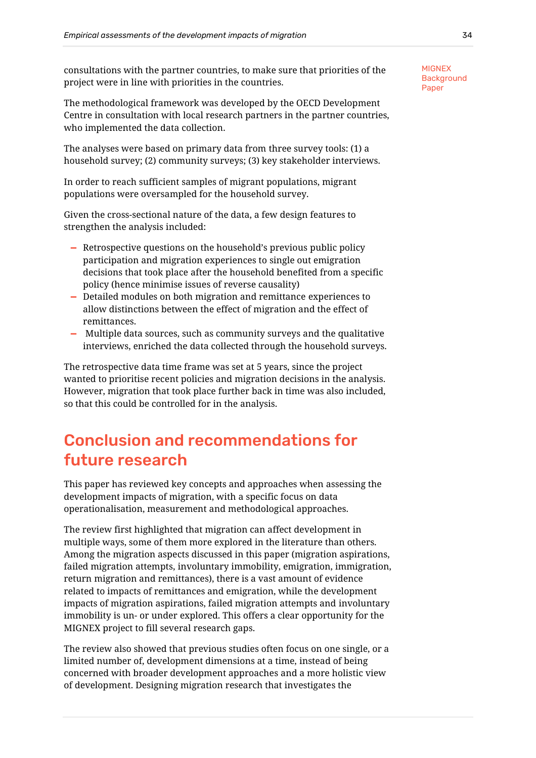consultations with the partner countries, to make sure that priorities of the project were in line with priorities in the countries.

The methodological framework was developed by the OECD Development Centre in consultation with local research partners in the partner countries, who implemented the data collection.

The analyses were based on primary data from three survey tools: (1) a household survey; (2) community surveys; (3) key stakeholder interviews.

In order to reach sufficient samples of migrant populations, migrant populations were oversampled for the household survey.

Given the cross-sectional nature of the data, a few design features to strengthen the analysis included:

- Retrospective questions on the household's previous public policy participation and migration experiences to single out emigration decisions that took place after the household benefited from a specific policy (hence minimise issues of reverse causality)
- Detailed modules on both migration and remittance experiences to allow distinctions between the effect of migration and the effect of remittances.
- Multiple data sources, such as community surveys and the qualitative interviews, enriched the data collected through the household surveys.

The retrospective data time frame was set at 5 years, since the project wanted to prioritise recent policies and migration decisions in the analysis. However, migration that took place further back in time was also included, so that this could be controlled for in the analysis.

## Conclusion and recommendations for future research

This paper has reviewed key concepts and approaches when assessing the development impacts of migration, with a specific focus on data operationalisation, measurement and methodological approaches.

The review first highlighted that migration can affect development in multiple ways, some of them more explored in the literature than others. Among the migration aspects discussed in this paper (migration aspirations, failed migration attempts, involuntary immobility, emigration, immigration, return migration and remittances), there is a vast amount of evidence related to impacts of remittances and emigration, while the development impacts of migration aspirations, failed migration attempts and involuntary immobility is un- or under explored. This offers a clear opportunity for the MIGNEX project to fill several research gaps.

The review also showed that previous studies often focus on one single, or a limited number of, development dimensions at a time, instead of being concerned with broader development approaches and a more holistic view of development. Designing migration research that investigates the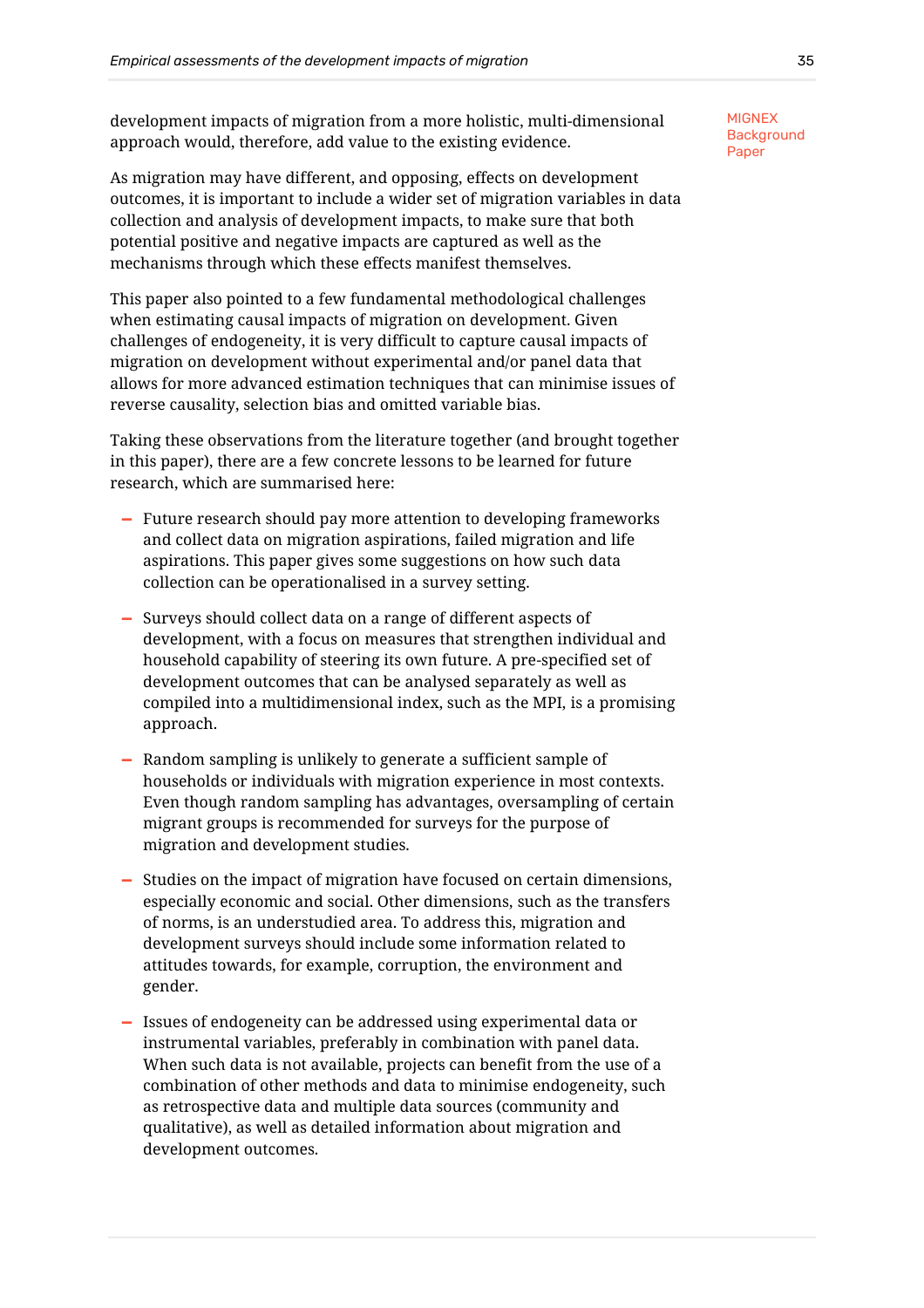development impacts of migration from a more holistic, multi-dimensional approach would, therefore, add value to the existing evidence.

As migration may have different, and opposing, effects on development outcomes, it is important to include a wider set of migration variables in data collection and analysis of development impacts, to make sure that both potential positive and negative impacts are captured as well as the mechanisms through which these effects manifest themselves.

This paper also pointed to a few fundamental methodological challenges when estimating causal impacts of migration on development. Given challenges of endogeneity, it is very difficult to capture causal impacts of migration on development without experimental and/or panel data that allows for more advanced estimation techniques that can minimise issues of reverse causality, selection bias and omitted variable bias.

Taking these observations from the literature together (and brought together in this paper), there are a few concrete lessons to be learned for future research, which are summarised here:

- Future research should pay more attention to developing frameworks and collect data on migration aspirations, failed migration and life aspirations. This paper gives some suggestions on how such data collection can be operationalised in a survey setting.
- Surveys should collect data on a range of different aspects of development, with a focus on measures that strengthen individual and household capability of steering its own future. A pre-specified set of development outcomes that can be analysed separately as well as compiled into a multidimensional index, such as the MPI, is a promising approach.
- Random sampling is unlikely to generate a sufficient sample of households or individuals with migration experience in most contexts. Even though random sampling has advantages, oversampling of certain migrant groups is recommended for surveys for the purpose of migration and development studies.
- Studies on the impact of migration have focused on certain dimensions, especially economic and social. Other dimensions, such as the transfers of norms, is an understudied area. To address this, migration and development surveys should include some information related to attitudes towards, for example, corruption, the environment and gender.
- Issues of endogeneity can be addressed using experimental data or instrumental variables, preferably in combination with panel data. When such data is not available, projects can benefit from the use of a combination of other methods and data to minimise endogeneity, such as retrospective data and multiple data sources (community and qualitative), as well as detailed information about migration and development outcomes.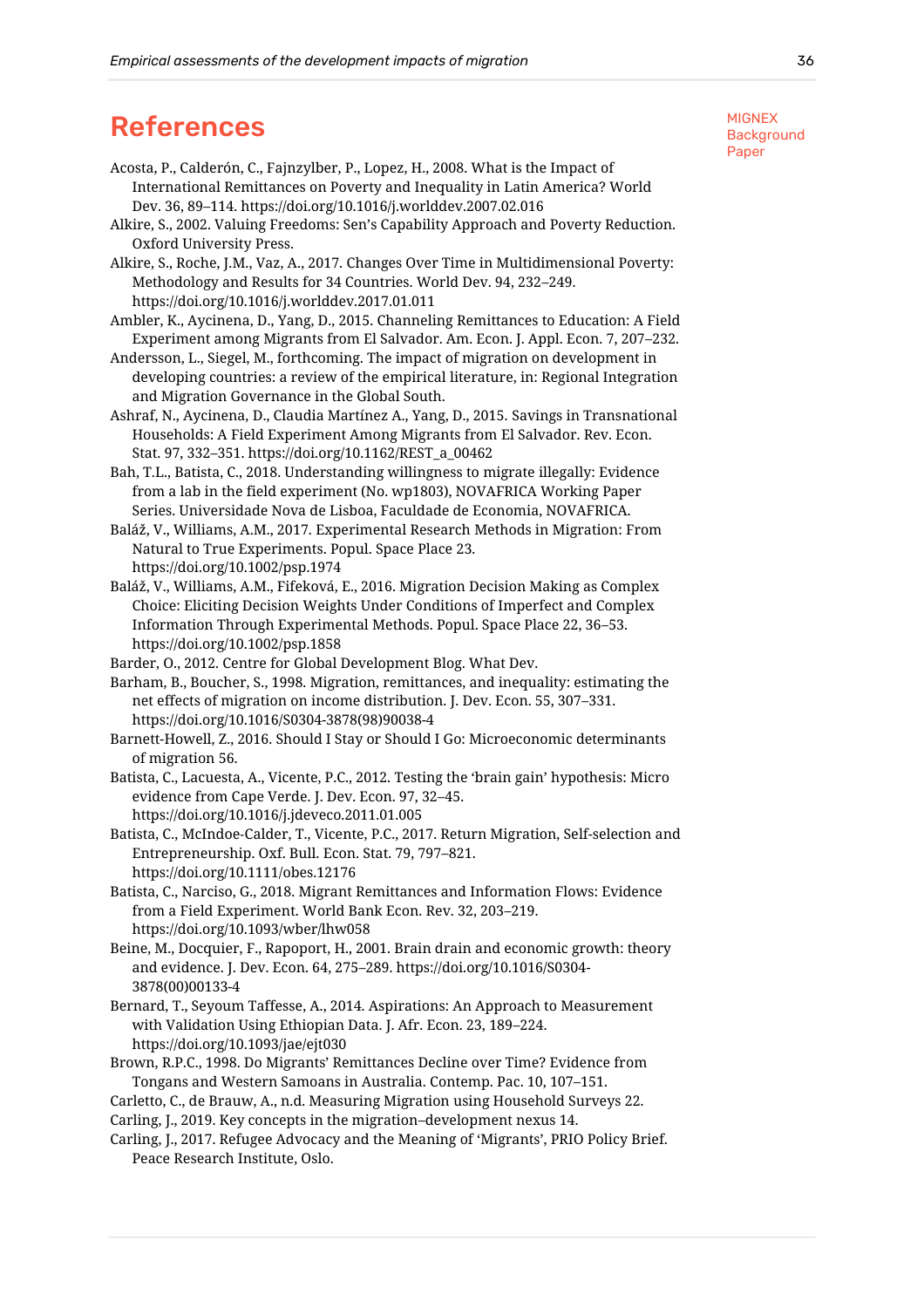# References

Acosta, P., Calderón, C., Fajnzylber, P., Lopez, H., 2008. What is the Impact of International Remittances on Poverty and Inequality in Latin America? World Dev. 36, 89–114. https://doi.org/10.1016/j.worlddev.2007.02.016

Alkire, S., 2002. Valuing Freedoms: Sen's Capability Approach and Poverty Reduction. Oxford University Press.

Alkire, S., Roche, J.M., Vaz, A., 2017. Changes Over Time in Multidimensional Poverty: Methodology and Results for 34 Countries. World Dev. 94, 232–249. https://doi.org/10.1016/j.worlddev.2017.01.011

Ambler, K., Aycinena, D., Yang, D., 2015. Channeling Remittances to Education: A Field Experiment among Migrants from El Salvador. Am. Econ. J. Appl. Econ. 7, 207–232.

Andersson, L., Siegel, M., forthcoming. The impact of migration on development in developing countries: a review of the empirical literature, in: Regional Integration and Migration Governance in the Global South.

Ashraf, N., Aycinena, D., Claudia Martínez A., Yang, D., 2015. Savings in Transnational Households: A Field Experiment Among Migrants from El Salvador. Rev. Econ. Stat. 97, 332–351. https://doi.org/10.1162/REST_a_00462

Bah, T.L., Batista, C., 2018. Understanding willingness to migrate illegally: Evidence from a lab in the field experiment (No. wp1803), NOVAFRICA Working Paper Series. Universidade Nova de Lisboa, Faculdade de Economia, NOVAFRICA.

Baláž, V., Williams, A.M., 2017. Experimental Research Methods in Migration: From Natural to True Experiments. Popul. Space Place 23. https://doi.org/10.1002/psp.1974

Baláž, V., Williams, A.M., Fifeková, E., 2016. Migration Decision Making as Complex Choice: Eliciting Decision Weights Under Conditions of Imperfect and Complex Information Through Experimental Methods. Popul. Space Place 22, 36–53. https://doi.org/10.1002/psp.1858

Barder, O., 2012. Centre for Global Development Blog. What Dev.

Barham, B., Boucher, S., 1998. Migration, remittances, and inequality: estimating the net effects of migration on income distribution. J. Dev. Econ. 55, 307–331. https://doi.org/10.1016/S0304-3878(98)90038-4

Barnett-Howell, Z., 2016. Should I Stay or Should I Go: Microeconomic determinants of migration 56.

Batista, C., Lacuesta, A., Vicente, P.C., 2012. Testing the 'brain gain' hypothesis: Micro evidence from Cape Verde. J. Dev. Econ. 97, 32–45. https://doi.org/10.1016/j.jdeveco.2011.01.005

Batista, C., McIndoe-Calder, T., Vicente, P.C., 2017. Return Migration, Self-selection and Entrepreneurship. Oxf. Bull. Econ. Stat. 79, 797–821. https://doi.org/10.1111/obes.12176

Batista, C., Narciso, G., 2018. Migrant Remittances and Information Flows: Evidence from a Field Experiment. World Bank Econ. Rev. 32, 203–219. https://doi.org/10.1093/wber/lhw058

Beine, M., Docquier, F., Rapoport, H., 2001. Brain drain and economic growth: theory and evidence. J. Dev. Econ. 64, 275–289. https://doi.org/10.1016/S0304-3878(00)00133-4

Bernard, T., Seyoum Taffesse, A., 2014. Aspirations: An Approach to Measurement with Validation Using Ethiopian Data. J. Afr. Econ. 23, 189–224. https://doi.org/10.1093/jae/ejt030

Brown, R.P.C., 1998. Do Migrants' Remittances Decline over Time? Evidence from Tongans and Western Samoans in Australia. Contemp. Pac. 10, 107–151.

Carletto, C., de Brauw, A., n.d. Measuring Migration using Household Surveys 22.

Carling, J., 2019. Key concepts in the migration–development nexus 14.

Carling, J., 2017. Refugee Advocacy and the Meaning of 'Migrants', PRIO Policy Brief. Peace Research Institute, Oslo.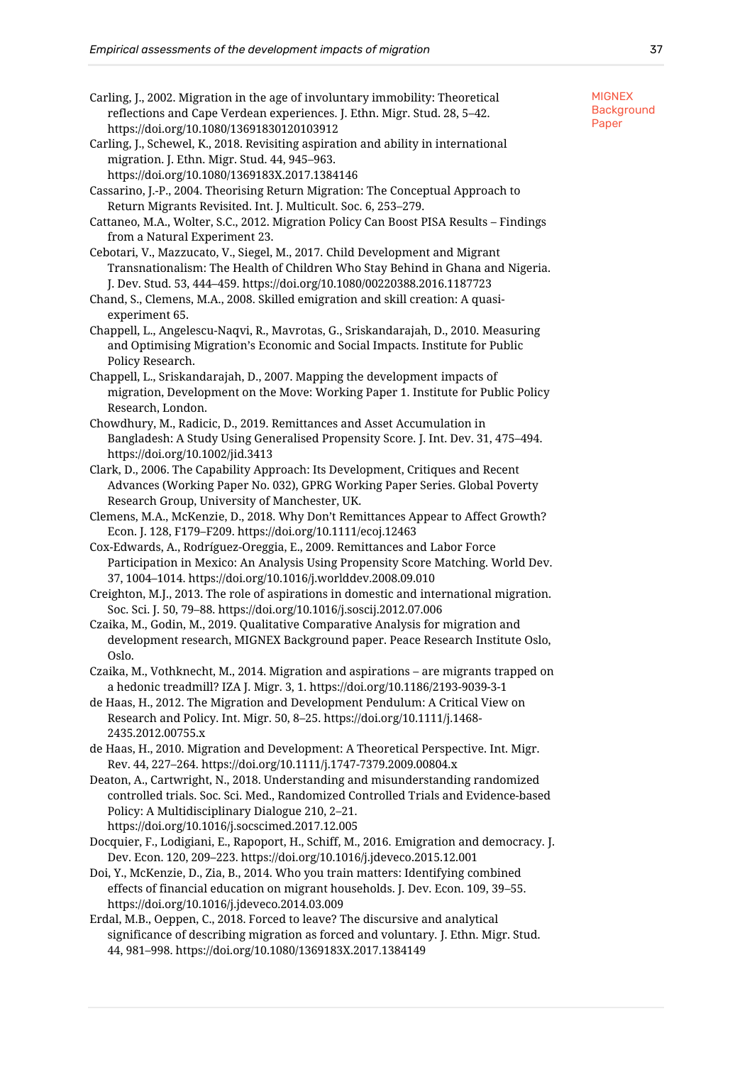Carling, J., 2002. Migration in the age of involuntary immobility: Theoretical reflections and Cape Verdean experiences. J. Ethn. Migr. Stud. 28, 5–42. https://doi.org/10.1080/13691830120103912

Carling, J., Schewel, K., 2018. Revisiting aspiration and ability in international migration. J. Ethn. Migr. Stud. 44, 945–963. https://doi.org/10.1080/1369183X.2017.1384146

Cassarino, J.-P., 2004. Theorising Return Migration: The Conceptual Approach to Return Migrants Revisited. Int. J. Multicult. Soc. 6, 253–279.

Cattaneo, M.A., Wolter, S.C., 2012. Migration Policy Can Boost PISA Results – Findings from a Natural Experiment 23.

Cebotari, V., Mazzucato, V., Siegel, M., 2017. Child Development and Migrant Transnationalism: The Health of Children Who Stay Behind in Ghana and Nigeria. J. Dev. Stud. 53, 444–459. https://doi.org/10.1080/00220388.2016.1187723

Chand, S., Clemens, M.A., 2008. Skilled emigration and skill creation: A quasi-experiment 65.

Chappell, L., Angelescu-Naqvi, R., Mavrotas, G., Sriskandarajah, D., 2010. Measuring and Optimising Migration's Economic and Social Impacts. Institute for Public Policy Research.

Chappell, L., Sriskandarajah, D., 2007. Mapping the development impacts of migration, Development on the Move: Working Paper 1. Institute for Public Policy Research, London.

Chowdhury, M., Radicic, D., 2019. Remittances and Asset Accumulation in Bangladesh: A Study Using Generalised Propensity Score. J. Int. Dev. 31, 475–494. https://doi.org/10.1002/jid.3413

Clark, D., 2006. The Capability Approach: Its Development, Critiques and Recent Advances (Working Paper No. 032), GPRG Working Paper Series. Global Poverty Research Group, University of Manchester, UK.

Clemens, M.A., McKenzie, D., 2018. Why Don't Remittances Appear to Affect Growth? Econ. J. 128, F179–F209. https://doi.org/10.1111/ecoj.12463

Cox-Edwards, A., Rodríguez-Oreggia, E., 2009. Remittances and Labor Force Participation in Mexico: An Analysis Using Propensity Score Matching. World Dev. 37, 1004–1014. https://doi.org/10.1016/j.worlddev.2008.09.010

Creighton, M.J., 2013. The role of aspirations in domestic and international migration. Soc. Sci. J. 50, 79–88. https://doi.org/10.1016/j.soscij.2012.07.006

Czaika, M., Godin, M., 2019. Qualitative Comparative Analysis for migration and development research, MIGNEX Background paper. Peace Research Institute Oslo, Oslo.

Czaika, M., Vothknecht, M., 2014. Migration and aspirations – are migrants trapped on a hedonic treadmill? IZA J. Migr. 3, 1. https://doi.org/10.1186/2193-9039-3-1

de Haas, H., 2012. The Migration and Development Pendulum: A Critical View on Research and Policy. Int. Migr. 50, 8–25. https://doi.org/10.1111/j.1468-2435.2012.00755.x

de Haas, H., 2010. Migration and Development: A Theoretical Perspective. Int. Migr. Rev. 44, 227–264. https://doi.org/10.1111/j.1747-7379.2009.00804.x

Deaton, A., Cartwright, N., 2018. Understanding and misunderstanding randomized controlled trials. Soc. Sci. Med., Randomized Controlled Trials and Evidence-based Policy: A Multidisciplinary Dialogue 210, 2–21. https://doi.org/10.1016/j.socscimed.2017.12.005

Docquier, F., Lodigiani, E., Rapoport, H., Schiff, M., 2016. Emigration and democracy. J. Dev. Econ. 120, 209–223. https://doi.org/10.1016/j.jdeveco.2015.12.001

Doi, Y., McKenzie, D., Zia, B., 2014. Who you train matters: Identifying combined effects of financial education on migrant households. J. Dev. Econ. 109, 39–55. https://doi.org/10.1016/j.jdeveco.2014.03.009

Erdal, M.B., Oeppen, C., 2018. Forced to leave? The discursive and analytical significance of describing migration as forced and voluntary. J. Ethn. Migr. Stud. 44, 981–998. https://doi.org/10.1080/1369183X.2017.1384149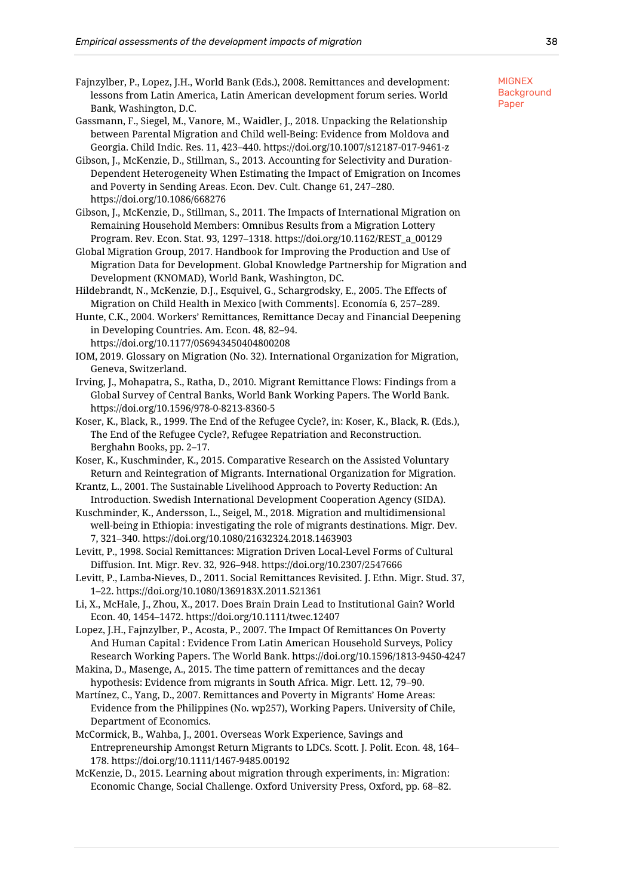Fajnzylber, P., Lopez, J.H., World Bank (Eds.), 2008. Remittances and development: lessons from Latin America, Latin American development forum series. World Bank, Washington, D.C.

Gassmann, F., Siegel, M., Vanore, M., Waidler, J., 2018. Unpacking the Relationship between Parental Migration and Child well-Being: Evidence from Moldova and Georgia. Child Indic. Res. 11, 423–440. https://doi.org/10.1007/s12187-017-9461-z

Gibson, J., McKenzie, D., Stillman, S., 2013. Accounting for Selectivity and Duration-Dependent Heterogeneity When Estimating the Impact of Emigration on Incomes and Poverty in Sending Areas. Econ. Dev. Cult. Change 61, 247–280. https://doi.org/10.1086/668276

Gibson, J., McKenzie, D., Stillman, S., 2011. The Impacts of International Migration on Remaining Household Members: Omnibus Results from a Migration Lottery Program. Rev. Econ. Stat. 93, 1297–1318. https://doi.org/10.1162/REST_a_00129

Global Migration Group, 2017. Handbook for Improving the Production and Use of Migration Data for Development. Global Knowledge Partnership for Migration and Development (KNOMAD), World Bank, Washington, DC.

Hildebrandt, N., McKenzie, D.J., Esquivel, G., Schargrodsky, E., 2005. The Effects of Migration on Child Health in Mexico [with Comments]. Economía 6, 257–289.

Hunte, C.K., 2004. Workers' Remittances, Remittance Decay and Financial Deepening in Developing Countries. Am. Econ. 48, 82–94. https://doi.org/10.1177/056943450404800208

IOM, 2019. Glossary on Migration (No. 32). International Organization for Migration, Geneva, Switzerland.

Irving, J., Mohapatra, S., Ratha, D., 2010. Migrant Remittance Flows: Findings from a Global Survey of Central Banks, World Bank Working Papers. The World Bank. https://doi.org/10.1596/978-0-8213-8360-5

Koser, K., Black, R., 1999. The End of the Refugee Cycle?, in: Koser, K., Black, R. (Eds.), The End of the Refugee Cycle?, Refugee Repatriation and Reconstruction. Berghahn Books, pp. 2–17.

Koser, K., Kuschminder, K., 2015. Comparative Research on the Assisted Voluntary Return and Reintegration of Migrants. International Organization for Migration.

Krantz, L., 2001. The Sustainable Livelihood Approach to Poverty Reduction: An Introduction. Swedish International Development Cooperation Agency (SIDA).

Kuschminder, K., Andersson, L., Seigel, M., 2018. Migration and multidimensional well-being in Ethiopia: investigating the role of migrants destinations. Migr. Dev. 7, 321–340. https://doi.org/10.1080/21632324.2018.1463903

Levitt, P., 1998. Social Remittances: Migration Driven Local-Level Forms of Cultural Diffusion. Int. Migr. Rev. 32, 926–948. https://doi.org/10.2307/2547666

Levitt, P., Lamba-Nieves, D., 2011. Social Remittances Revisited. J. Ethn. Migr. Stud. 37, 1–22. https://doi.org/10.1080/1369183X.2011.521361

Li, X., McHale, J., Zhou, X., 2017. Does Brain Drain Lead to Institutional Gain? World Econ. 40, 1454–1472. https://doi.org/10.1111/twec.12407

Lopez, J.H., Fajnzylber, P., Acosta, P., 2007. The Impact Of Remittances On Poverty And Human Capital : Evidence From Latin American Household Surveys, Policy Research Working Papers. The World Bank. https://doi.org/10.1596/1813-9450-4247

Makina, D., Masenge, A., 2015. The time pattern of remittances and the decay hypothesis: Evidence from migrants in South Africa. Migr. Lett. 12, 79–90.

Martínez, C., Yang, D., 2007. Remittances and Poverty in Migrants' Home Areas: Evidence from the Philippines (No. wp257), Working Papers. University of Chile, Department of Economics.

McCormick, B., Wahba, J., 2001. Overseas Work Experience, Savings and Entrepreneurship Amongst Return Migrants to LDCs. Scott. J. Polit. Econ. 48, 164–178. https://doi.org/10.1111/1467-9485.00192

McKenzie, D., 2015. Learning about migration through experiments, in: Migration: Economic Change, Social Challenge. Oxford University Press, Oxford, pp. 68–82.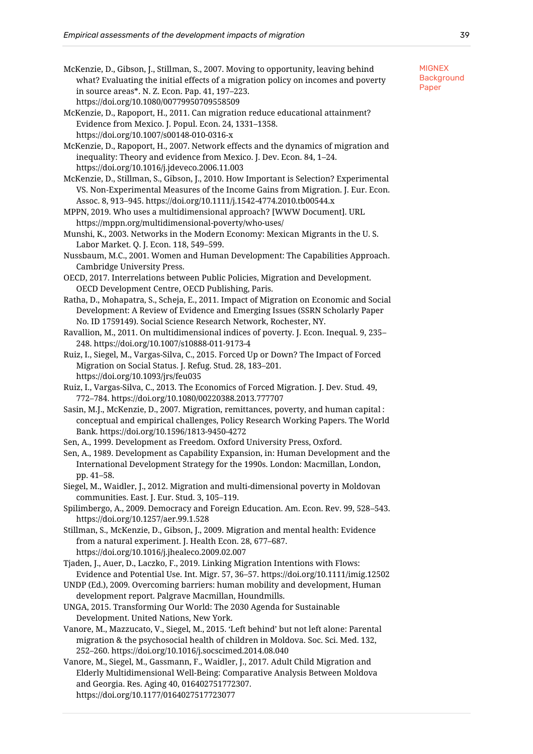McKenzie, D., Gibson, J., Stillman, S., 2007. Moving to opportunity, leaving behind what? Evaluating the initial effects of a migration policy on incomes and poverty in source areas*. N. Z. Econ. Pap. 41, 197–223. https://doi.org/10.1080/00779950709558509

McKenzie, D., Rapoport, H., 2011. Can migration reduce educational attainment? Evidence from Mexico. J. Popul. Econ. 24, 1331–1358. https://doi.org/10.1007/s00148-010-0316-x

McKenzie, D., Rapoport, H., 2007. Network effects and the dynamics of migration and inequality: Theory and evidence from Mexico. J. Dev. Econ. 84, 1–24. https://doi.org/10.1016/j.jdeveco.2006.11.003

McKenzie, D., Stillman, S., Gibson, J., 2010. How Important is Selection? Experimental VS. Non-Experimental Measures of the Income Gains from Migration. J. Eur. Econ. Assoc. 8, 913–945. https://doi.org/10.1111/j.1542-4774.2010.tb00544.x

MPPN, 2019. Who uses a multidimensional approach? [WWW Document]. URL https://mppn.org/multidimensional-poverty/who-uses/

Munshi, K., 2003. Networks in the Modern Economy: Mexican Migrants in the U. S. Labor Market. Q. J. Econ. 118, 549–599.

Nussbaum, M.C., 2001. Women and Human Development: The Capabilities Approach. Cambridge University Press.

OECD, 2017. Interrelations between Public Policies, Migration and Development. OECD Development Centre, OECD Publishing, Paris.

Ratha, D., Mohapatra, S., Scheja, E., 2011. Impact of Migration on Economic and Social Development: A Review of Evidence and Emerging Issues (SSRN Scholarly Paper No. ID 1759149). Social Science Research Network, Rochester, NY.

Ravallion, M., 2011. On multidimensional indices of poverty. J. Econ. Inequal. 9, 235–248. https://doi.org/10.1007/s10888-011-9173-4

Ruiz, I., Siegel, M., Vargas-Silva, C., 2015. Forced Up or Down? The Impact of Forced Migration on Social Status. J. Refug. Stud. 28, 183–201. https://doi.org/10.1093/jrs/feu035

Ruiz, I., Vargas-Silva, C., 2013. The Economics of Forced Migration. J. Dev. Stud. 49, 772–784. https://doi.org/10.1080/00220388.2013.777707

Sasin, M.J., McKenzie, D., 2007. Migration, remittances, poverty, and human capital : conceptual and empirical challenges, Policy Research Working Papers. The World Bank. https://doi.org/10.1596/1813-9450-4272

Sen, A., 1999. Development as Freedom. Oxford University Press, Oxford.

Sen, A., 1989. Development as Capability Expansion, in: Human Development and the International Development Strategy for the 1990s. London: Macmillan, London, pp. 41–58.

Siegel, M., Waidler, J., 2012. Migration and multi-dimensional poverty in Moldovan communities. East. J. Eur. Stud. 3, 105–119.

Spilimbergo, A., 2009. Democracy and Foreign Education. Am. Econ. Rev. 99, 528–543. https://doi.org/10.1257/aer.99.1.528

Stillman, S., McKenzie, D., Gibson, J., 2009. Migration and mental health: Evidence from a natural experiment. J. Health Econ. 28, 677–687. https://doi.org/10.1016/j.jhealeco.2009.02.007

Tjaden, J., Auer, D., Laczko, F., 2019. Linking Migration Intentions with Flows: Evidence and Potential Use. Int. Migr. 57, 36–57. https://doi.org/10.1111/imig.12502

UNDP (Ed.), 2009. Overcoming barriers: human mobility and development, Human development report. Palgrave Macmillan, Houndmills.

UNGA, 2015. Transforming Our World: The 2030 Agenda for Sustainable Development. United Nations, New York.

Vanore, M., Mazzucato, V., Siegel, M., 2015. 'Left behind' but not left alone: Parental migration & the psychosocial health of children in Moldova. Soc. Sci. Med. 132, 252–260. https://doi.org/10.1016/j.socscimed.2014.08.040

Vanore, M., Siegel, M., Gassmann, F., Waidler, J., 2017. Adult Child Migration and Elderly Multidimensional Well-Being: Comparative Analysis Between Moldova and Georgia. Res. Aging 40, 016402751772307. https://doi.org/10.1177/0164027517723077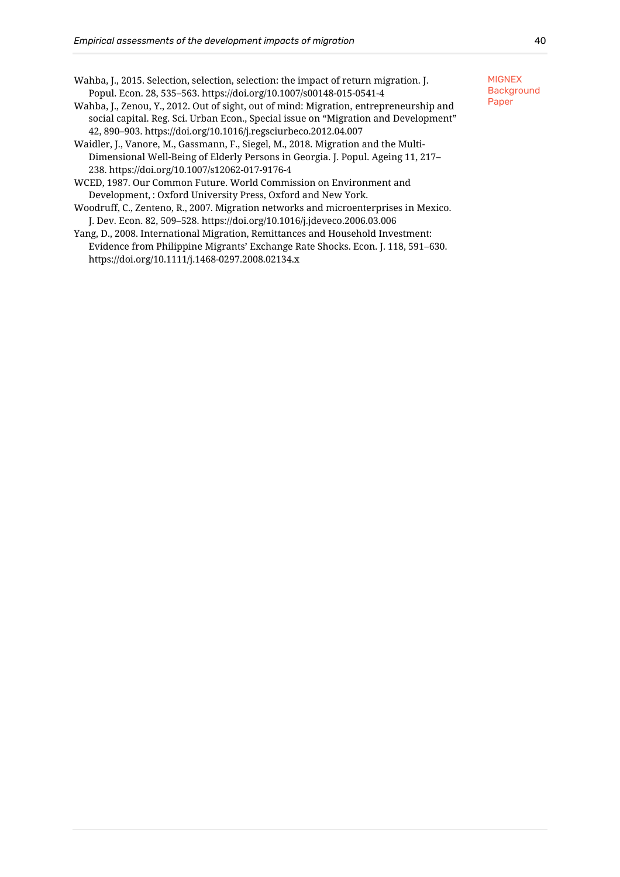Wahba, J., 2015. Selection, selection, selection: the impact of return migration. J. Popul. Econ. 28, 535–563. https://doi.org/10.1007/s00148-015-0541-4

Wahba, J., Zenou, Y., 2012. Out of sight, out of mind: Migration, entrepreneurship and social capital. Reg. Sci. Urban Econ., Special issue on "Migration and Development" 42, 890–903. https://doi.org/10.1016/j.regsciurbeco.2012.04.007

Waidler, J., Vanore, M., Gassmann, F., Siegel, M., 2018. Migration and the Multi-Dimensional Well-Being of Elderly Persons in Georgia. J. Popul. Ageing 11, 217–238. https://doi.org/10.1007/s12062-017-9176-4

WCED, 1987. Our Common Future. World Commission on Environment and Development, : Oxford University Press, Oxford and New York.

Woodruff, C., Zenteno, R., 2007. Migration networks and microenterprises in Mexico. J. Dev. Econ. 82, 509–528. https://doi.org/10.1016/j.jdeveco.2006.03.006

Yang, D., 2008. International Migration, Remittances and Household Investment: Evidence from Philippine Migrants' Exchange Rate Shocks. Econ. J. 118, 591–630. https://doi.org/10.1111/j.1468-0297.2008.02134.x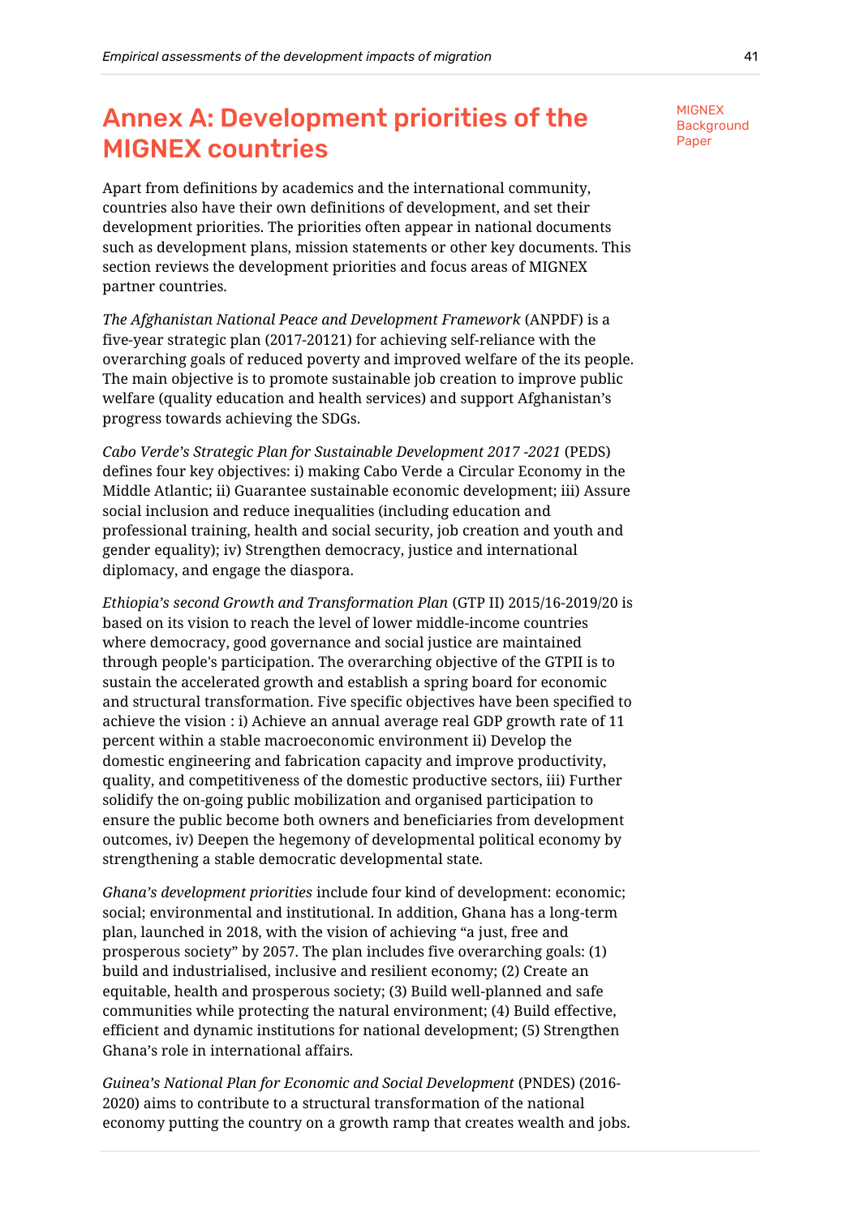# Annex A: Development priorities of the MIGNEX countries

MIGNEX Background Paper

Apart from definitions by academics and the international community, countries also have their own definitions of development, and set their development priorities. The priorities often appear in national documents such as development plans, mission statements or other key documents. This section reviews the development priorities and focus areas of MIGNEX partner countries.

*The Afghanistan National Peace and Development Framework* (ANPDF) is a five-year strategic plan (2017-20121) for achieving self-reliance with the overarching goals of reduced poverty and improved welfare of the its people. The main objective is to promote sustainable job creation to improve public welfare (quality education and health services) and support Afghanistan's progress towards achieving the SDGs.

*Cabo Verde's Strategic Plan for Sustainable Development 2017 -2021* (PEDS) defines four key objectives: i) making Cabo Verde a Circular Economy in the Middle Atlantic; ii) Guarantee sustainable economic development; iii) Assure social inclusion and reduce inequalities (including education and professional training, health and social security, job creation and youth and gender equality); iv) Strengthen democracy, justice and international diplomacy, and engage the diaspora.

*Ethiopia's second Growth and Transformation Plan* (GTP II) 2015/16-2019/20 is based on its vision to reach the level of lower middle-income countries where democracy, good governance and social justice are maintained through people's participation. The overarching objective of the GTPII is to sustain the accelerated growth and establish a spring board for economic and structural transformation. Five specific objectives have been specified to achieve the vision : i) Achieve an annual average real GDP growth rate of 11 percent within a stable macroeconomic environment ii) Develop the domestic engineering and fabrication capacity and improve productivity, quality, and competitiveness of the domestic productive sectors, iii) Further solidify the on-going public mobilization and organised participation to ensure the public become both owners and beneficiaries from development outcomes, iv) Deepen the hegemony of developmental political economy by strengthening a stable democratic developmental state.

*Ghana's development priorities* include four kind of development: economic; social; environmental and institutional. In addition, Ghana has a long-term plan, launched in 2018, with the vision of achieving "a just, free and prosperous society" by 2057. The plan includes five overarching goals: (1) build and industrialised, inclusive and resilient economy; (2) Create an equitable, health and prosperous society; (3) Build well-planned and safe communities while protecting the natural environment; (4) Build effective, efficient and dynamic institutions for national development; (5) Strengthen Ghana's role in international affairs.

*Guinea's National Plan for Economic and Social Development* (PNDES) (2016-2020) aims to contribute to a structural transformation of the national economy putting the country on a growth ramp that creates wealth and jobs.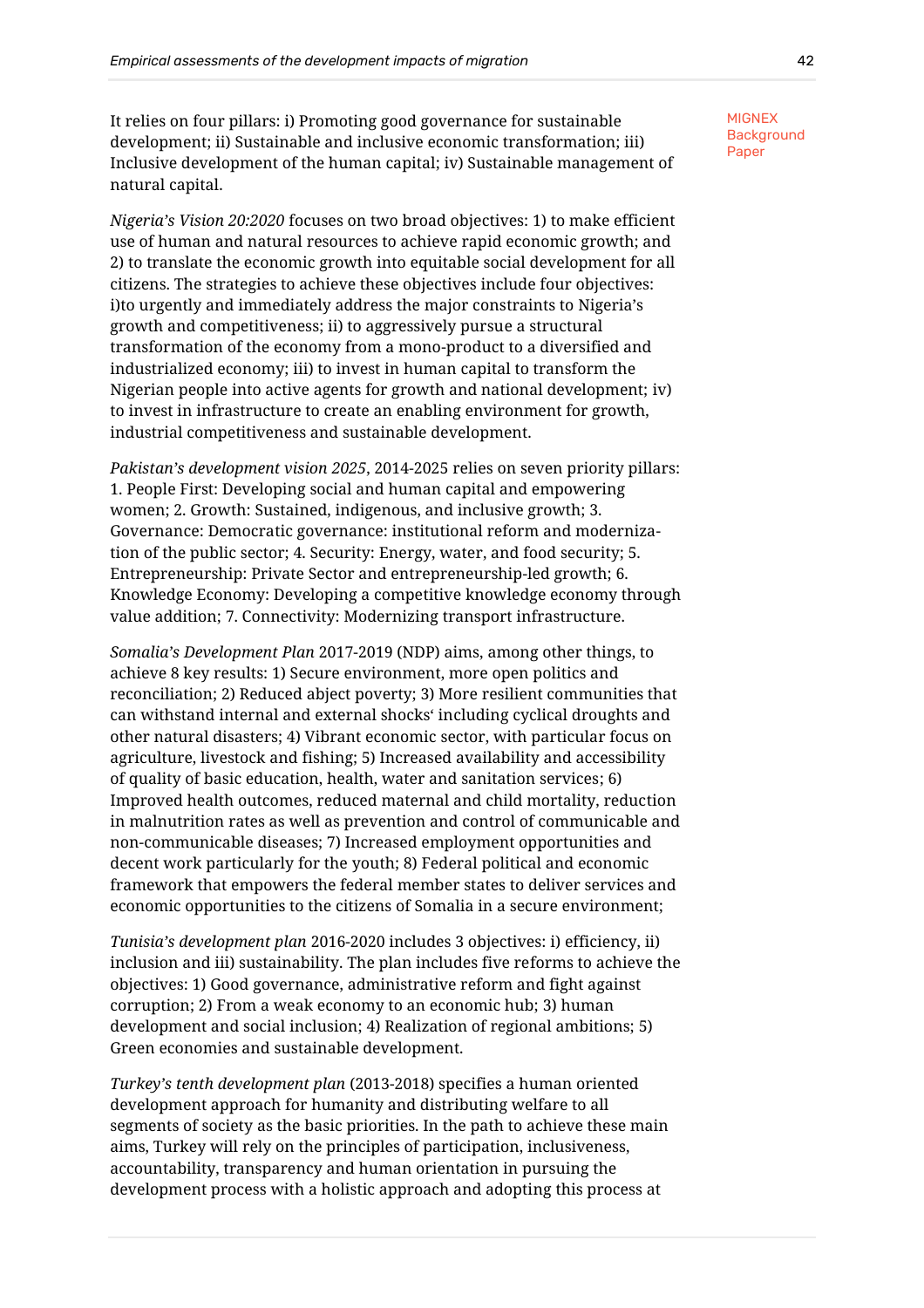It relies on four pillars: i) Promoting good governance for sustainable development; ii) Sustainable and inclusive economic transformation; iii) Inclusive development of the human capital; iv) Sustainable management of natural capital.

*Nigeria's Vision 20:2020* focuses on two broad objectives: 1) to make efficient use of human and natural resources to achieve rapid economic growth; and 2) to translate the economic growth into equitable social development for all citizens. The strategies to achieve these objectives include four objectives: i)to urgently and immediately address the major constraints to Nigeria's growth and competitiveness; ii) to aggressively pursue a structural transformation of the economy from a mono-product to a diversified and industrialized economy; iii) to invest in human capital to transform the Nigerian people into active agents for growth and national development; iv) to invest in infrastructure to create an enabling environment for growth, industrial competitiveness and sustainable development.

*Pakistan's development vision 2025*, 2014-2025 relies on seven priority pillars: 1. People First: Developing social and human capital and empowering women; 2. Growth: Sustained, indigenous, and inclusive growth; 3. Governance: Democratic governance: institutional reform and modernization of the public sector; 4. Security: Energy, water, and food security; 5. Entrepreneurship: Private Sector and entrepreneurship-led growth; 6. Knowledge Economy: Developing a competitive knowledge economy through value addition; 7. Connectivity: Modernizing transport infrastructure.

*Somalia's Development Plan* 2017-2019 (NDP) aims, among other things, to achieve 8 key results: 1) Secure environment, more open politics and reconciliation; 2) Reduced abject poverty; 3) More resilient communities that can withstand internal and external shocks' including cyclical droughts and other natural disasters; 4) Vibrant economic sector, with particular focus on agriculture, livestock and fishing; 5) Increased availability and accessibility of quality of basic education, health, water and sanitation services; 6) Improved health outcomes, reduced maternal and child mortality, reduction in malnutrition rates as well as prevention and control of communicable and non-communicable diseases; 7) Increased employment opportunities and decent work particularly for the youth; 8) Federal political and economic framework that empowers the federal member states to deliver services and economic opportunities to the citizens of Somalia in a secure environment;

*Tunisia's development plan* 2016-2020 includes 3 objectives: i) efficiency, ii) inclusion and iii) sustainability. The plan includes five reforms to achieve the objectives: 1) Good governance, administrative reform and fight against corruption; 2) From a weak economy to an economic hub; 3) human development and social inclusion; 4) Realization of regional ambitions; 5) Green economies and sustainable development.

*Turkey's tenth development plan* (2013-2018) specifies a human oriented development approach for humanity and distributing welfare to all segments of society as the basic priorities. In the path to achieve these main aims, Turkey will rely on the principles of participation, inclusiveness, accountability, transparency and human orientation in pursuing the development process with a holistic approach and adopting this process at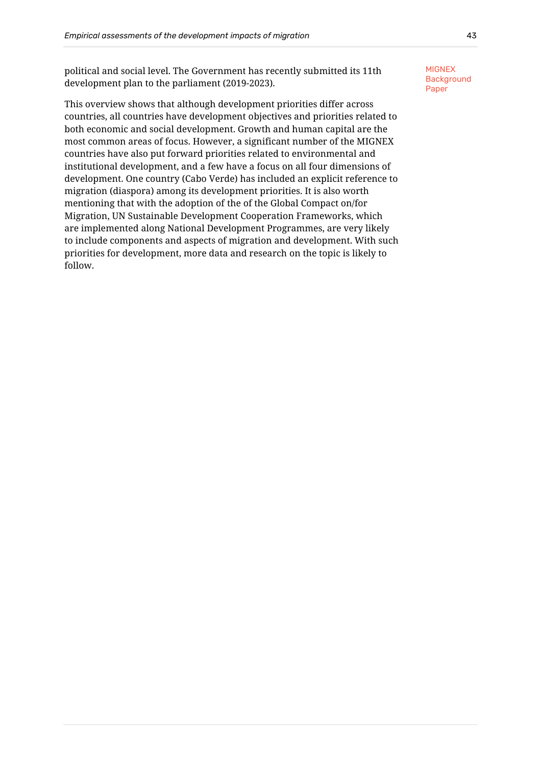political and social level. The Government has recently submitted its 11th development plan to the parliament (2019-2023).

This overview shows that although development priorities differ across countries, all countries have development objectives and priorities related to both economic and social development. Growth and human capital are the most common areas of focus. However, a significant number of the MIGNEX countries have also put forward priorities related to environmental and institutional development, and a few have a focus on all four dimensions of development. One country (Cabo Verde) has included an explicit reference to migration (diaspora) among its development priorities. It is also worth mentioning that with the adoption of the of the Global Compact on/for Migration, UN Sustainable Development Cooperation Frameworks, which are implemented along National Development Programmes, are very likely to include components and aspects of migration and development. With such priorities for development, more data and research on the topic is likely to follow.